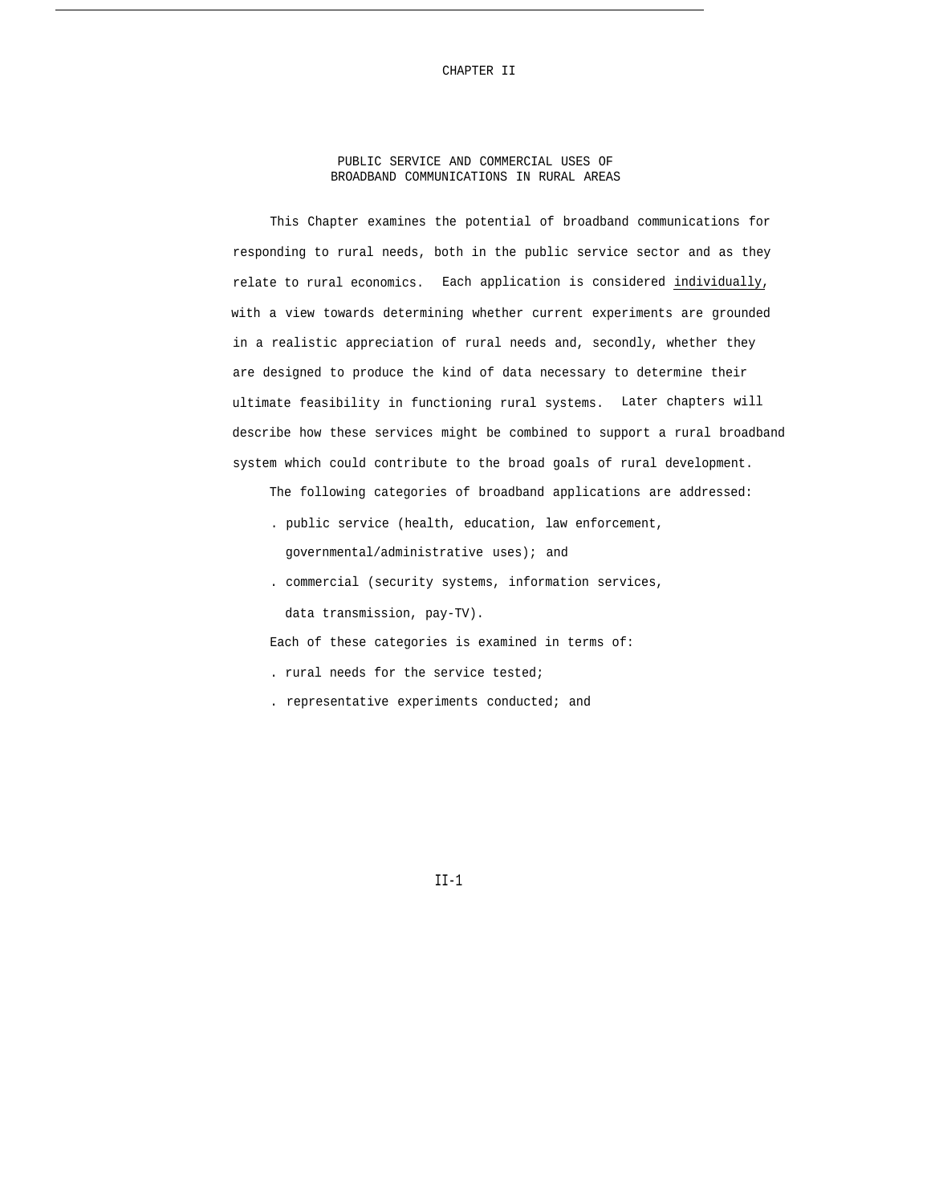# CHAPTER II

## PUBLIC SERVICE AND COMMERCIAL USES OF BROADBAND COMMUNICATIONS IN RURAL AREAS

This Chapter examines the potential of broadband communications for responding to rural needs, both in the public service sector and as they relate to rural economics. Each application is considered <u>individually</u>, with a view towards determining whether current experiments are grounded in a realistic appreciation of rural needs and, secondly, whether they are designed to produce the kind of data necessary to determine their ultimate feasibility in functioning rural systems. Later chapters will describe how these services might be combined to support a rural broadband system which could contribute to the broad goals of rural development.

The following categories of broadband applications are addressed:

- public service (health, education, law enforcement, governmental/administrative uses); and
- commercial (security systems, information services, data transmission, pay-TV).

Each of these categories is examined in terms of:

- rural needs for the service tested;
- representative experiments conducted; and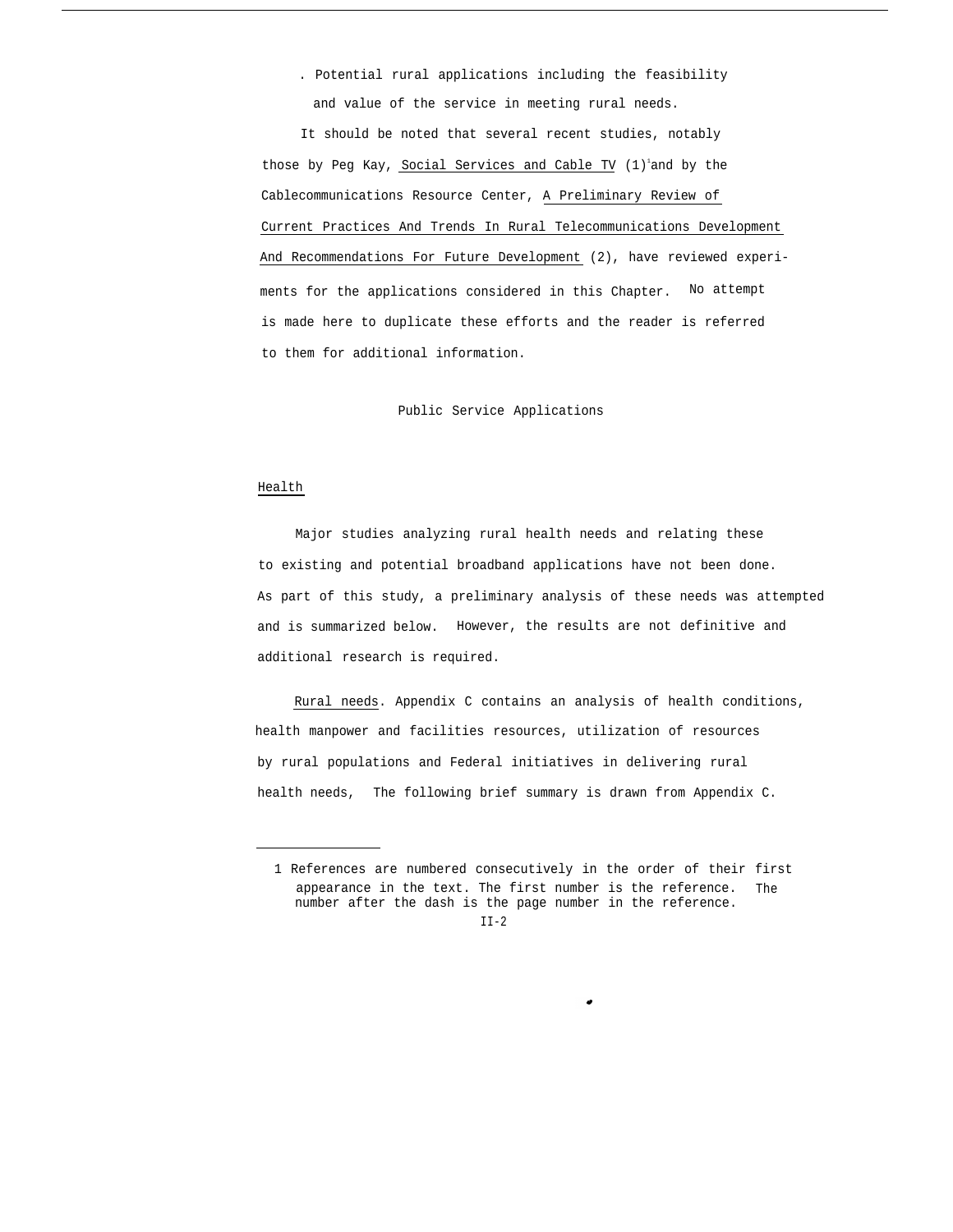- Potential rural applications including the feasibility and value of the service in meeting rural needs.

It should be noted that several recent studies, notably those by Peg Kay, Social Services and Cable TV (1)[1] and by the Cablecommunications Resource Center, A Preliminary Review of Current Practices And Trends In Rural Telecommunications Development And Recommendations For Future Development (2), have reviewed experiments for the applications considered in this Chapter. No attempt is made here to duplicate these efforts and the reader is referred to them for additional information.

## Public Service Applications

### Health

Major studies analyzing rural health needs and relating these to existing and potential broadband applications have not been done. As part of this study, a preliminary analysis of these needs was attempted and is summarized below. However, the results are not definitive and additional research is required.

Rural needs. Appendix C contains an analysis of health conditions, health manpower and facilities resources, utilization of resources by rural populations and Federal initiatives in delivering rural health needs, The following brief summary is drawn from Appendix C.

---

1 References are numbered consecutively in the order of their first appearance in the text. The first number is the reference. The number after the dash is the page number in the reference.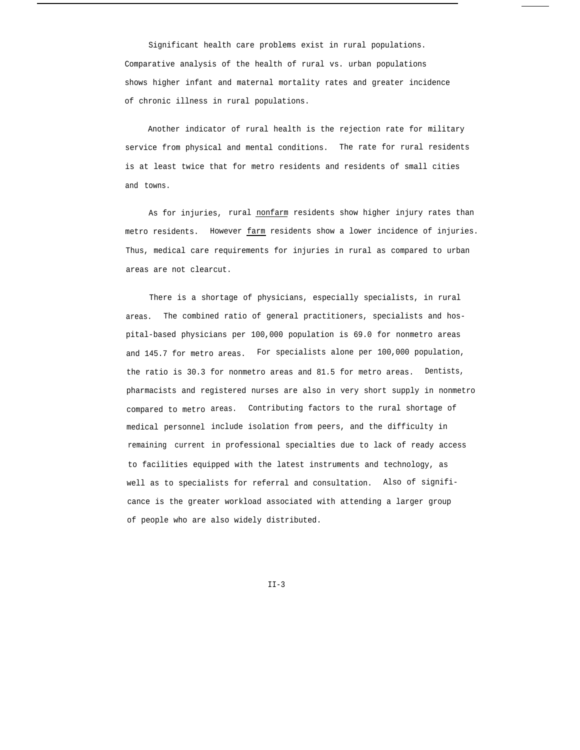Significant health care problems exist in rural populations. Comparative analysis of the health of rural vs. urban populations shows higher infant and maternal mortality rates and greater incidence of chronic illness in rural populations.

Another indicator of rural health is the rejection rate for military service from physical and mental conditions. The rate for rural residents is at least twice that for metro residents and residents of small cities and towns.

As for injuries, rural nonfarm residents show higher injury rates than metro residents. However farm residents show a lower incidence of injuries. Thus, medical care requirements for injuries in rural as compared to urban areas are not clearcut.

There is a shortage of physicians, especially specialists, in rural areas. The combined ratio of general practitioners, specialists and hospital-based physicians per 100,000 population is 69.0 for nonmetro areas and 145.7 for metro areas. For specialists alone per 100,000 population, the ratio is 30.3 for nonmetro areas and 81.5 for metro areas. Dentists, pharmacists and registered nurses are also in very short supply in nonmetro compared to metro areas. Contributing factors to the rural shortage of medical personnel include isolation from peers, and the difficulty in remaining current in professional specialties due to lack of ready access to facilities equipped with the latest instruments and technology, as well as to specialists for referral and consultation. Also of significance is the greater workload associated with attending a larger group of people who are also widely distributed.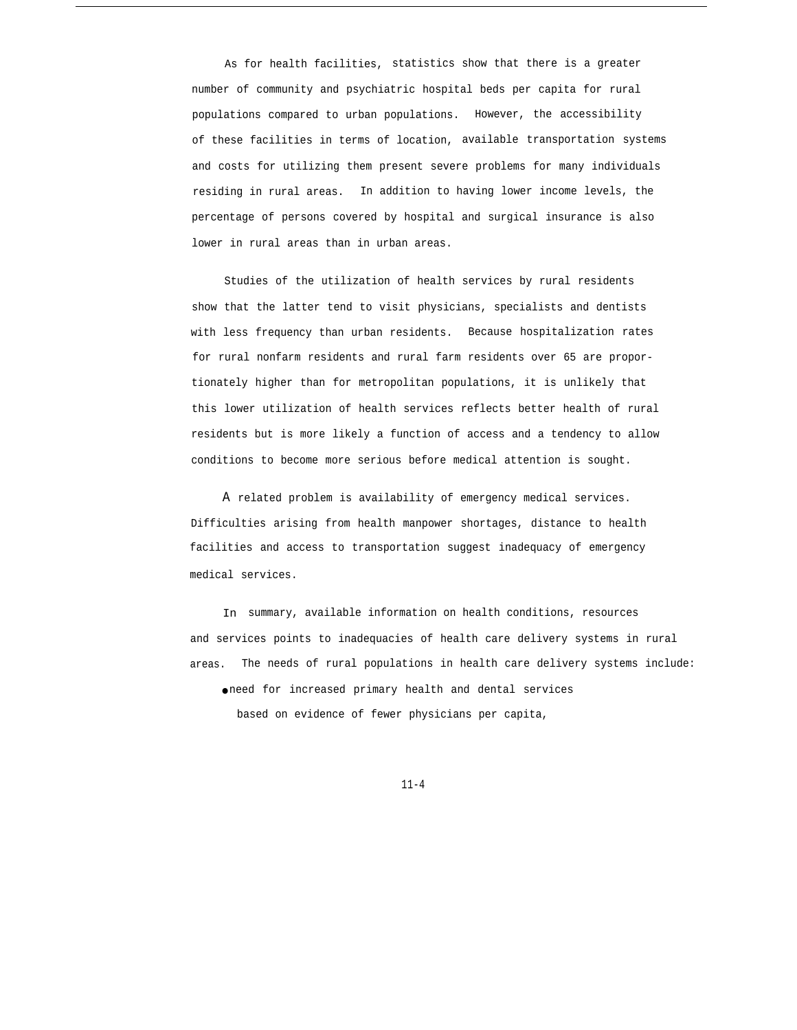As for health facilities, statistics show that there is a greater number of community and psychiatric hospital beds per capita for rural populations compared to urban populations. However, the accessibility of these facilities in terms of location, available transportation systems and costs for utilizing them present severe problems for many individuals residing in rural areas. In addition to having lower income levels, the percentage of persons covered by hospital and surgical insurance is also lower in rural areas than in urban areas.

Studies of the utilization of health services by rural residents show that the latter tend to visit physicians, specialists and dentists with less frequency than urban residents. Because hospitalization rates for rural nonfarm residents and rural farm residents over 65 are proportionately higher than for metropolitan populations, it is unlikely that this lower utilization of health services reflects better health of rural residents but is more likely a function of access and a tendency to allow conditions to become more serious before medical attention is sought.

A related problem is availability of emergency medical services. Difficulties arising from health manpower shortages, distance to health facilities and access to transportation suggest inadequacy of emergency medical services.

In summary, available information on health conditions, resources and services points to inadequacies of health care delivery systems in rural areas. The needs of rural populations in health care delivery systems include:

- need for increased primary health and dental services based on evidence of fewer physicians per capita,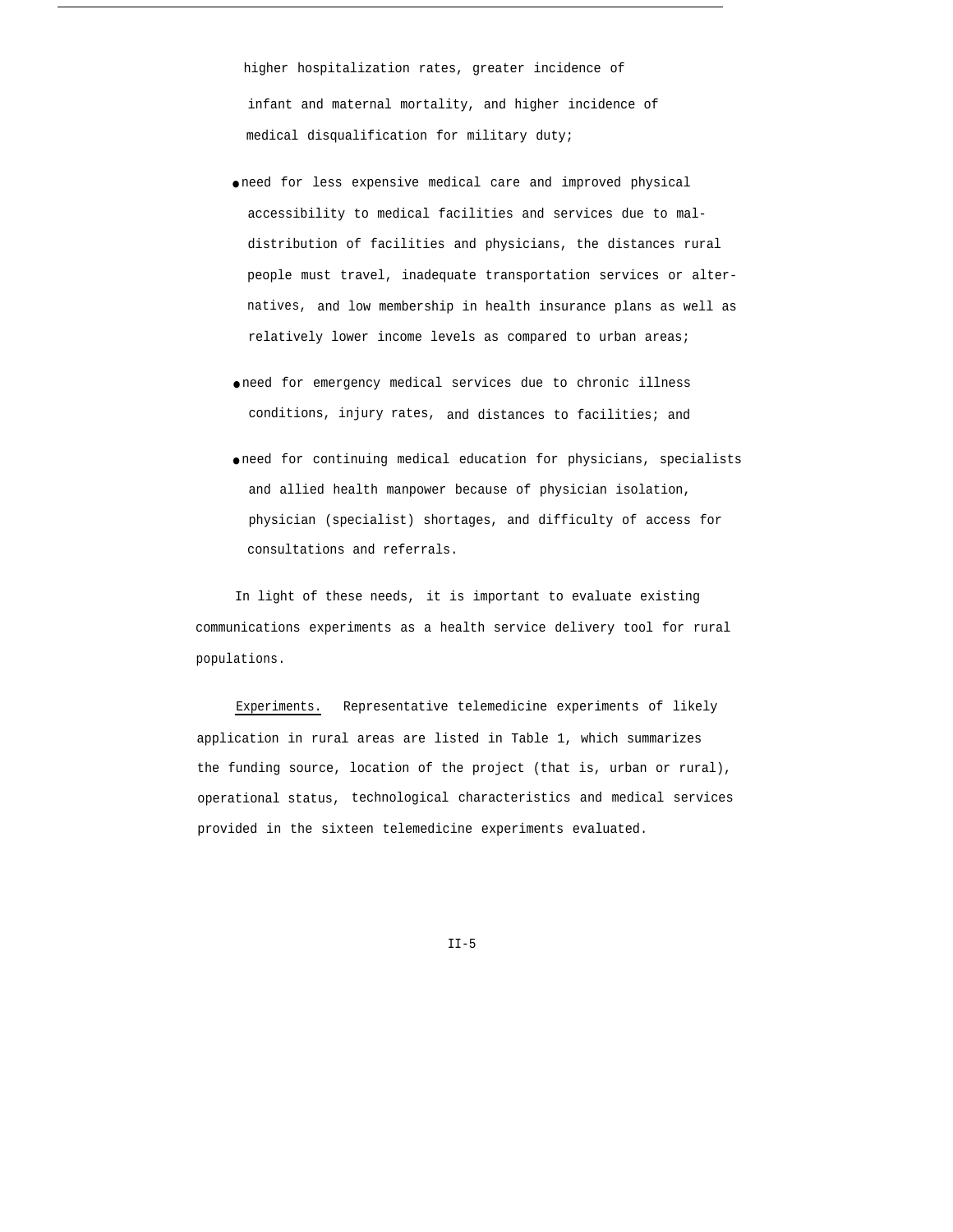higher hospitalization rates, greater incidence of infant and maternal mortality, and higher incidence of medical disqualification for military duty;

- need for less expensive medical care and improved physical accessibility to medical facilities and services due to maldistribution of facilities and physicians, the distances rural people must travel, inadequate transportation services or alternatives, and low membership in health insurance plans as well as relatively lower income levels as compared to urban areas;

- need for emergency medical services due to chronic illness conditions, injury rates, and distances to facilities; and

- need for continuing medical education for physicians, specialists and allied health manpower because of physician isolation, physician (specialist) shortages, and difficulty of access for consultations and referrals.

In light of these needs, it is important to evaluate existing communications experiments as a health service delivery tool for rural populations.

Experiments. Representative telemedicine experiments of likely application in rural areas are listed in Table 1, which summarizes the funding source, location of the project (that is, urban or rural), operational status, technological characteristics and medical services provided in the sixteen telemedicine experiments evaluated.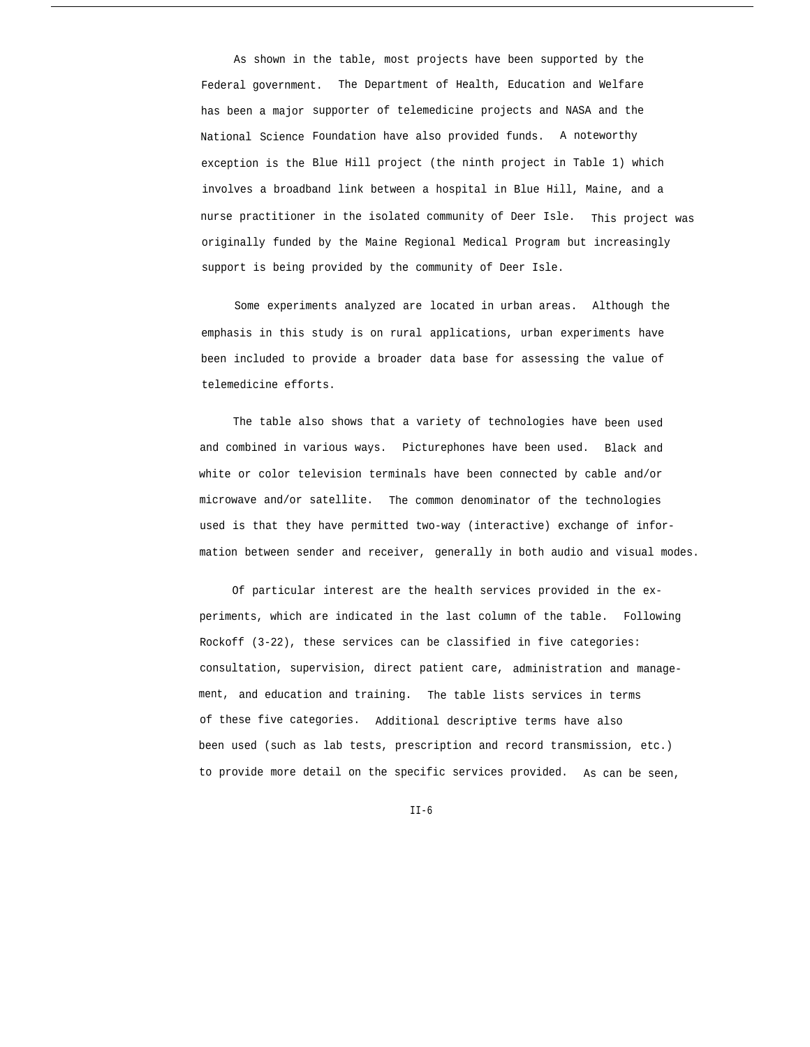As shown in the table, most projects have been supported by the Federal government. The Department of Health, Education and Welfare has been a major supporter of telemedicine projects and NASA and the National Science Foundation have also provided funds. A noteworthy exception is the Blue Hill project (the ninth project in Table 1) which involves a broadband link between a hospital in Blue Hill, Maine, and a nurse practitioner in the isolated community of Deer Isle. This project was originally funded by the Maine Regional Medical Program but increasingly support is being provided by the community of Deer Isle.

Some experiments analyzed are located in urban areas. Although the emphasis in this study is on rural applications, urban experiments have been included to provide a broader data base for assessing the value of telemedicine efforts.

The table also shows that a variety of technologies have been used and combined in various ways. Picturephones have been used. Black and white or color television terminals have been connected by cable and/or microwave and/or satellite. The common denominator of the technologies used is that they have permitted two-way (interactive) exchange of information between sender and receiver, generally in both audio and visual modes.

Of particular interest are the health services provided in the experiments, which are indicated in the last column of the table. Following Rockoff (3-22), these services can be classified in five categories: consultation, supervision, direct patient care, administration and management, and education and training. The table lists services in terms of these five categories. Additional descriptive terms have also been used (such as lab tests, prescription and record transmission, etc.) to provide more detail on the specific services provided. As can be seen,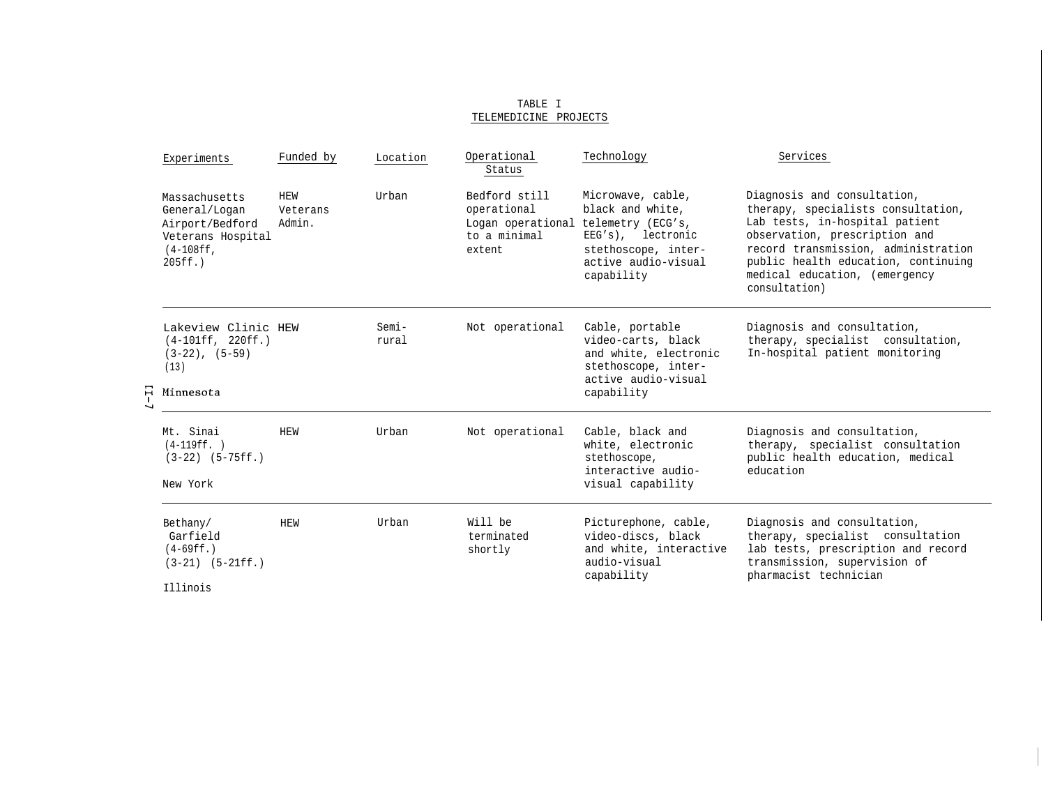TABLE I

TELEMEDICINE PROJECTS

| Experiments | Funded by | Location | Operational Status | Technology | Services |
|---|---|---|---|---|---|
| Massachusetts General/Logan Airport/Bedford Veterans Hospital (4-108ff, 205ff.) | HEW Veterans Admin. | Urban | Bedford still operational Logan operational to a minimal extent | Microwave, cable, black and white, telemetry (ECG's, EEG's), lectronic stethoscope, interactive audio-visual capability | Diagnosis and consultation, therapy, specialists consultation, Lab tests, in-hospital patient observation, prescription and record transmission, administration public health education, continuing medical education, (emergency consultation) |
| Lakeview Clinic (4-101ff, 220ff.) (3-22), (5-59) (13) Minnesota | HEW | Semi-rural | Not operational | Cable, portable video-carts, black and white, electronic stethoscope, interactive audio-visual capability | Diagnosis and consultation, therapy, specialist consultation, In-hospital patient monitoring |
| Mt. Sinai (4-119ff. ) (3-22) (5-75ff.) New York | HEW | Urban | Not operational | Cable, black and white, electronic stethoscope, interactive audio-visual capability | Diagnosis and consultation, therapy, specialist consultation public health education, medical education |
| Bethany/ Garfield (4-69ff.) (3-21) (5-21ff.) Illinois | HEW | Urban | Will be terminated shortly | Picturephone, cable, video-discs, black and white, interactive audio-visual capability | Diagnosis and consultation, therapy, specialist consultation lab tests, prescription and record transmission, supervision of pharmacist technician |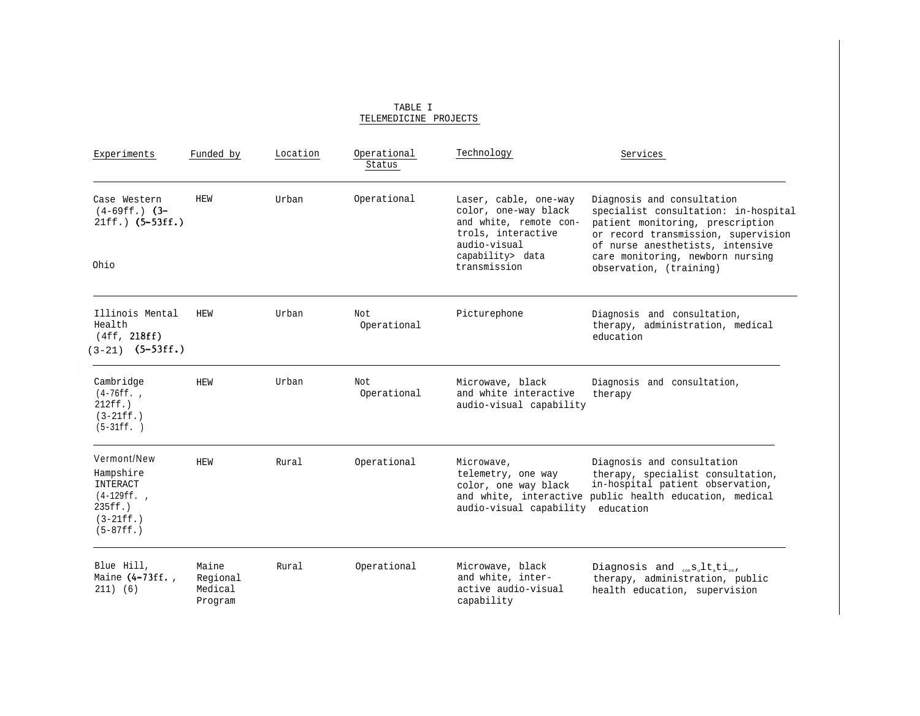TABLE I
TELEMEDICINE PROJECTS

| Experiments | Funded by | Location | Operational Status | Technology | Services |
|---|---|---|---|---|---|
| Case Western (4-69ff.) (3-21ff.) (5-53ff.) Ohio | HEW | Urban | Operational | Laser, cable, one-way color, one-way black and white, remote controls, interactive audio-visual capability> data transmission | Diagnosis and consultation specialist consultation: in-hospital patient monitoring, prescription or record transmission, supervision of nurse anesthetists, intensive care monitoring, newborn nursing observation, (training) |
| Illinois Mental Health (4ff, 218ff) (3-21) (5-53ff.) | HEW | Urban | Not Operational | Picturephone | Diagnosis and consultation, therapy, administration, medical education |
| Cambridge (4-76ff., 212ff.) (3-21ff.) (5-31ff. ) | HEW | Urban | Not Operational | Microwave, black and white interactive audio-visual capability | Diagnosis and consultation, therapy |
| Vermont/New Hampshire INTERACT (4-129ff., 235ff.) (3-21ff.) (5-87ff.) | HEW | Rural | Operational | Microwave, telemetry, one way color, one way black and white, interactive audio-visual capability | Diagnosis and consultation therapy, specialist consultation, in-hospital patient observation, public health education, medical education |
| Blue Hill, Maine (4-73ff., 211) (6) | Maine Regional Medical Program | Rural | Operational | Microwave, black and white, interactive audio-visual capability | Diagnosis and consultation, therapy, administration, public health education, supervision |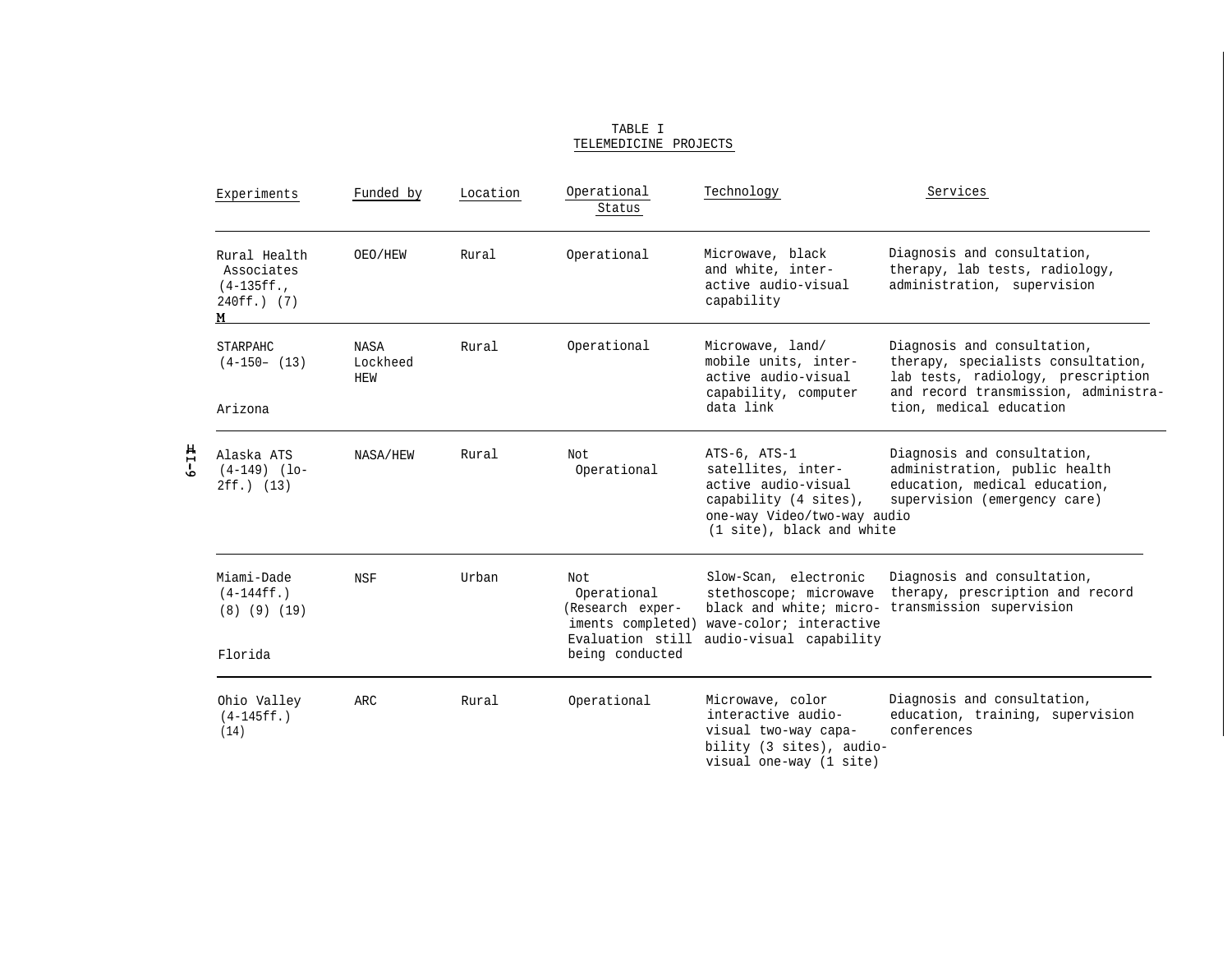TABLE I
TELEMEDICINE PROJECTS

| Experiments | Funded by | Location | Operational Status | Technology | Services |
|---|---|---|---|---|---|
| Rural Health Associates (4-135ff., 240ff.) (7) M | OEO/HEW | Rural | Operational | Microwave, black and white, interactive audio-visual capability | Diagnosis and consultation, therapy, lab tests, radiology, administration, supervision |
| STARPAHC (4-150– (13) Arizona | NASA Lockheed HEW | Rural | Operational | Microwave, land/mobile units, interactive audio-visual capability, computer data link | Diagnosis and consultation, therapy, specialists consultation, lab tests, radiology, prescription and record transmission, administration, medical education |
| Alaska ATS (4-149) (lo-2ff.) (13) | NASA/HEW | Rural | Not Operational | ATS-6, ATS-1 satellites, interactive audio-visual capability (4 sites), one-way Video/two-way audio (1 site), black and white | Diagnosis and consultation, administration, public health education, medical education, supervision (emergency care) |
| Miami-Dade (4-144ff.) (8) (9) (19) Florida | NSF | Urban | Not Operational (Research experiments completed) Evaluation still being conducted | Slow-Scan, electronic stethoscope; microwave black and white; microwave-color; interactive audio-visual capability | Diagnosis and consultation, therapy, prescription and record transmission supervision |
| Ohio Valley (4-145ff.) (14) | ARC | Rural | Operational | Microwave, color interactive audio-visual two-way capability (3 sites), audio-visual one-way (1 site) | Diagnosis and consultation, education, training, supervision conferences |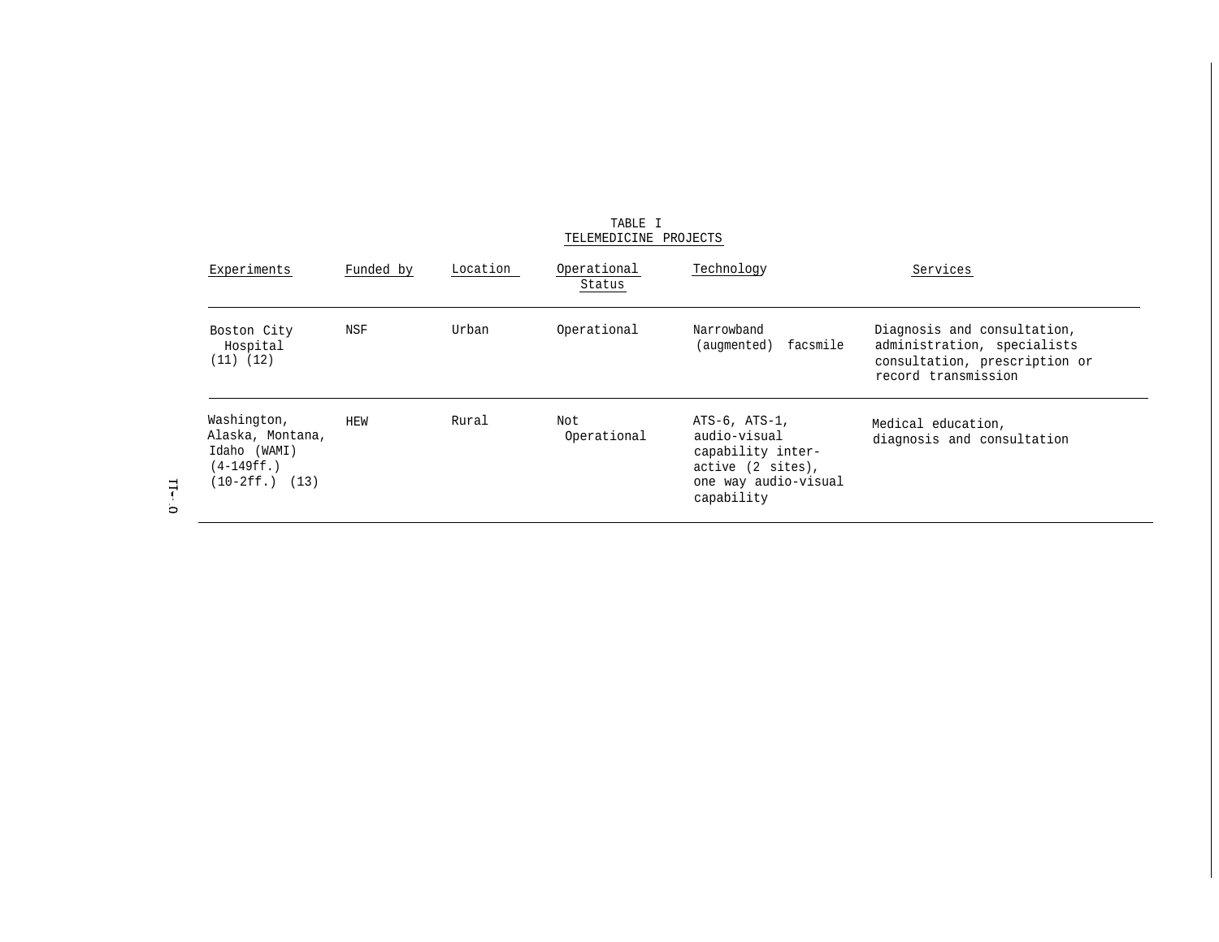TABLE I
TELEMEDICINE PROJECTS

| Experiments | Funded by | Location | Operational Status | Technology | Services |
|---|---|---|---|---|---|
| Boston City Hospital (11) (12) | NSF | Urban | Operational | Narrowband (augmented) facsmile | Diagnosis and consultation, administration, specialists consultation, prescription or record transmission |
| Washington, Alaska, Montana, Idaho (WAMI) (4-149ff.) (10-2ff.) (13) | HEW | Rural | Not Operational | ATS-6, ATS-1, audio-visual capability inter-active (2 sites), one way audio-visual capability | Medical education, diagnosis and consultation |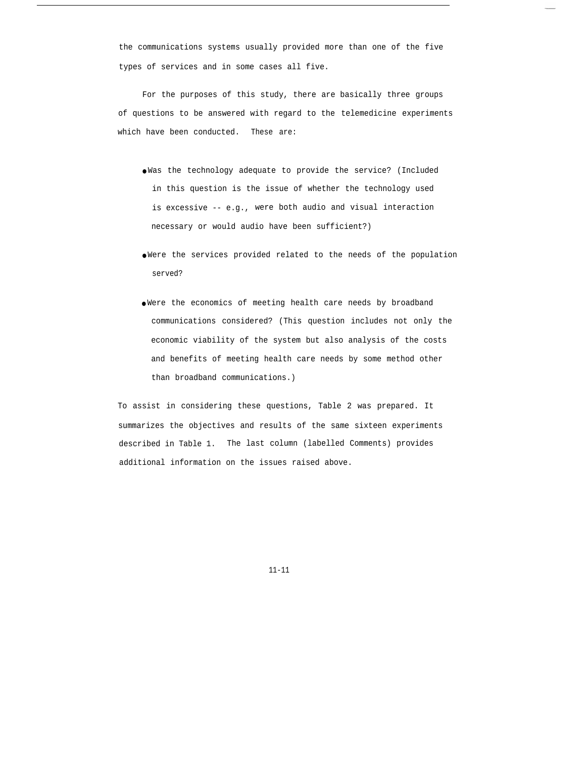the communications systems usually provided more than one of the five types of services and in some cases all five.

For the purposes of this study, there are basically three groups of questions to be answered with regard to the telemedicine experiments which have been conducted. These are:

- Was the technology adequate to provide the service? (Included in this question is the issue of whether the technology used is excessive -- e.g., were both audio and visual interaction necessary or would audio have been sufficient?)

- Were the services provided related to the needs of the population served?

- Were the economics of meeting health care needs by broadband communications considered? (This question includes not only the economic viability of the system but also analysis of the costs and benefits of meeting health care needs by some method other than broadband communications.)

To assist in considering these questions, Table 2 was prepared. It summarizes the objectives and results of the same sixteen experiments described in Table 1. The last column (labelled Comments) provides additional information on the issues raised above.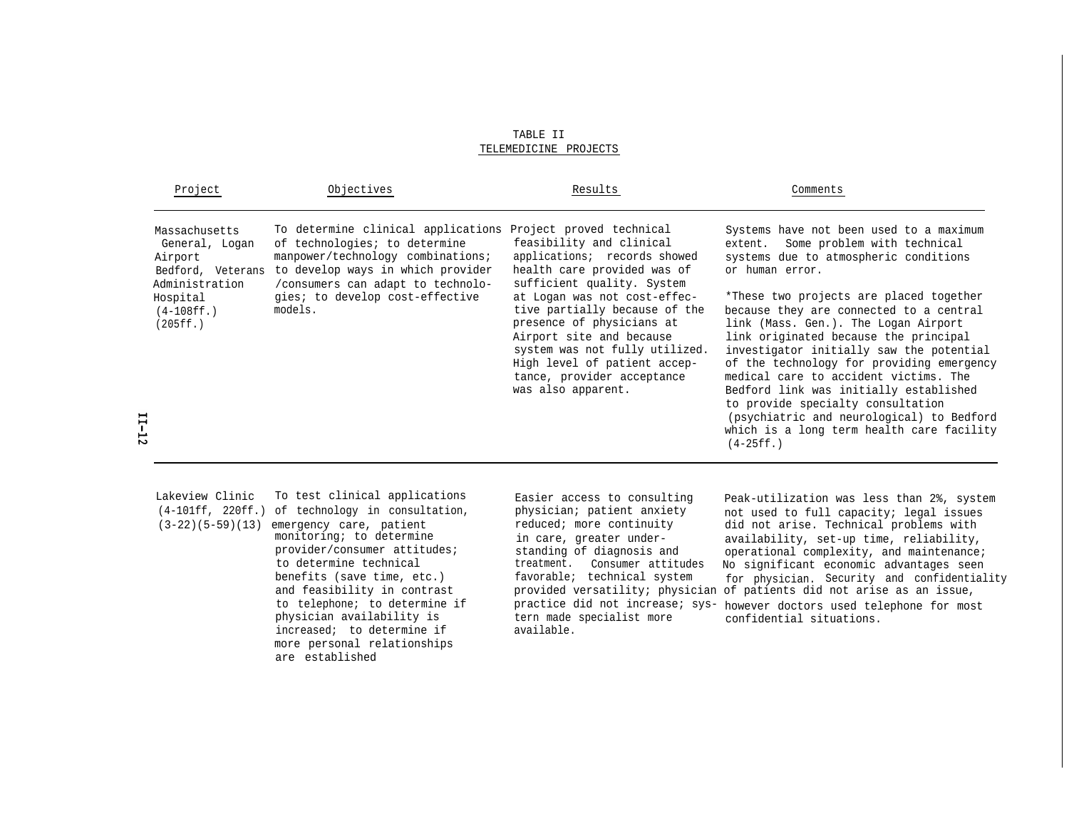TABLE II

TELEMEDICINE PROJECTS

| Project | Objectives | Results | Comments |
|---|---|---|---|
| Massachusetts General, Logan Airport Bedford, Veterans Administration Hospital (4-108ff.) (205ff.) | To determine clinical applications of technologies; to determine manpower/technology combinations; to develop ways in which provider /consumers can adapt to technologies; to develop cost-effective models. | Project proved technical feasibility and clinical applications; records showed health care provided was of sufficient quality. System at Logan was not cost-effective partially because of the presence of physicians at Airport site and because system was not fully utilized. High level of patient acceptance, provider acceptance was also apparent. | Systems have not been used to a maximum extent. Some problem with technical systems due to atmospheric conditions or human error. *These two projects are placed together because they are connected to a central link (Mass. Gen.). The Logan Airport link originated because the principal investigator initially saw the potential of the technology for providing emergency medical care to accident victims. The Bedford link was initially established to provide specialty consultation (psychiatric and neurological) to Bedford which is a long term health care facility (4-25ff.) |
| Lakeview Clinic (4-101ff, 220ff.) (3-22)(5-59)(13) | To test clinical applications of technology in consultation, emergency care, patient monitoring; to determine provider/consumer attitudes; to determine technical benefits (save time, etc.) and feasibility in contrast to telephone; to determine if physician availability is increased; to determine if more personal relationships are established | Easier access to consulting physician; patient anxiety reduced; more continuity in care, greater understanding of diagnosis and treatment. Consumer attitudes favorable; technical system provided versatility; physician practice did not increase; system made specialist more available. | Peak-utilization was less than 2%, system not used to full capacity; legal issues did not arise. Technical problems with availability, set-up time, reliability, operational complexity, and maintenance; No significant economic advantages seen for physician. Security and confidentiality of patients did not arise as an issue, however doctors used telephone for most confidential situations. |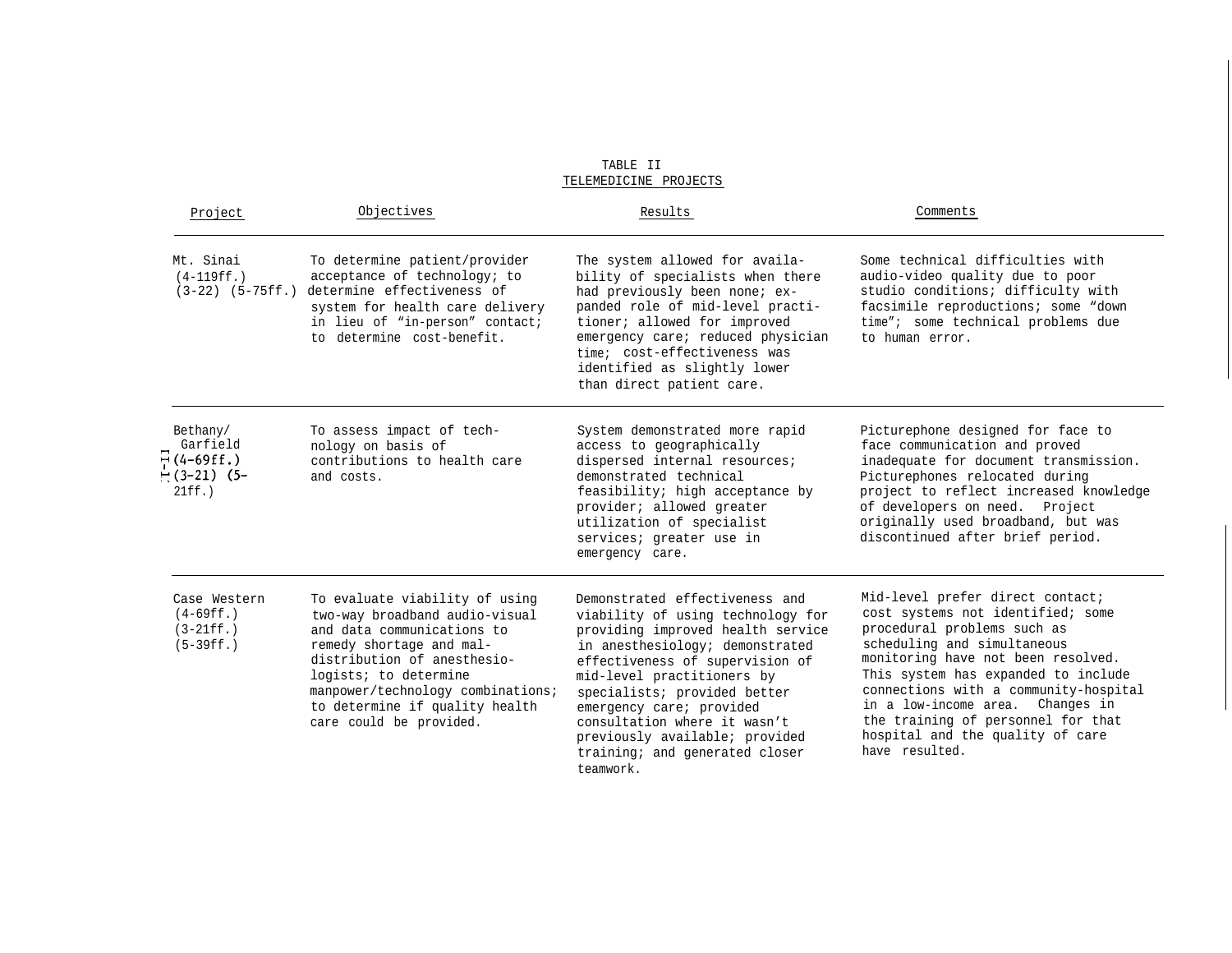TABLE II

TELEMEDICINE PROJECTS

| Project | Objectives | Results | Comments |
|---|---|---|---|
| Mt. Sinai (4-119ff.) (3-22) (5-75ff.) | To determine patient/provider acceptance of technology; to determine effectiveness of system for health care delivery in lieu of "in-person" contact; to determine cost-benefit. | The system allowed for availability of specialists when there had previously been none; expanded role of mid-level practitioner; allowed for improved emergency care; reduced physician time; cost-effectiveness was identified as slightly lower than direct patient care. | Some technical difficulties with audio-video quality due to poor studio conditions; difficulty with facsimile reproductions; some "down time"; some technical problems due to human error. |
| Bethany/ Garfield (4-69ff.) (3-21) (5-21ff.) | To assess impact of technology on basis of contributions to health care and costs. | System demonstrated more rapid access to geographically dispersed internal resources; demonstrated technical feasibility; high acceptance by provider; allowed greater utilization of specialist services; greater use in emergency care. | Picturephone designed for face to face communication and proved inadequate for document transmission. Picturephones relocated during project to reflect increased knowledge of developers on need. Project originally used broadband, but was discontinued after brief period. |
| Case Western (4-69ff.) (3-21ff.) (5-39ff.) | To evaluate viability of using two-way broadband audio-visual and data communications to remedy shortage and maldistribution of anesthesiologists; to determine manpower/technology combinations; to determine if quality health care could be provided. | Demonstrated effectiveness and viability of using technology for providing improved health service in anesthesiology; demonstrated effectiveness of supervision of mid-level practitioners by specialists; provided better emergency care; provided consultation where it wasn't previously available; provided training; and generated closer teamwork. | Mid-level prefer direct contact; cost systems not identified; some procedural problems such as scheduling and simultaneous monitoring have not been resolved. This system has expanded to include connections with a community-hospital in a low-income area. Changes in the training of personnel for that hospital and the quality of care have resulted. |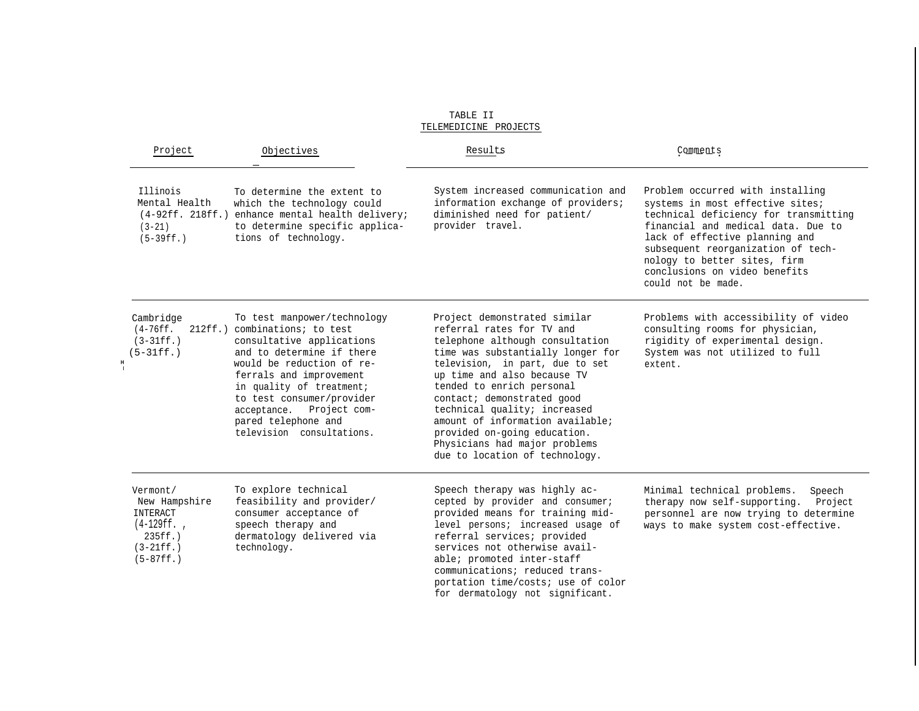TABLE II
TELEMEDICINE PROJECTS

| Project | Objectives | Results | Comments |
|---|---|---|---|
| Illinois Mental Health (4-92ff. 218ff.) (3-21) (5-39ff.) | To determine the extent to which the technology could enhance mental health delivery; to determine specific applications of technology. | System increased communication and information exchange of providers; diminished need for patient/provider travel. | Problem occurred with installing systems in most effective sites; technical deficiency for transmitting financial and medical data. Due to lack of effective planning and subsequent reorganization of technology to better sites, firm conclusions on video benefits could not be made. |
| Cambridge (4-76ff. 212ff.) (3-31ff.) (5-31ff.) | To test manpower/technology combinations; to test consultative applications and to determine if there would be reduction of referrals and improvement in quality of treatment; to test consumer/provider acceptance. Project compared telephone and television consultations. | Project demonstrated similar referral rates for TV and telephone although consultation time was substantially longer for television, in part, due to set up time and also because TV tended to enrich personal contact; demonstrated good technical quality; increased amount of information available; provided on-going education. Physicians had major problems due to location of technology. | Problems with accessibility of video consulting rooms for physician, rigidity of experimental design. System was not utilized to full extent. |
| Vermont/ New Hampshire INTERACT (4-129ff., 235ff.) (3-21ff.) (5-87ff.) | To explore technical feasibility and provider/consumer acceptance of speech therapy and dermatology delivered via technology. | Speech therapy was highly accepted by provider and consumer; provided means for training mid-level persons; increased usage of referral services; provided services not otherwise available; promoted inter-staff communications; reduced transportation time/costs; use of color for dermatology not significant. | Minimal technical problems. Speech therapy now self-supporting. Project personnel are now trying to determine ways to make system cost-effective. |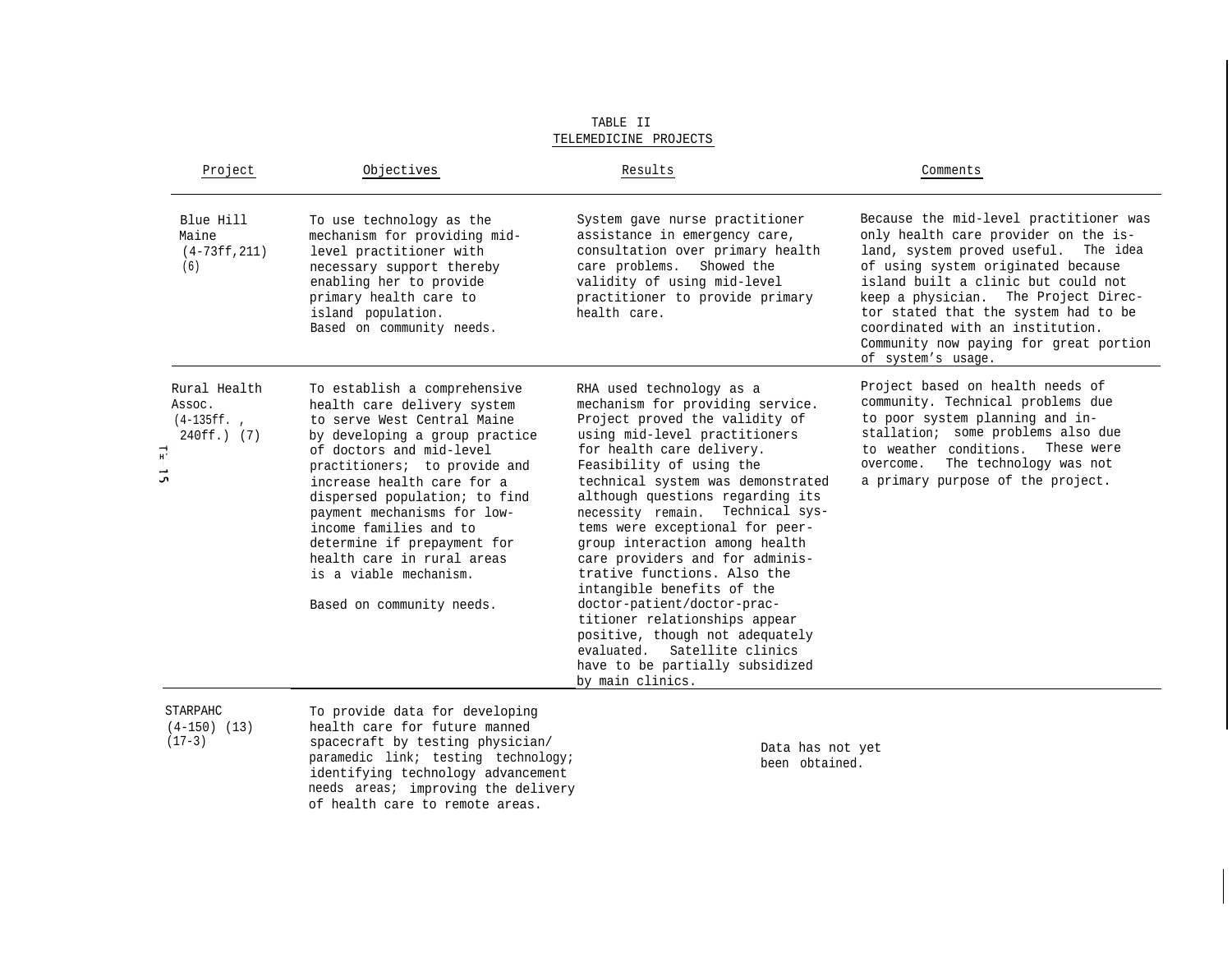TABLE II
TELEMEDICINE PROJECTS

| Project | Objectives | Results | Comments |
| --- | --- | --- | --- |
| Blue Hill Maine (4-73ff,211) (6) | To use technology as the mechanism for providing mid-level practitioner with necessary support thereby enabling her to provide primary health care to island population. Based on community needs. | System gave nurse practitioner assistance in emergency care, consultation over primary health care problems. Showed the validity of using mid-level practitioner to provide primary health care. | Because the mid-level practitioner was only health care provider on the island, system proved useful. The idea of using system originated because island built a clinic but could not keep a physician. The Project Director stated that the system had to be coordinated with an institution. Community now paying for great portion of system's usage. |
| Rural Health Assoc. (4-135ff., 240ff.) (7) | To establish a comprehensive health care delivery system to serve West Central Maine by developing a group practice of doctors and mid-level practitioners; to provide and increase health care for a dispersed population; to find payment mechanisms for low-income families and to determine if prepayment for health care in rural areas is a viable mechanism. Based on community needs. | RHA used technology as a mechanism for providing service. Project proved the validity of using mid-level practitioners for health care delivery. Feasibility of using the technical system was demonstrated although questions regarding its necessity remain. Technical systems were exceptional for peer-group interaction among health care providers and for administrative functions. Also the intangible benefits of the doctor-patient/doctor-practitioner relationships appear positive, though not adequately evaluated. Satellite clinics have to be partially subsidized by main clinics. | Project based on health needs of community. Technical problems due to poor system planning and installation; some problems also due to weather conditions. These were overcome. The technology was not a primary purpose of the project. |
| STARPAHC (4-150) (13) (17-3) | To provide data for developing health care for future manned spacecraft by testing physician/paramedic link; testing technology; identifying technology advancement needs areas; improving the delivery of health care to remote areas. | Data has not yet been obtained. | |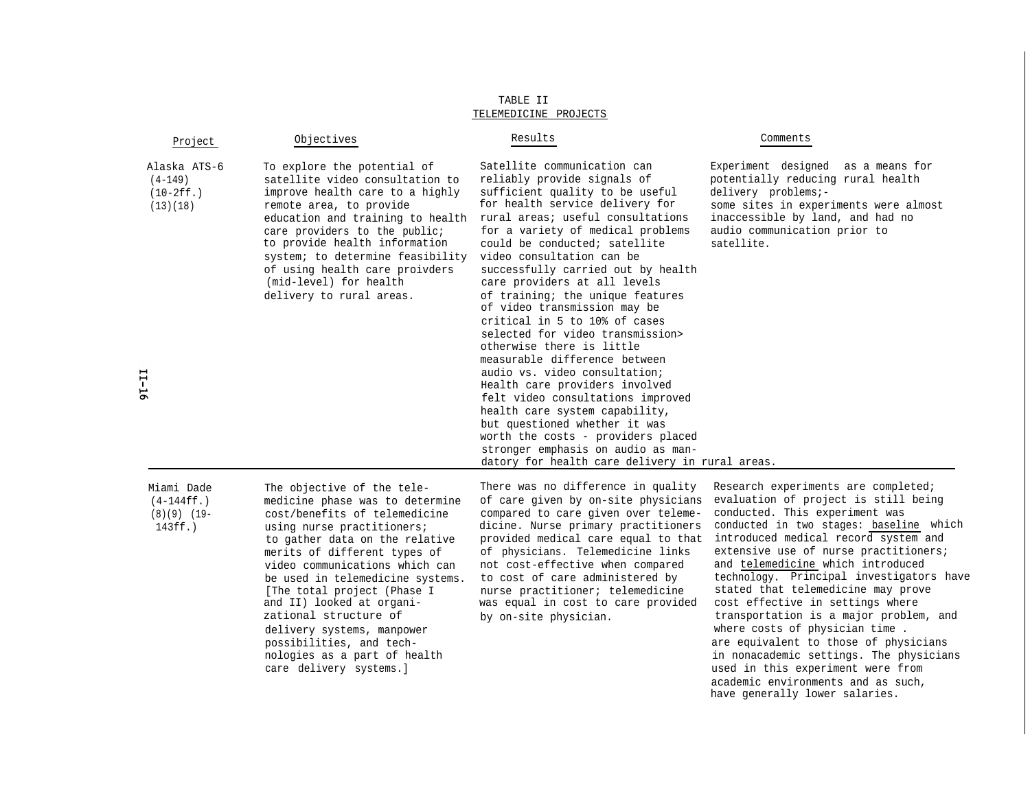TABLE II
TELEMEDICINE PROJECTS

| Project | Objectives | Results | Comments |
|---|---|---|---|
| Alaska ATS-6 (4-149) (10-2ff.) (13)(18) | To explore the potential of satellite video consultation to improve health care to a highly remote area, to provide education and training to health care providers to the public; to provide health information system; to determine feasibility of using health care proivders (mid-level) for health delivery to rural areas. | Satellite communication can reliably provide signals of sufficient quality to be useful for health service delivery for rural areas; useful consultations for a variety of medical problems could be conducted; satellite video consultation can be successfully carried out by health care providers at all levels of training; the unique features of video transmission may be critical in 5 to 10% of cases selected for video transmission> otherwise there is little measurable difference between audio vs. video consultation; Health care providers involved felt video consultations improved health care system capability, but questioned whether it was worth the costs - providers placed stronger emphasis on audio as mandatory for health care delivery in rural areas. | Experiment designed as a means for potentially reducing rural health delivery problems;- some sites in experiments were almost inaccessible by land, and had no audio communication prior to satellite. |
| Miami Dade (4-144ff.) (8)(9) (19-143ff.) | The objective of the telemedicine phase was to determine cost/benefits of telemedicine using nurse practitioners; to gather data on the relative merits of different types of video communications which can be used in telemedicine systems. [The total project (Phase I and II) looked at organizational structure of delivery systems, manpower possibilities, and technologies as a part of health care delivery systems.] | There was no difference in quality of care given by on-site physicians compared to care given over telemedicine. Nurse primary practitioners provided medical care equal to that of physicians. Telemedicine links not cost-effective when compared to cost of care administered by nurse practitioner; telemedicine was equal in cost to care provided by on-site physician. | Research experiments are completed; evaluation of project is still being conducted. This experiment was conducted in two stages: baseline which introduced medical record system and extensive use of nurse practitioners; and telemedicine which introduced technology. Principal investigators have stated that telemedicine may prove cost effective in settings where transportation is a major problem, and where costs of physician time . are equivalent to those of physicians in nonacademic settings. The physicians used in this experiment were from academic environments and as such, have generally lower salaries. |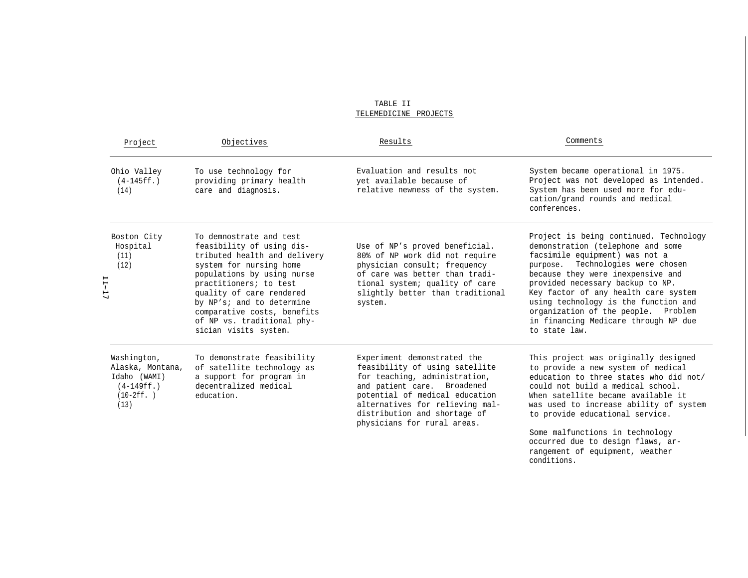TABLE II

TELEMEDICINE PROJECTS

| Project | Objectives | Results | Comments |
|---|---|---|---|
| Ohio Valley (4-145ff.) (14) | To use technology for providing primary health care and diagnosis. | Evaluation and results not yet available because of relative newness of the system. | System became operational in 1975. Project was not developed as intended. System has been used more for education/grand rounds and medical conferences. |
| Boston City Hospital (11) (12) | To demnostrate and test feasibility of using distributed health and delivery system for nursing home populations by using nurse practitioners; to test quality of care rendered by NP's; and to determine comparative costs, benefits of NP vs. traditional physician visits system. | Use of NP's proved beneficial. 80% of NP work did not require physician consult; frequency of care was better than traditional system; quality of care slightly better than traditional system. | Project is being continued. Technology demonstration (telephone and some facsimile equipment) was not a purpose. Technologies were chosen because they were inexpensive and provided necessary backup to NP. Key factor of any health care system using technology is the function and organization of the people. Problem in financing Medicare through NP due to state law. |
| Washington, Alaska, Montana, Idaho (WAMI) (4-149ff.) (10-2ff. ) (13) | To demonstrate feasibility of satellite technology as a support for program in decentralized medical education. | Experiment demonstrated the feasibility of using satellite for teaching, administration, and patient care. Broadened potential of medical education alternatives for relieving maldistribution and shortage of physicians for rural areas. | This project was originally designed to provide a new system of medical education to three states who did not/could not build a medical school. When satellite became available it was used to increase ability of system to provide educational service.<br><br>Some malfunctions in technology occurred due to design flaws, arrangement of equipment, weather conditions. |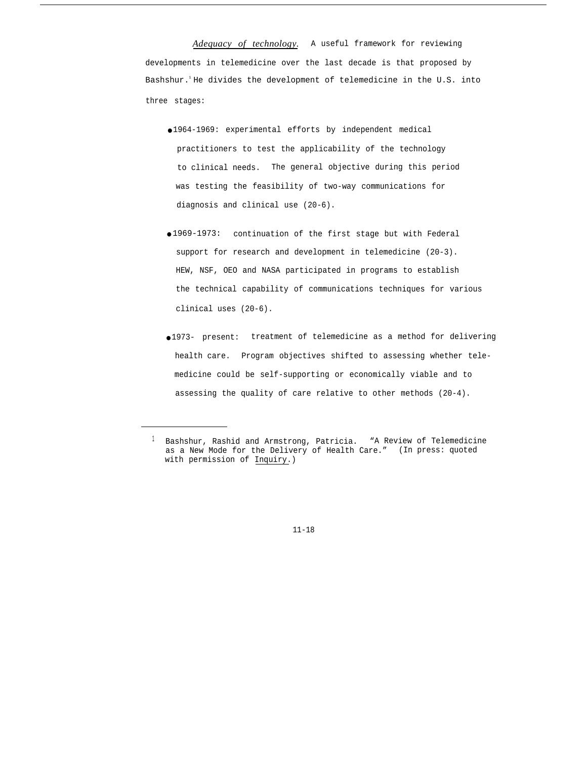*Adequacy of technology.* A useful framework for reviewing developments in telemedicine over the last decade is that proposed by Bashshur.[1] He divides the development of telemedicine in the U.S. into three stages:

- 1964-1969: experimental efforts by independent medical practitioners to test the applicability of the technology to clinical needs. The general objective during this period was testing the feasibility of two-way communications for diagnosis and clinical use (20-6).

- 1969-1973: continuation of the first stage but with Federal support for research and development in telemedicine (20-3). HEW, NSF, OEO and NASA participated in programs to establish the technical capability of communications techniques for various clinical uses (20-6).

- 1973- present: treatment of telemedicine as a method for delivering health care. Program objectives shifted to assessing whether telemedicine could be self-supporting or economically viable and to assessing the quality of care relative to other methods (20-4).

---

[1] Bashshur, Rashid and Armstrong, Patricia. "A Review of Telemedicine as a New Mode for the Delivery of Health Care." (In press: quoted with permission of Inquiry.)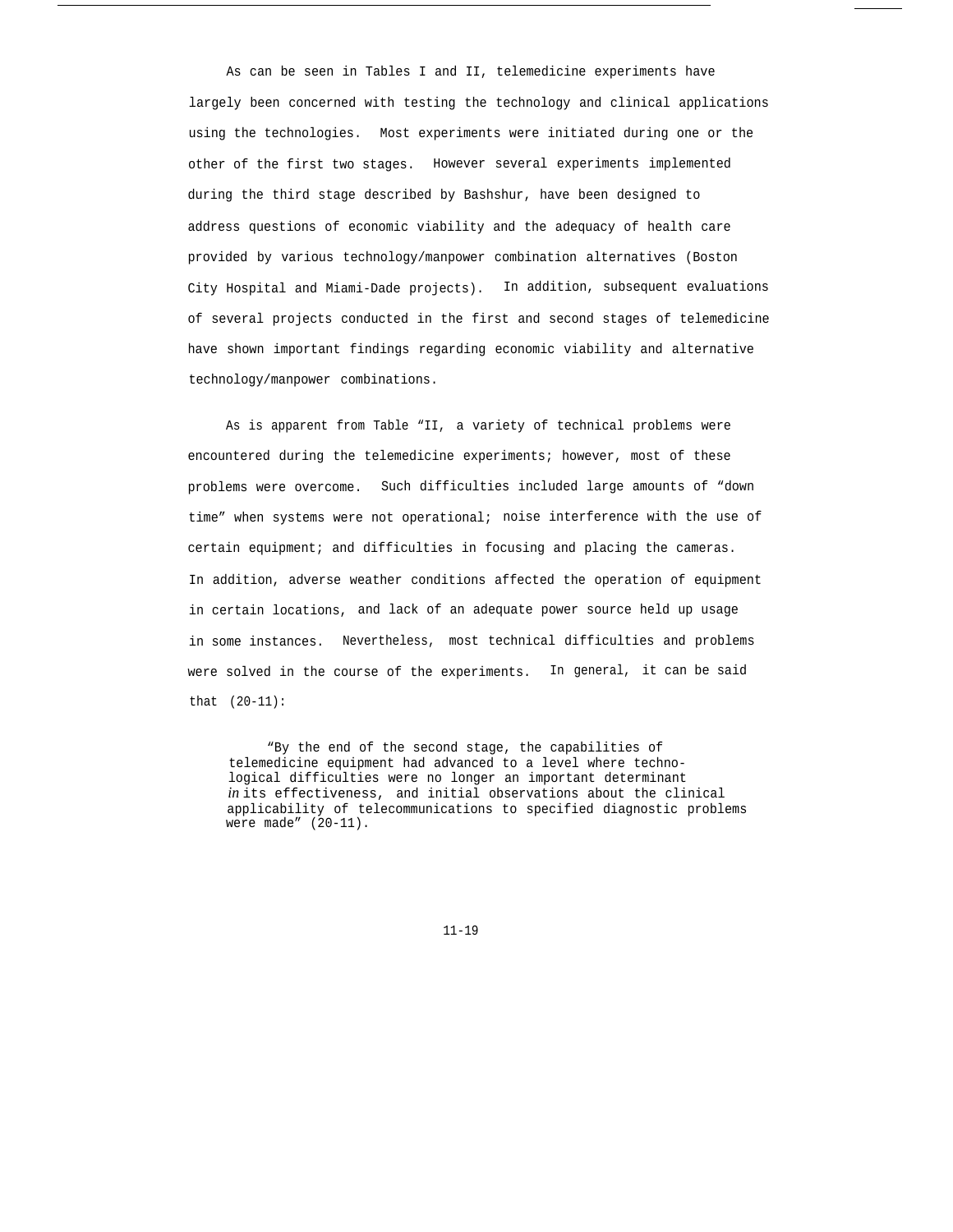As can be seen in Tables I and II, telemedicine experiments have largely been concerned with testing the technology and clinical applications using the technologies. Most experiments were initiated during one or the other of the first two stages. However several experiments implemented during the third stage described by Bashshur, have been designed to address questions of economic viability and the adequacy of health care provided by various technology/manpower combination alternatives (Boston City Hospital and Miami-Dade projects). In addition, subsequent evaluations of several projects conducted in the first and second stages of telemedicine have shown important findings regarding economic viability and alternative technology/manpower combinations.

As is apparent from Table "II, a variety of technical problems were encountered during the telemedicine experiments; however, most of these problems were overcome. Such difficulties included large amounts of "down time" when systems were not operational; noise interference with the use of certain equipment; and difficulties in focusing and placing the cameras. In addition, adverse weather conditions affected the operation of equipment in certain locations, and lack of an adequate power source held up usage in some instances. Nevertheless, most technical difficulties and problems were solved in the course of the experiments. In general, it can be said that (20-11):

> "By the end of the second stage, the capabilities of telemedicine equipment had advanced to a level where technological difficulties were no longer an important determinant *in* its effectiveness, and initial observations about the clinical applicability of telecommunications to specified diagnostic problems were made" (20-11).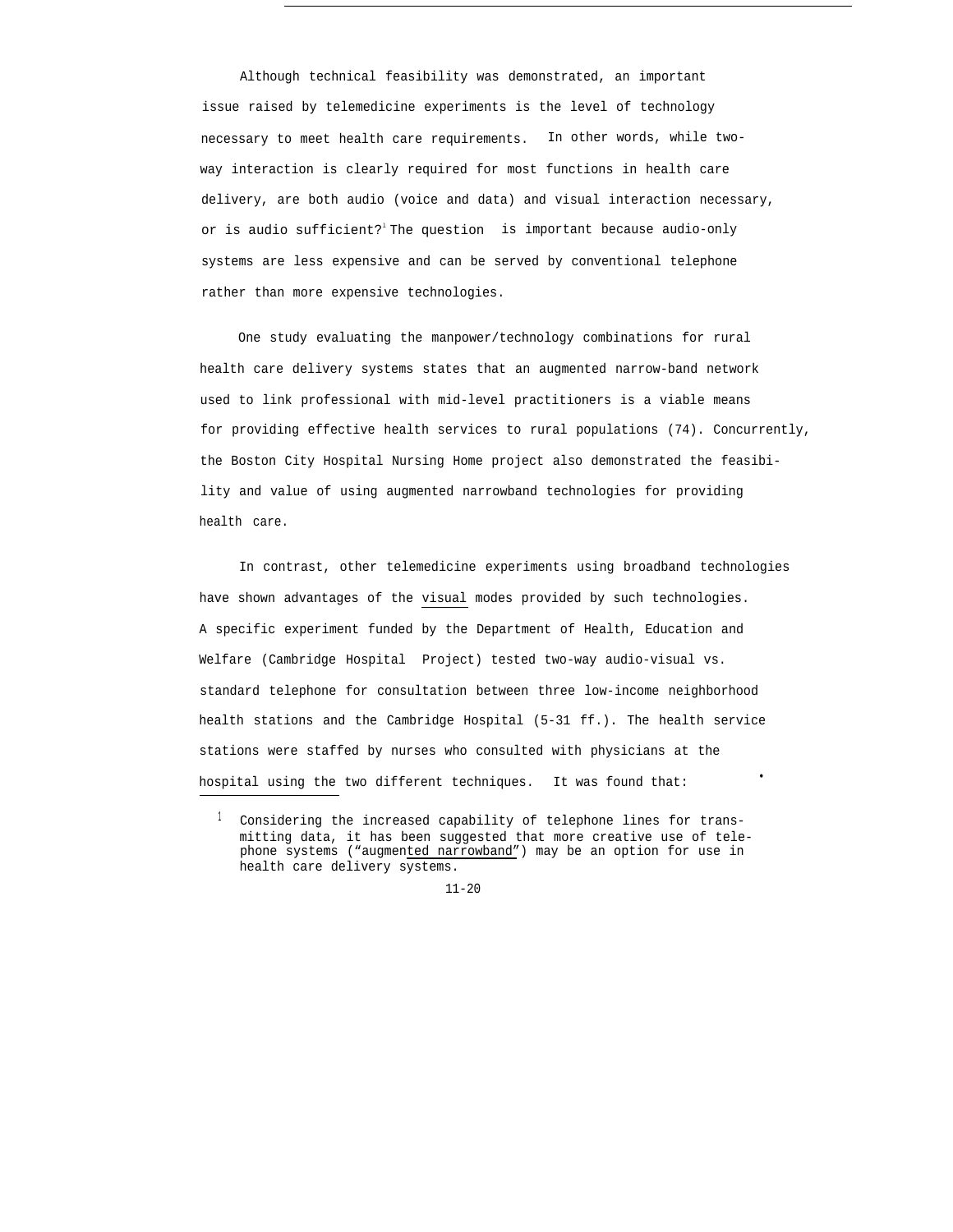Although technical feasibility was demonstrated, an important issue raised by telemedicine experiments is the level of technology necessary to meet health care requirements. In other words, while two-way interaction is clearly required for most functions in health care delivery, are both audio (voice and data) and visual interaction necessary, or is audio sufficient?[1] The question is important because audio-only systems are less expensive and can be served by conventional telephone rather than more expensive technologies.

One study evaluating the manpower/technology combinations for rural health care delivery systems states that an augmented narrow-band network used to link professional with mid-level practitioners is a viable means for providing effective health services to rural populations (74). Concurrently, the Boston City Hospital Nursing Home project also demonstrated the feasibility and value of using augmented narrowband technologies for providing health care.

In contrast, other telemedicine experiments using broadband technologies have shown advantages of the visual modes provided by such technologies. A specific experiment funded by the Department of Health, Education and Welfare (Cambridge Hospital Project) tested two-way audio-visual vs. standard telephone for consultation between three low-income neighborhood health stations and the Cambridge Hospital (5-31 ff.). The health service stations were staffed by nurses who consulted with physicians at the hospital using the two different techniques. It was found that:

[1] Considering the increased capability of telephone lines for transmitting data, it has been suggested that more creative use of telephone systems ("augmented narrowband") may be an option for use in health care delivery systems.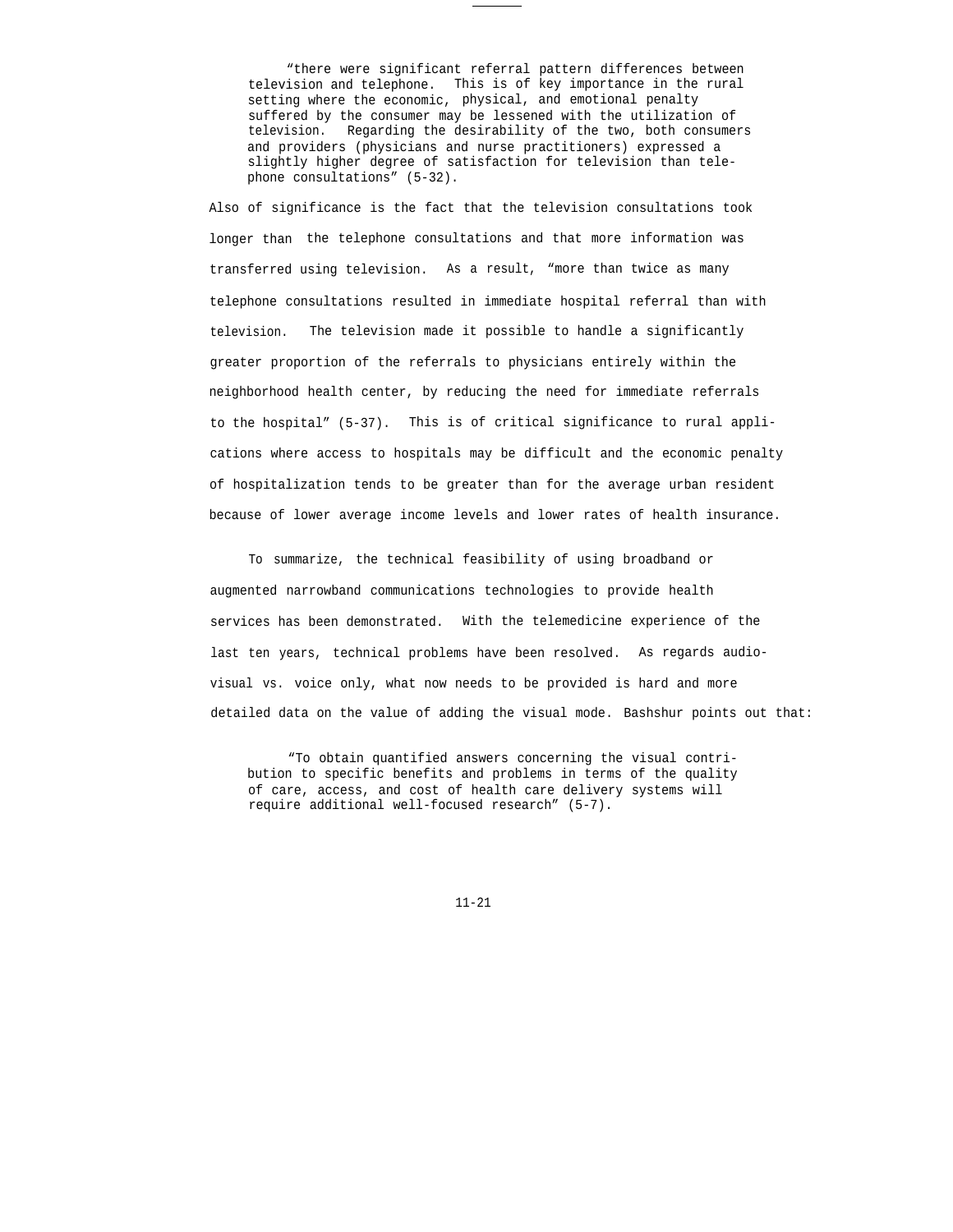> "there were significant referral pattern differences between television and telephone. This is of key importance in the rural setting where the economic, physical, and emotional penalty suffered by the consumer may be lessened with the utilization of television. Regarding the desirability of the two, both consumers and providers (physicians and nurse practitioners) expressed a slightly higher degree of satisfaction for television than telephone consultations" (5-32).

Also of significance is the fact that the television consultations took longer than the telephone consultations and that more information was transferred using television. As a result, "more than twice as many telephone consultations resulted in immediate hospital referral than with television. The television made it possible to handle a significantly greater proportion of the referrals to physicians entirely within the neighborhood health center, by reducing the need for immediate referrals to the hospital" (5-37). This is of critical significance to rural applications where access to hospitals may be difficult and the economic penalty of hospitalization tends to be greater than for the average urban resident because of lower average income levels and lower rates of health insurance.

To summarize, the technical feasibility of using broadband or augmented narrowband communications technologies to provide health services has been demonstrated. With the telemedicine experience of the last ten years, technical problems have been resolved. As regards audio-visual vs. voice only, what now needs to be provided is hard and more detailed data on the value of adding the visual mode. Bashshur points out that:

> "To obtain quantified answers concerning the visual contribution to specific benefits and problems in terms of the quality of care, access, and cost of health care delivery systems will require additional well-focused research" (5-7).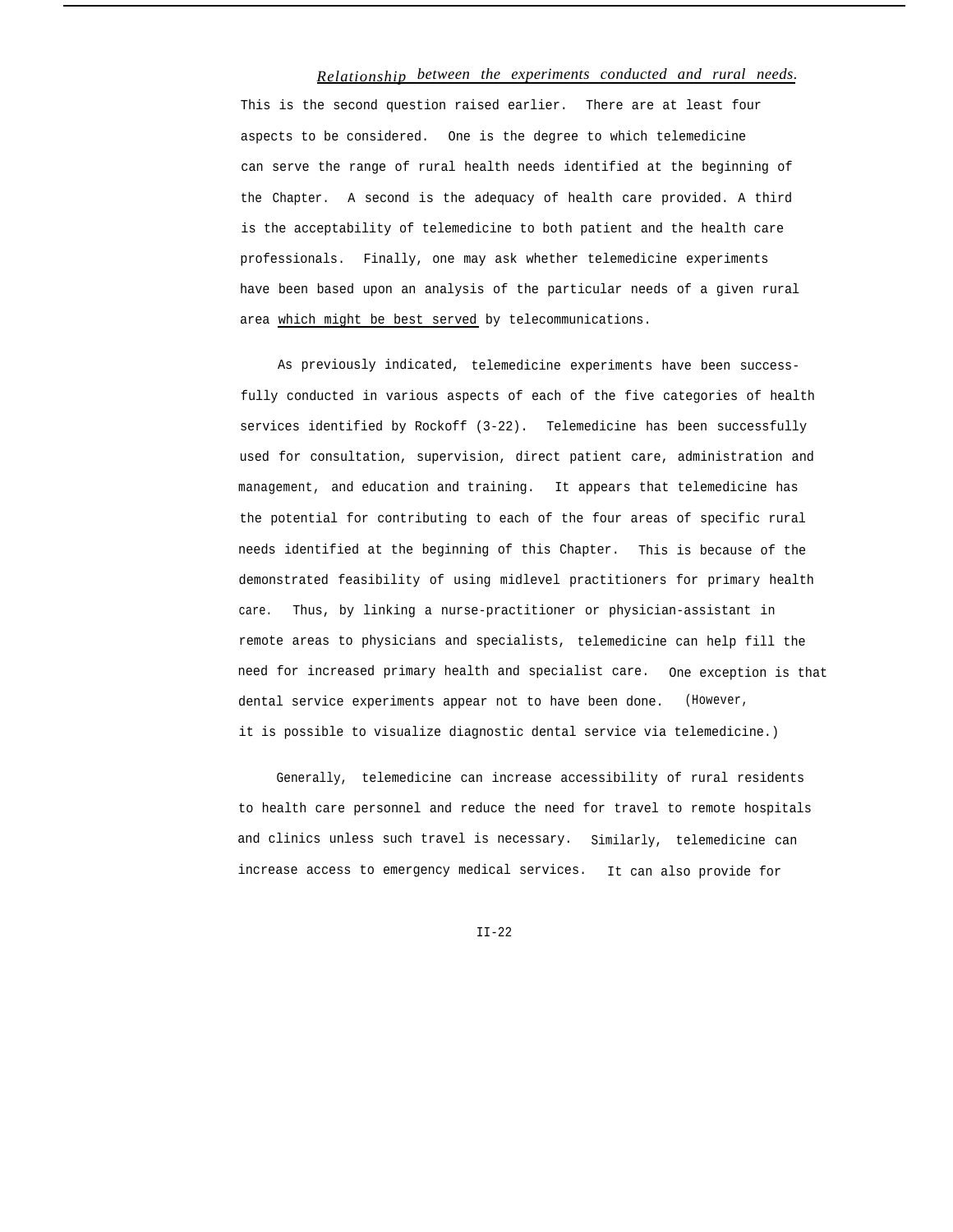*Relationship between the experiments conducted and rural needs.* This is the second question raised earlier. There are at least four aspects to be considered. One is the degree to which telemedicine can serve the range of rural health needs identified at the beginning of the Chapter. A second is the adequacy of health care provided. A third is the acceptability of telemedicine to both patient and the health care professionals. Finally, one may ask whether telemedicine experiments have been based upon an analysis of the particular needs of a given rural area which might be best served by telecommunications.

As previously indicated, telemedicine experiments have been successfully conducted in various aspects of each of the five categories of health services identified by Rockoff (3-22). Telemedicine has been successfully used for consultation, supervision, direct patient care, administration and management, and education and training. It appears that telemedicine has the potential for contributing to each of the four areas of specific rural needs identified at the beginning of this Chapter. This is because of the demonstrated feasibility of using midlevel practitioners for primary health care. Thus, by linking a nurse-practitioner or physician-assistant in remote areas to physicians and specialists, telemedicine can help fill the need for increased primary health and specialist care. One exception is that dental service experiments appear not to have been done. (However, it is possible to visualize diagnostic dental service via telemedicine.)

Generally, telemedicine can increase accessibility of rural residents to health care personnel and reduce the need for travel to remote hospitals and clinics unless such travel is necessary. Similarly, telemedicine can increase access to emergency medical services. It can also provide for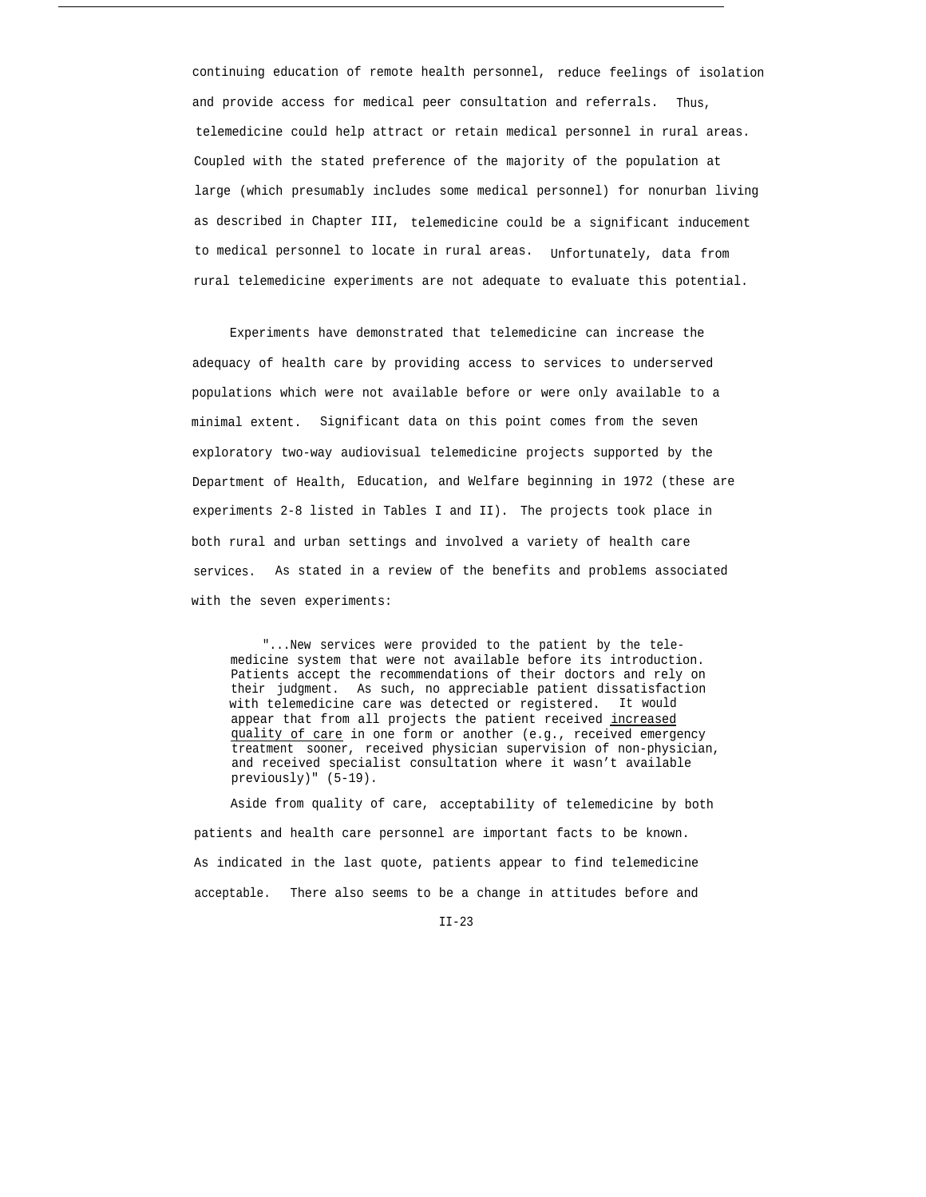continuing education of remote health personnel, reduce feelings of isolation and provide access for medical peer consultation and referrals. Thus, telemedicine could help attract or retain medical personnel in rural areas. Coupled with the stated preference of the majority of the population at large (which presumably includes some medical personnel) for nonurban living as described in Chapter III, telemedicine could be a significant inducement to medical personnel to locate in rural areas. Unfortunately, data from rural telemedicine experiments are not adequate to evaluate this potential.

Experiments have demonstrated that telemedicine can increase the adequacy of health care by providing access to services to underserved populations which were not available before or were only available to a minimal extent. Significant data on this point comes from the seven exploratory two-way audiovisual telemedicine projects supported by the Department of Health, Education, and Welfare beginning in 1972 (these are experiments 2-8 listed in Tables I and II). The projects took place in both rural and urban settings and involved a variety of health care services. As stated in a review of the benefits and problems associated with the seven experiments:

> "...New services were provided to the patient by the telemedicine system that were not available before its introduction. Patients accept the recommendations of their doctors and rely on their judgment. As such, no appreciable patient dissatisfaction with telemedicine care was detected or registered. It would appear that from all projects the patient received increased quality of care in one form or another (e.g., received emergency treatment sooner, received physician supervision of non-physician, and received specialist consultation where it wasn't available previously)" (5-19).

Aside from quality of care, acceptability of telemedicine by both patients and health care personnel are important facts to be known. As indicated in the last quote, patients appear to find telemedicine acceptable. There also seems to be a change in attitudes before and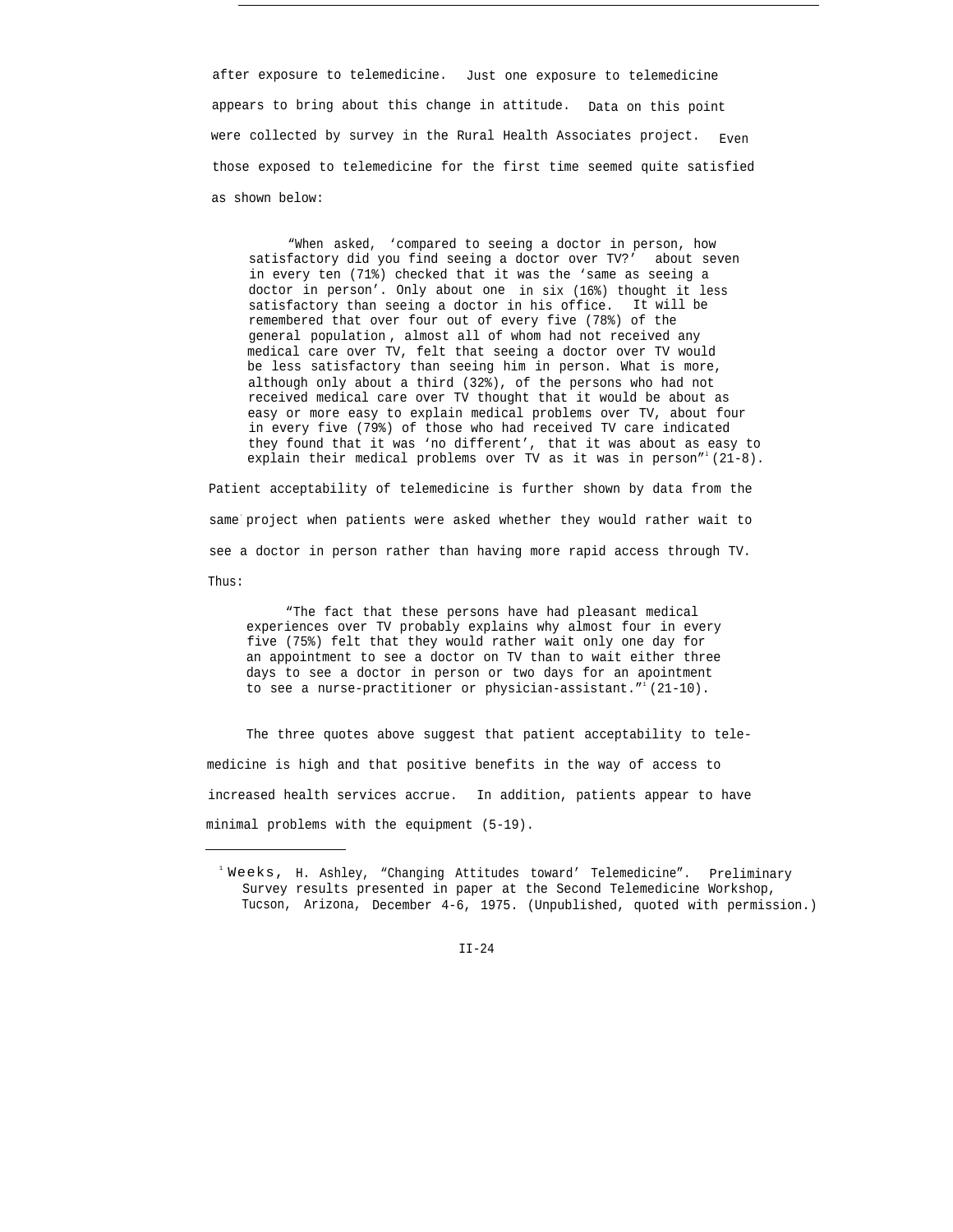after exposure to telemedicine. Just one exposure to telemedicine appears to bring about this change in attitude. Data on this point were collected by survey in the Rural Health Associates project. Even those exposed to telemedicine for the first time seemed quite satisfied as shown below:

> "When asked, 'compared to seeing a doctor in person, how satisfactory did you find seeing a doctor over TV?' about seven in every ten (71%) checked that it was the 'same as seeing a doctor in person'. Only about one in six (16%) thought it less satisfactory than seeing a doctor in his office. It will be remembered that over four out of every five (78%) of the general population, almost all of whom had not received any medical care over TV, felt that seeing a doctor over TV would be less satisfactory than seeing him in person. What is more, although only about a third (32%), of the persons who had not received medical care over TV thought that it would be about as easy or more easy to explain medical problems over TV, about four in every five (79%) of those who had received TV care indicated they found that it was 'no different', that it was about as easy to explain their medical problems over TV as it was in person"[1] (21-8).

Patient acceptability of telemedicine is further shown by data from the same project when patients were asked whether they would rather wait to see a doctor in person rather than having more rapid access through TV. Thus:

> "The fact that these persons have had pleasant medical experiences over TV probably explains why almost four in every five (75%) felt that they would rather wait only one day for an appointment to see a doctor on TV than to wait either three days to see a doctor in person or two days for an apointment to see a nurse-practitioner or physician-assistant."[1] (21-10).

The three quotes above suggest that patient acceptability to telemedicine is high and that positive benefits in the way of access to increased health services accrue. In addition, patients appear to have minimal problems with the equipment (5-19).

---

[1] Weeks, H. Ashley, "Changing Attitudes toward' Telemedicine". Preliminary Survey results presented in paper at the Second Telemedicine Workshop, Tucson, Arizona, December 4-6, 1975. (Unpublished, quoted with permission.)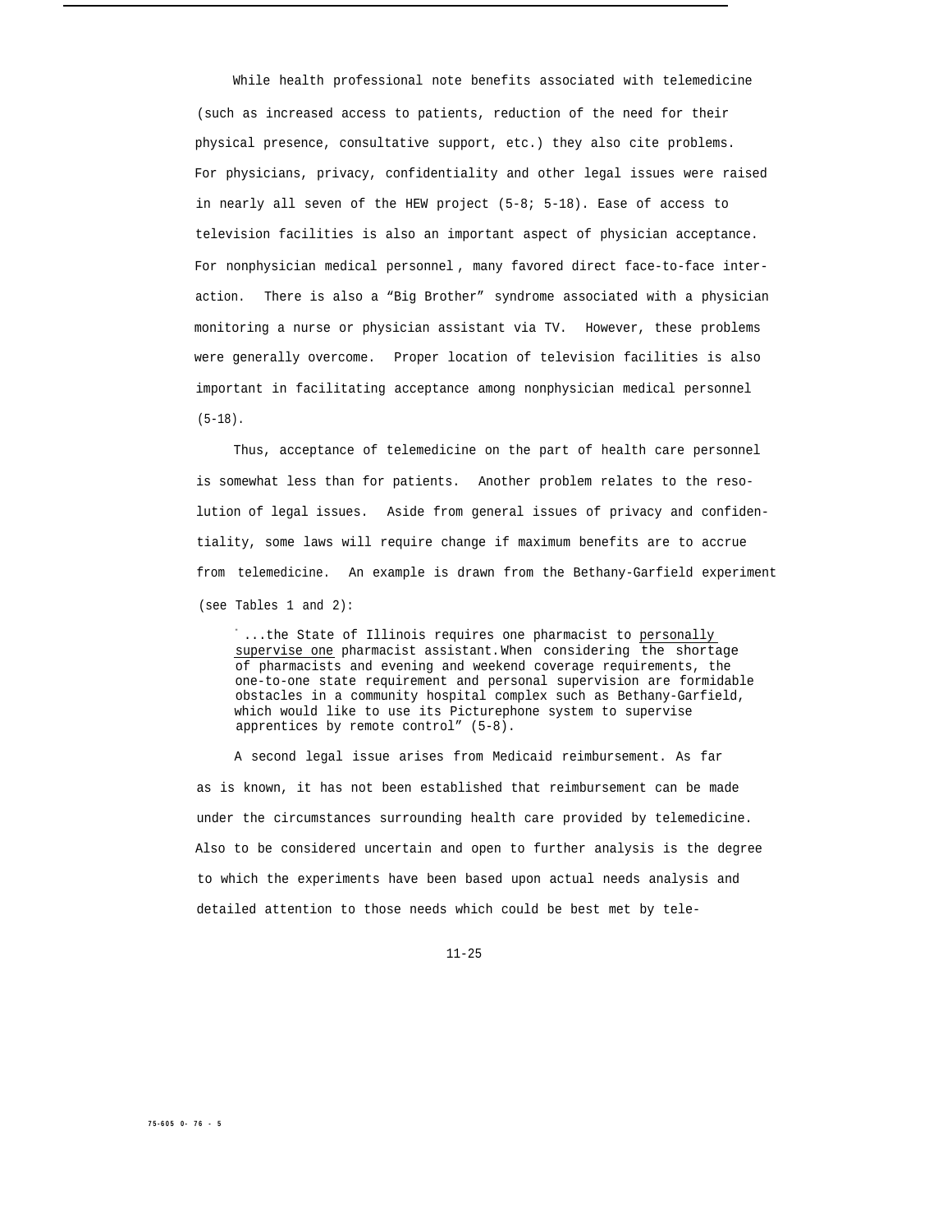While health professional note benefits associated with telemedicine (such as increased access to patients, reduction of the need for their physical presence, consultative support, etc.) they also cite problems. For physicians, privacy, confidentiality and other legal issues were raised in nearly all seven of the HEW project (5-8; 5-18). Ease of access to television facilities is also an important aspect of physician acceptance. For nonphysician medical personnel, many favored direct face-to-face interaction. There is also a "Big Brother" syndrome associated with a physician monitoring a nurse or physician assistant via TV. However, these problems were generally overcome. Proper location of television facilities is also important in facilitating acceptance among nonphysician medical personnel (5-18).

Thus, acceptance of telemedicine on the part of health care personnel is somewhat less than for patients. Another problem relates to the resolution of legal issues. Aside from general issues of privacy and confidentiality, some laws will require change if maximum benefits are to accrue from telemedicine. An example is drawn from the Bethany-Garfield experiment (see Tables 1 and 2):

> "...the State of Illinois requires one pharmacist to <u>personally supervise one</u> pharmacist assistant. When considering the shortage of pharmacists and evening and weekend coverage requirements, the one-to-one state requirement and personal supervision are formidable obstacles in a community hospital complex such as Bethany-Garfield, which would like to use its Picturephone system to supervise apprentices by remote control" (5-8).

A second legal issue arises from Medicaid reimbursement. As far as is known, it has not been established that reimbursement can be made under the circumstances surrounding health care provided by telemedicine. Also to be considered uncertain and open to further analysis is the degree to which the experiments have been based upon actual needs analysis and detailed attention to those needs which could be best met by tele-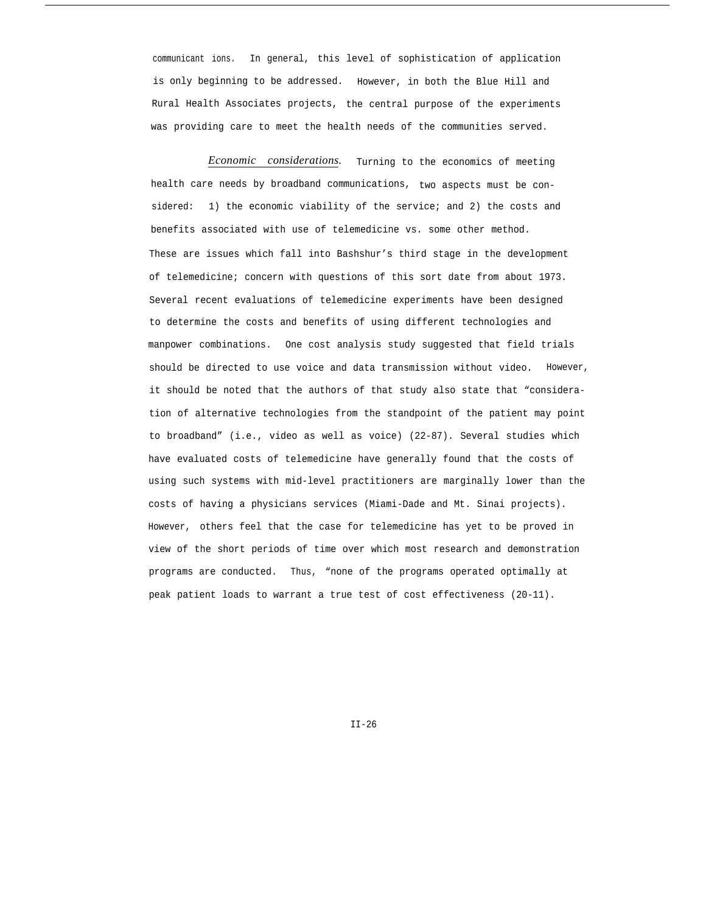communicant ions. In general, this level of sophistication of application is only beginning to be addressed. However, in both the Blue Hill and Rural Health Associates projects, the central purpose of the experiments was providing care to meet the health needs of the communities served.

*Economic considerations.* Turning to the economics of meeting health care needs by broadband communications, two aspects must be considered: 1) the economic viability of the service; and 2) the costs and benefits associated with use of telemedicine vs. some other method. These are issues which fall into Bashshur's third stage in the development of telemedicine; concern with questions of this sort date from about 1973. Several recent evaluations of telemedicine experiments have been designed to determine the costs and benefits of using different technologies and manpower combinations. One cost analysis study suggested that field trials should be directed to use voice and data transmission without video. However, it should be noted that the authors of that study also state that "consideration of alternative technologies from the standpoint of the patient may point to broadband" (i.e., video as well as voice) (22-87). Several studies which have evaluated costs of telemedicine have generally found that the costs of using such systems with mid-level practitioners are marginally lower than the costs of having a physicians services (Miami-Dade and Mt. Sinai projects). However, others feel that the case for telemedicine has yet to be proved in view of the short periods of time over which most research and demonstration programs are conducted. Thus, "none of the programs operated optimally at peak patient loads to warrant a true test of cost effectiveness (20-11).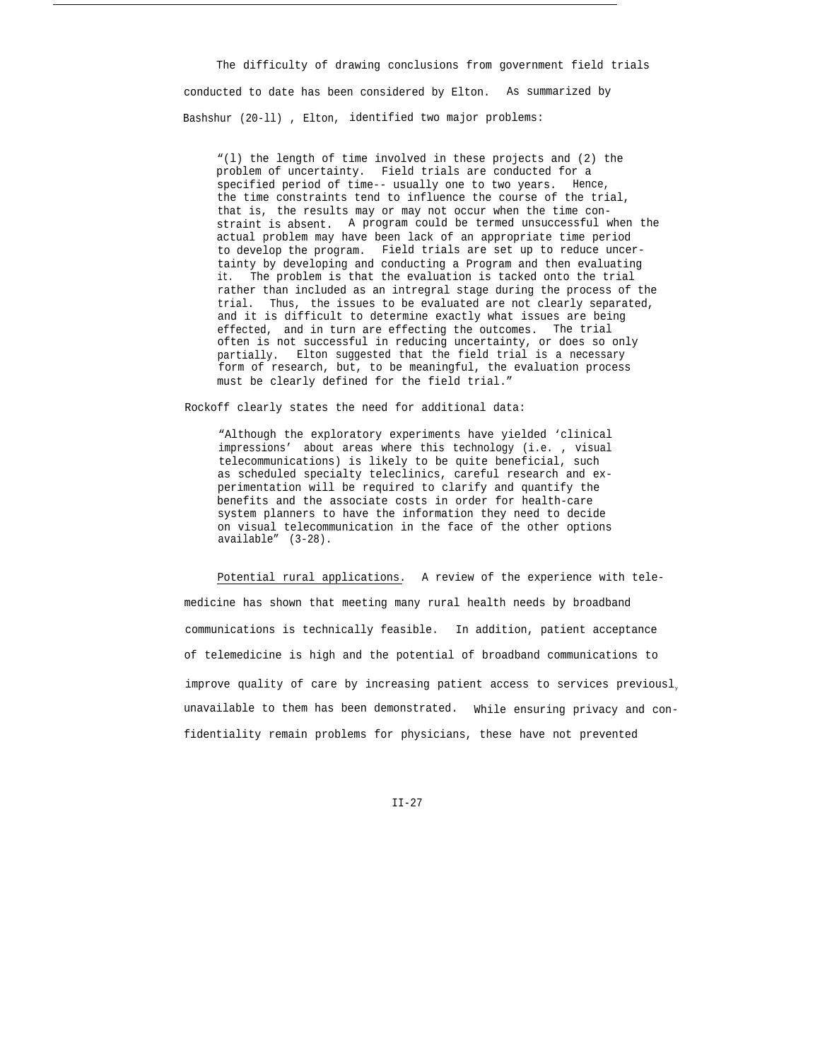The difficulty of drawing conclusions from government field trials conducted to date has been considered by Elton. As summarized by Bashshur (20-ll) , Elton, identified two major problems:

> "(l) the length of time involved in these projects and (2) the problem of uncertainty. Field trials are conducted for a specified period of time-- usually one to two years. Hence, the time constraints tend to influence the course of the trial, that is, the results may or may not occur when the time constraint is absent. A program could be termed unsuccessful when the actual problem may have been lack of an appropriate time period to develop the program. Field trials are set up to reduce uncertainty by developing and conducting a Program and then evaluating it. The problem is that the evaluation is tacked onto the trial rather than included as an intregral stage during the process of the trial. Thus, the issues to be evaluated are not clearly separated, and it is difficult to determine exactly what issues are being effected, and in turn are effecting the outcomes. The trial often is not successful in reducing uncertainty, or does so only partially. Elton suggested that the field trial is a necessary form of research, but, to be meaningful, the evaluation process must be clearly defined for the field trial."

Rockoff clearly states the need for additional data:

> "Although the exploratory experiments have yielded 'clinical impressions' about areas where this technology (i.e. , visual telecommunications) is likely to be quite beneficial, such as scheduled specialty teleclinics, careful research and experimentation will be required to clarify and quantify the benefits and the associate costs in order for health-care system planners to have the information they need to decide on visual telecommunication in the face of the other options available" (3-28).

<u>Potential rural applications</u>. A review of the experience with telemedicine has shown that meeting many rural health needs by broadband communications is technically feasible. In addition, patient acceptance of telemedicine is high and the potential of broadband communications to improve quality of care by increasing patient access to services previously unavailable to them has been demonstrated. While ensuring privacy and confidentiality remain problems for physicians, these have not prevented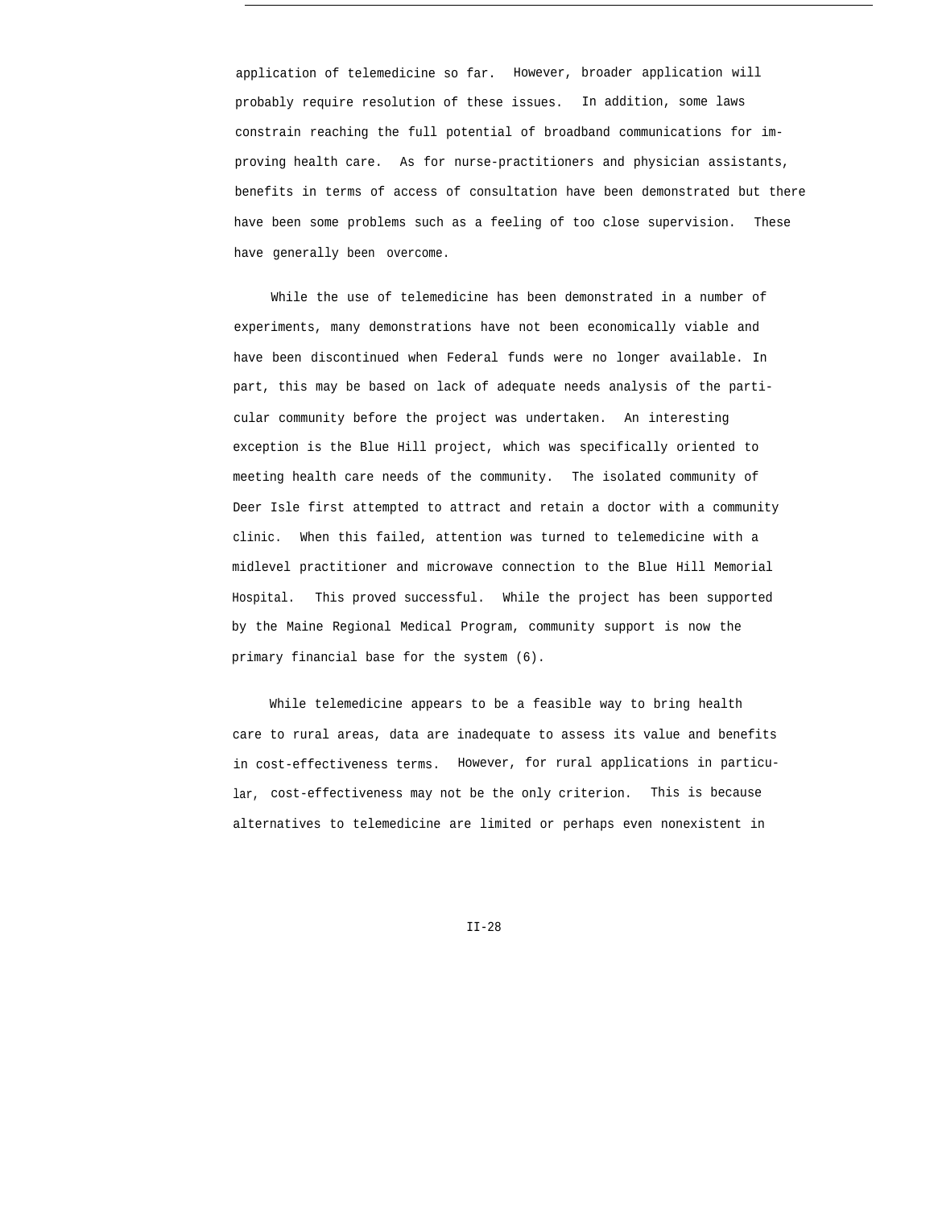application of telemedicine so far. However, broader application will probably require resolution of these issues. In addition, some laws constrain reaching the full potential of broadband communications for improving health care. As for nurse-practitioners and physician assistants, benefits in terms of access of consultation have been demonstrated but there have been some problems such as a feeling of too close supervision. These have generally been overcome.

While the use of telemedicine has been demonstrated in a number of experiments, many demonstrations have not been economically viable and have been discontinued when Federal funds were no longer available. In part, this may be based on lack of adequate needs analysis of the particular community before the project was undertaken. An interesting exception is the Blue Hill project, which was specifically oriented to meeting health care needs of the community. The isolated community of Deer Isle first attempted to attract and retain a doctor with a community clinic. When this failed, attention was turned to telemedicine with a midlevel practitioner and microwave connection to the Blue Hill Memorial Hospital. This proved successful. While the project has been supported by the Maine Regional Medical Program, community support is now the primary financial base for the system (6).

While telemedicine appears to be a feasible way to bring health care to rural areas, data are inadequate to assess its value and benefits in cost-effectiveness terms. However, for rural applications in particular, cost-effectiveness may not be the only criterion. This is because alternatives to telemedicine are limited or perhaps even nonexistent in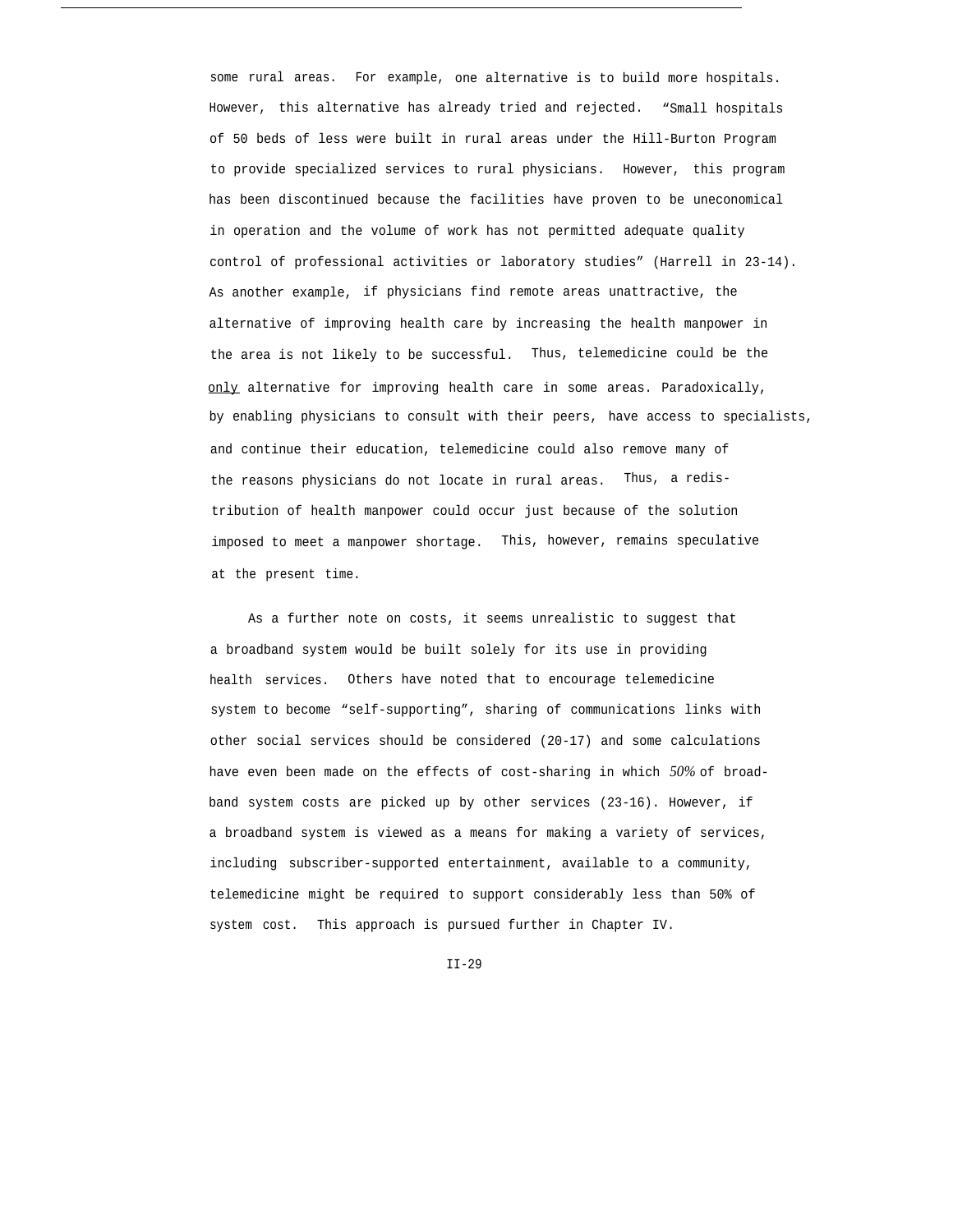some rural areas. For example, one alternative is to build more hospitals. However, this alternative has already tried and rejected. "Small hospitals of 50 beds of less were built in rural areas under the Hill-Burton Program to provide specialized services to rural physicians. However, this program has been discontinued because the facilities have proven to be uneconomical in operation and the volume of work has not permitted adequate quality control of professional activities or laboratory studies" (Harrell in 23-14). As another example, if physicians find remote areas unattractive, the alternative of improving health care by increasing the health manpower in the area is not likely to be successful. Thus, telemedicine could be the <u>only</u> alternative for improving health care in some areas. Paradoxically, by enabling physicians to consult with their peers, have access to specialists, and continue their education, telemedicine could also remove many of the reasons physicians do not locate in rural areas. Thus, a redistribution of health manpower could occur just because of the solution imposed to meet a manpower shortage. This, however, remains speculative at the present time.

As a further note on costs, it seems unrealistic to suggest that a broadband system would be built solely for its use in providing health services. Others have noted that to encourage telemedicine system to become "self-supporting", sharing of communications links with other social services should be considered (20-17) and some calculations have even been made on the effects of cost-sharing in which 50% of broadband system costs are picked up by other services (23-16). However, if a broadband system is viewed as a means for making a variety of services, including subscriber-supported entertainment, available to a community, telemedicine might be required to support considerably less than 50% of system cost. This approach is pursued further in Chapter IV.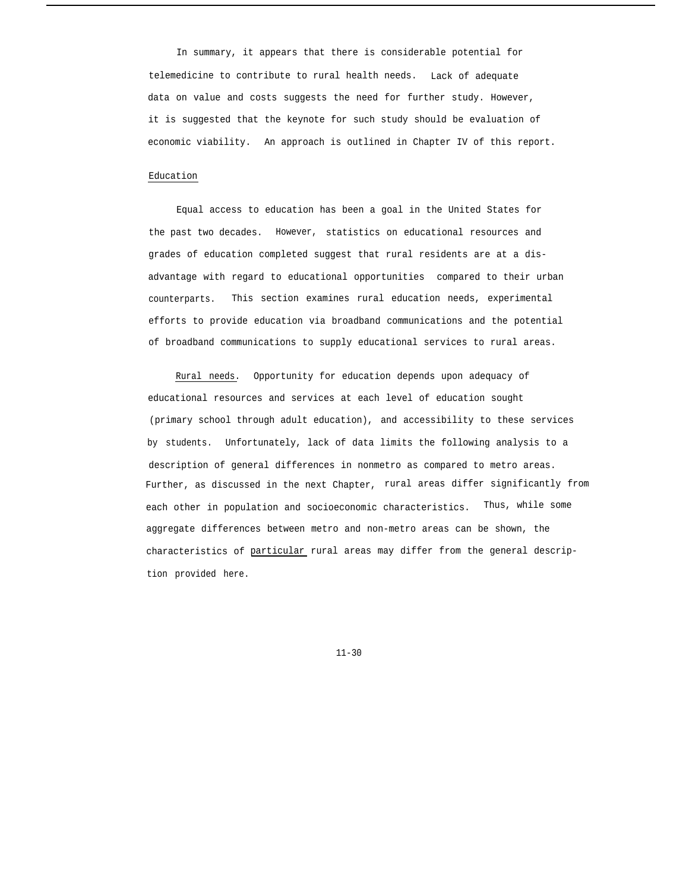In summary, it appears that there is considerable potential for telemedicine to contribute to rural health needs. Lack of adequate data on value and costs suggests the need for further study. However, it is suggested that the keynote for such study should be evaluation of economic viability. An approach is outlined in Chapter IV of this report.

## Education

Equal access to education has been a goal in the United States for the past two decades. However, statistics on educational resources and grades of education completed suggest that rural residents are at a disadvantage with regard to educational opportunities compared to their urban counterparts. This section examines rural education needs, experimental efforts to provide education via broadband communications and the potential of broadband communications to supply educational services to rural areas.

Rural needs. Opportunity for education depends upon adequacy of educational resources and services at each level of education sought (primary school through adult education), and accessibility to these services by students. Unfortunately, lack of data limits the following analysis to a description of general differences in nonmetro as compared to metro areas. Further, as discussed in the next Chapter, rural areas differ significantly from each other in population and socioeconomic characteristics. Thus, while some aggregate differences between metro and non-metro areas can be shown, the characteristics of particular rural areas may differ from the general description provided here.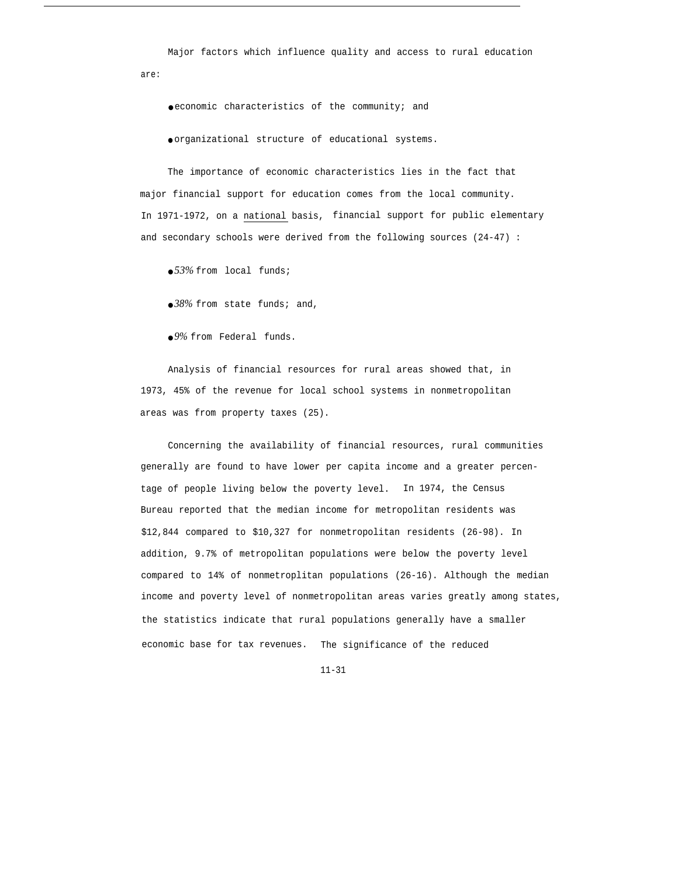Major factors which influence quality and access to rural education are:

- economic characteristics of the community; and
- organizational structure of educational systems.

The importance of economic characteristics lies in the fact that major financial support for education comes from the local community. In 1971-1972, on a <u>national</u> basis, financial support for public elementary and secondary schools were derived from the following sources (24-47) :

- *53%* from local funds;
- *38%* from state funds; and,
- *9%* from Federal funds.

Analysis of financial resources for rural areas showed that, in 1973, 45% of the revenue for local school systems in nonmetropolitan areas was from property taxes (25).

Concerning the availability of financial resources, rural communities generally are found to have lower per capita income and a greater percentage of people living below the poverty level. In 1974, the Census Bureau reported that the median income for metropolitan residents was $12,844 compared to $10,327 for nonmetropolitan residents (26-98). In addition, 9.7% of metropolitan populations were below the poverty level compared to 14% of nonmetroplitan populations (26-16). Although the median income and poverty level of nonmetropolitan areas varies greatly among states, the statistics indicate that rural populations generally have a smaller economic base for tax revenues. The significance of the reduced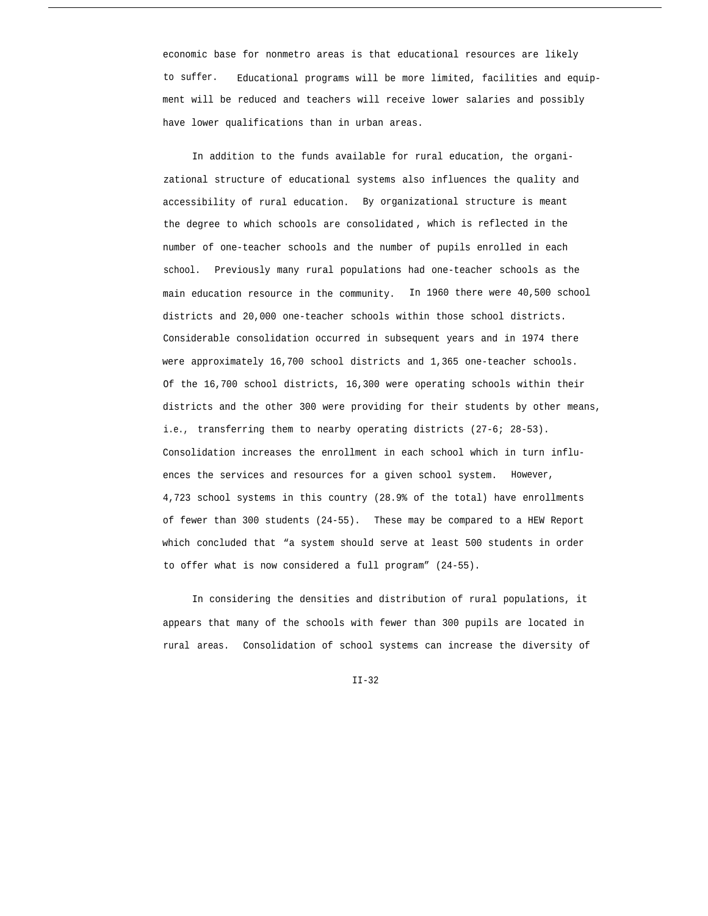economic base for nonmetro areas is that educational resources are likely to suffer. Educational programs will be more limited, facilities and equipment will be reduced and teachers will receive lower salaries and possibly have lower qualifications than in urban areas.

In addition to the funds available for rural education, the organizational structure of educational systems also influences the quality and accessibility of rural education. By organizational structure is meant the degree to which schools are consolidated, which is reflected in the number of one-teacher schools and the number of pupils enrolled in each school. Previously many rural populations had one-teacher schools as the main education resource in the community. In 1960 there were 40,500 school districts and 20,000 one-teacher schools within those school districts. Considerable consolidation occurred in subsequent years and in 1974 there were approximately 16,700 school districts and 1,365 one-teacher schools. Of the 16,700 school districts, 16,300 were operating schools within their districts and the other 300 were providing for their students by other means, i.e., transferring them to nearby operating districts (27-6; 28-53). Consolidation increases the enrollment in each school which in turn influences the services and resources for a given school system. However, 4,723 school systems in this country (28.9% of the total) have enrollments of fewer than 300 students (24-55). These may be compared to a HEW Report which concluded that "a system should serve at least 500 students in order to offer what is now considered a full program" (24-55).

In considering the densities and distribution of rural populations, it appears that many of the schools with fewer than 300 pupils are located in rural areas. Consolidation of school systems can increase the diversity of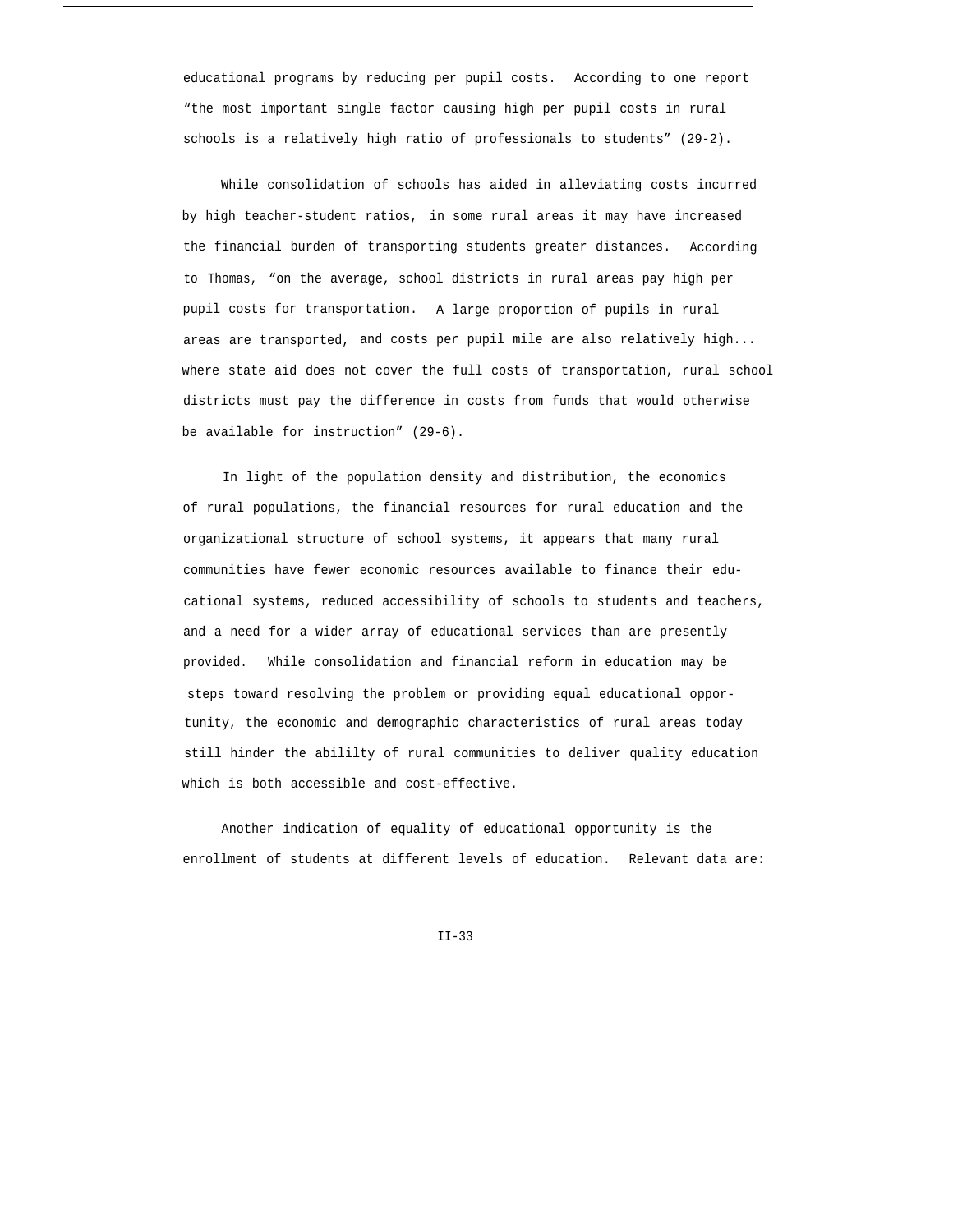educational programs by reducing per pupil costs. According to one report "the most important single factor causing high per pupil costs in rural schools is a relatively high ratio of professionals to students" (29-2).

While consolidation of schools has aided in alleviating costs incurred by high teacher-student ratios, in some rural areas it may have increased the financial burden of transporting students greater distances. According to Thomas, "on the average, school districts in rural areas pay high per pupil costs for transportation. A large proportion of pupils in rural areas are transported, and costs per pupil mile are also relatively high... where state aid does not cover the full costs of transportation, rural school districts must pay the difference in costs from funds that would otherwise be available for instruction" (29-6).

In light of the population density and distribution, the economics of rural populations, the financial resources for rural education and the organizational structure of school systems, it appears that many rural communities have fewer economic resources available to finance their educational systems, reduced accessibility of schools to students and teachers, and a need for a wider array of educational services than are presently provided. While consolidation and financial reform in education may be steps toward resolving the problem or providing equal educational opportunity, the economic and demographic characteristics of rural areas today still hinder the abililty of rural communities to deliver quality education which is both accessible and cost-effective.

Another indication of equality of educational opportunity is the enrollment of students at different levels of education. Relevant data are: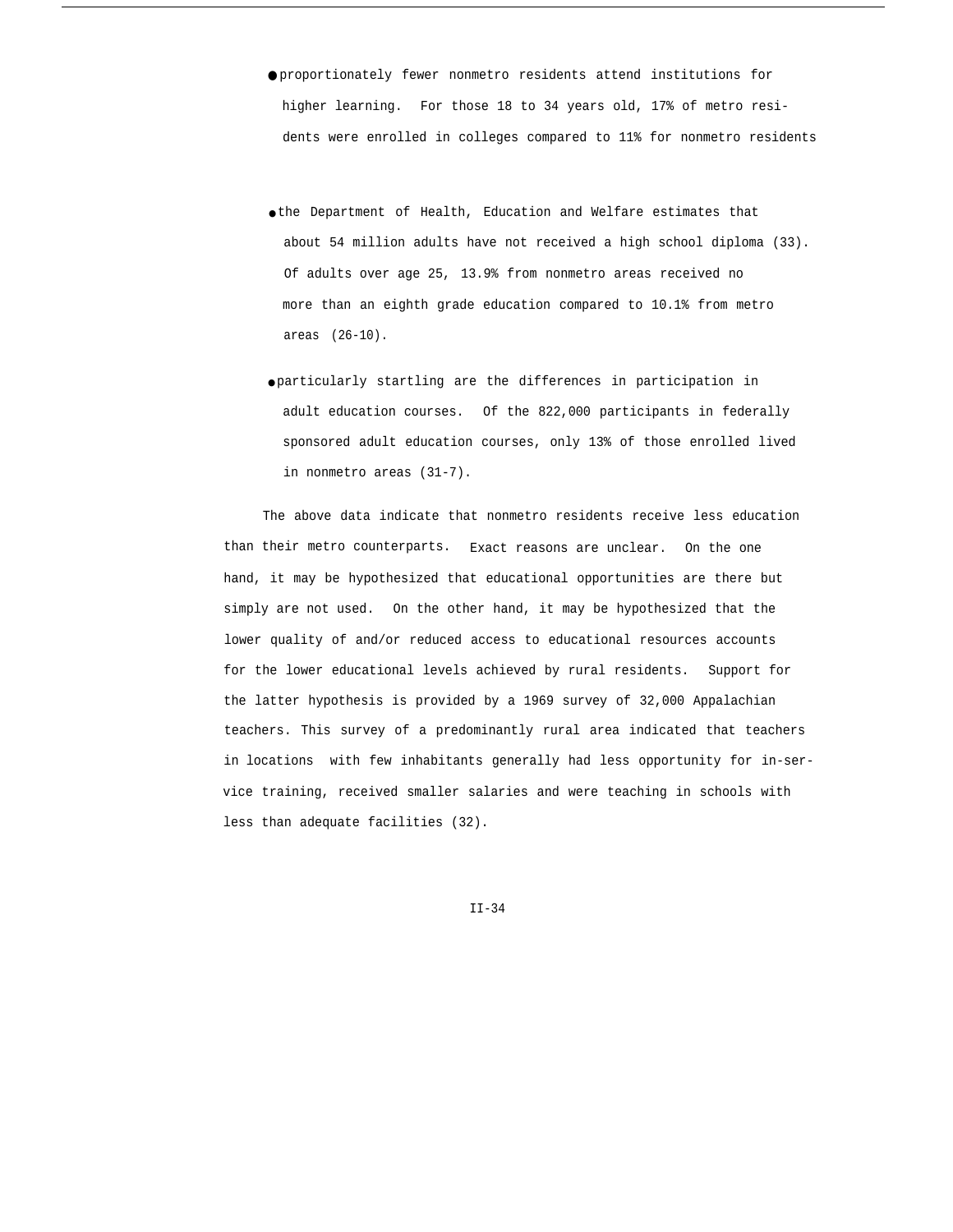- proportionately fewer nonmetro residents attend institutions for higher learning. For those 18 to 34 years old, 17% of metro residents were enrolled in colleges compared to 11% for nonmetro residents

- the Department of Health, Education and Welfare estimates that about 54 million adults have not received a high school diploma (33). Of adults over age 25, 13.9% from nonmetro areas received no more than an eighth grade education compared to 10.1% from metro areas (26-10).

- particularly startling are the differences in participation in adult education courses. Of the 822,000 participants in federally sponsored adult education courses, only 13% of those enrolled lived in nonmetro areas (31-7).

The above data indicate that nonmetro residents receive less education than their metro counterparts. Exact reasons are unclear. On the one hand, it may be hypothesized that educational opportunities are there but simply are not used. On the other hand, it may be hypothesized that the lower quality of and/or reduced access to educational resources accounts for the lower educational levels achieved by rural residents. Support for the latter hypothesis is provided by a 1969 survey of 32,000 Appalachian teachers. This survey of a predominantly rural area indicated that teachers in locations with few inhabitants generally had less opportunity for in-service training, received smaller salaries and were teaching in schools with less than adequate facilities (32).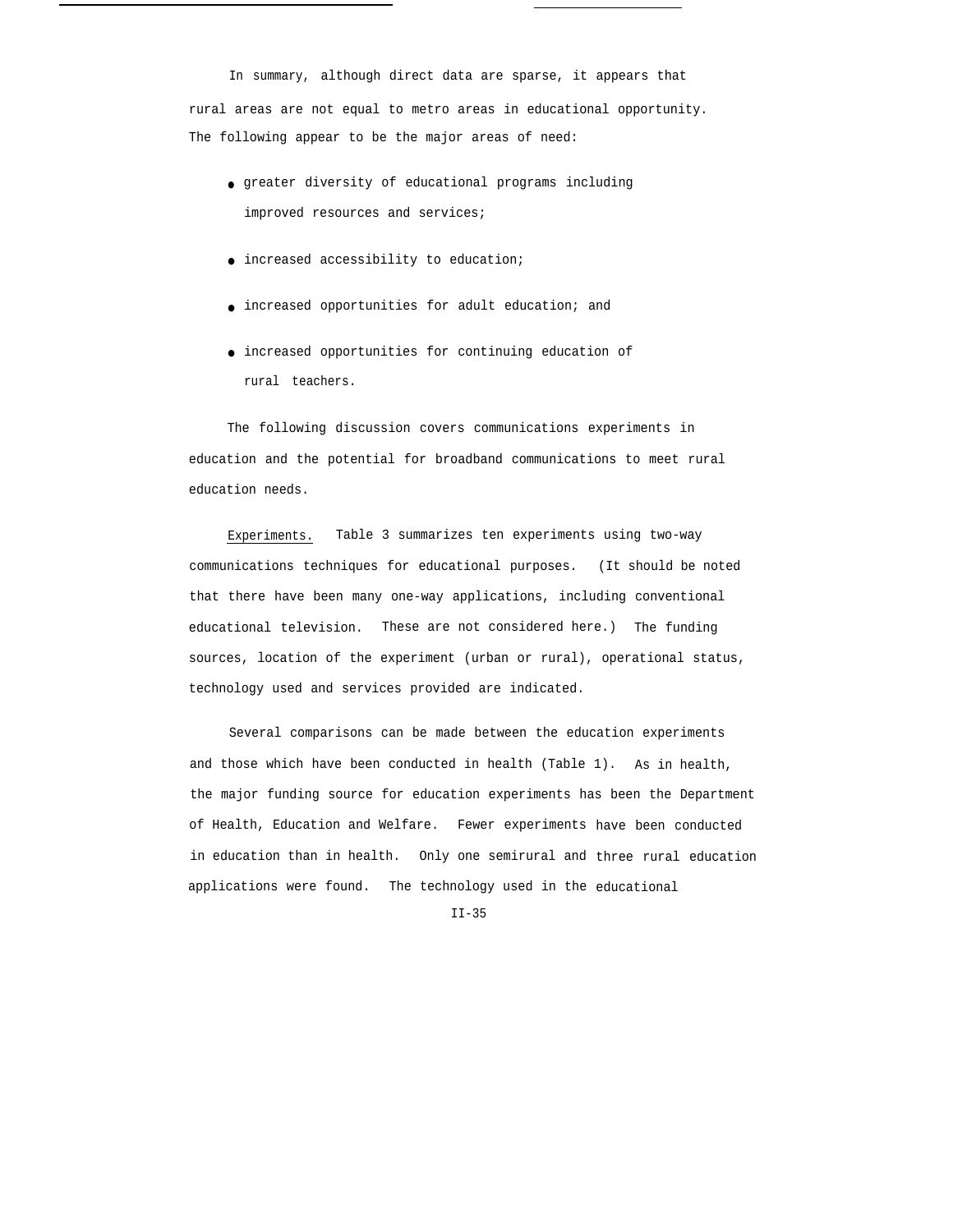In summary, although direct data are sparse, it appears that rural areas are not equal to metro areas in educational opportunity. The following appear to be the major areas of need:

- greater diversity of educational programs including improved resources and services;
- increased accessibility to education;
- increased opportunities for adult education; and
- increased opportunities for continuing education of rural teachers.

The following discussion covers communications experiments in education and the potential for broadband communications to meet rural education needs.

Experiments. Table 3 summarizes ten experiments using two-way communications techniques for educational purposes. (It should be noted that there have been many one-way applications, including conventional educational television. These are not considered here.) The funding sources, location of the experiment (urban or rural), operational status, technology used and services provided are indicated.

Several comparisons can be made between the education experiments and those which have been conducted in health (Table 1). As in health, the major funding source for education experiments has been the Department of Health, Education and Welfare. Fewer experiments have been conducted in education than in health. Only one semirural and three rural education applications were found. The technology used in the educational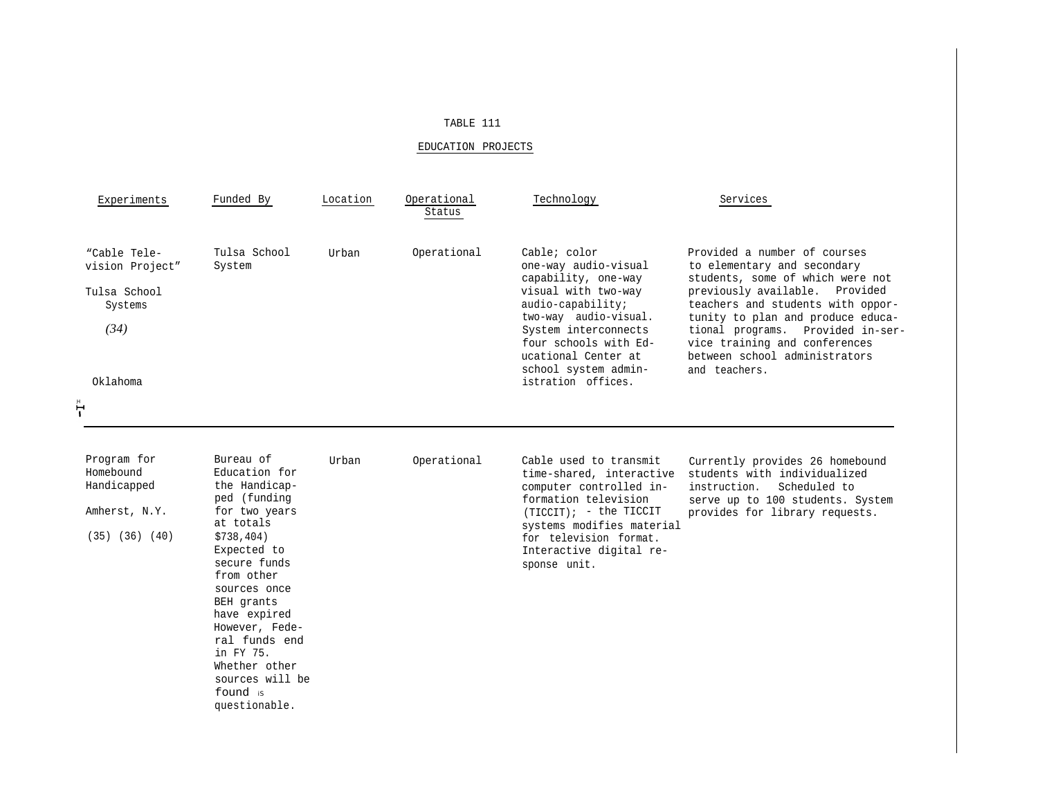TABLE 111

EDUCATION PROJECTS

| Experiments | Funded By | Location | Operational Status | Technology | Services |
|---|---|---|---|---|---|
| "Cable Television Project" Tulsa School Systems (34) Oklahoma | Tulsa School System | Urban | Operational | Cable; color one-way audio-visual capability, one-way visual with two-way audio-capability; two-way audio-visual. System interconnects four schools with Educational Center at school system administration offices. | Provided a number of courses to elementary and secondary students, some of which were not previously available. Provided teachers and students with opportunity to plan and produce educational programs. Provided in-service training and conferences between school administrators and teachers. |
| Program for Homebound Handicapped Amherst, N.Y. (35) (36) (40) | Bureau of Education for the Handicapped (funding for two years at totals $738,404) Expected to secure funds from other sources once BEH grants have expired However, Federal funds end in FY 75. Whether other sources will be found is questionable. | Urban | Operational | Cable used to transmit time-shared, interactive computer controlled information television (TICCIT); - the TICCIT systems modifies material for television format. Interactive digital response unit. | Currently provides 26 homebound students with individualized instruction. Scheduled to serve up to 100 students. System provides for library requests. |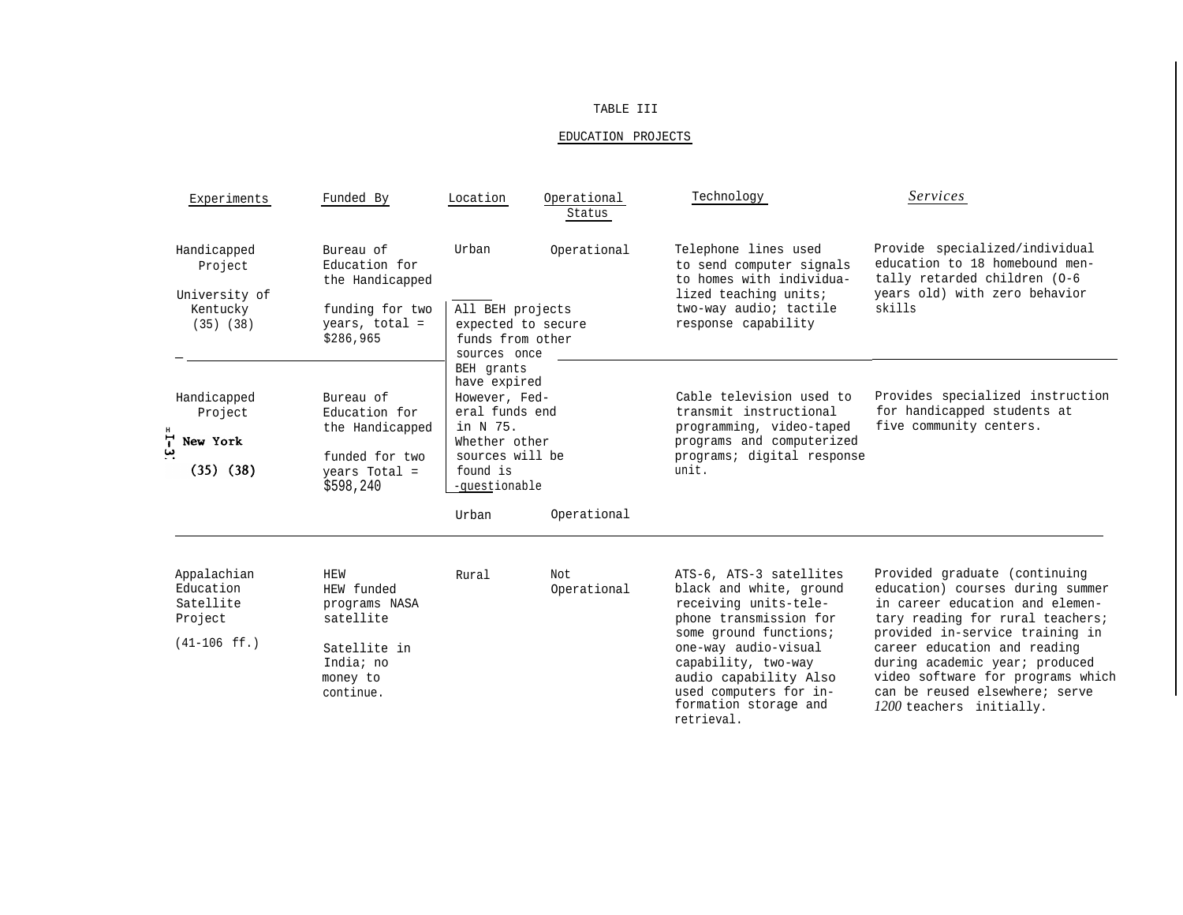TABLE III

EDUCATION PROJECTS

| Experiments | Funded By | Location | Operational Status | Technology | Services |
|---|---|---|---|---|---|
| Handicapped Project University of Kentucky (35) (38) | Bureau of Education for the Handicapped funding for two years, total = $286,965 | Urban | Operational | Telephone lines used to send computer signals to homes with individualized teaching units; two-way audio; tactile response capability | Provide specialized/individual education to 18 homebound mentally retarded children (0-6 years old) with zero behavior skills |
| Handicapped Project New York (35) (38) | Bureau of Education for the Handicapped funded for two years Total = $598,240 | All BEH projects expected to secure funds from other sources once BEH grants have expired However, Federal funds end in N 75. Whether other sources will be found is questionable Urban | Operational | Cable television used to transmit instructional programming, video-taped programs and computerized programs; digital response unit. | Provides specialized instruction for handicapped students at five community centers. |
| Appalachian Education Satellite Project (41-106 ff.) | HEW HEW funded programs NASA satellite Satellite in India; no money to continue. | Rural | Not Operational | ATS-6, ATS-3 satellites black and white, ground receiving units-telephone transmission for some ground functions; one-way audio-visual capability, two-way audio capability Also used computers for information storage and retrieval. | Provided graduate (continuing education) courses during summer in career education and elementary reading for rural teachers; provided in-service training in career education and reading during academic year; produced video software for programs which can be reused elsewhere; serve 1200 teachers initially. |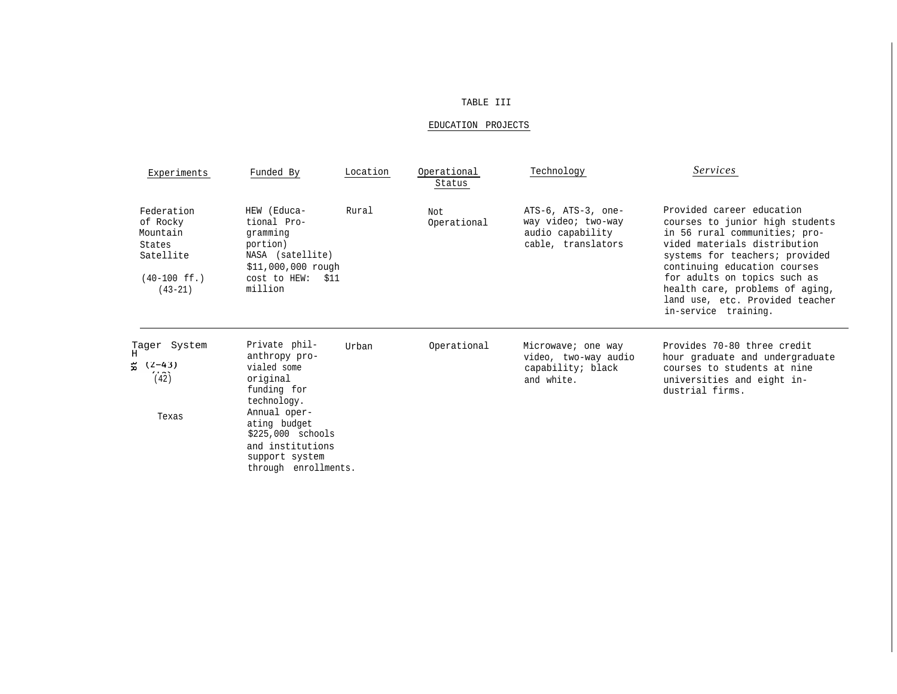# TABLE III

## EDUCATION PROJECTS

| Experiments | Funded By | Location | Operational Status | Technology | Services |
|---|---|---|---|---|---|
| Federation of Rocky Mountain States Satellite (40-100 ff.) (43-21) | HEW (Educational Programming portion) NASA (satellite) $11,000,000 rough cost to HEW: $11 million | Rural | Not Operational | ATS-6, ATS-3, one-way video; two-way audio capability cable, translators | Provided career education courses to junior high students in 56 rural communities; provided materials distribution systems for teachers; provided continuing education courses for adults on topics such as health care, problems of aging, land use, etc. Provided teacher in-service training. |
| Tager System H 8 (2-43) (42) Texas | Private philanthropy provialed some original funding for technology. Annual operating budget $225,000 schools and institutions support system through enrollments. | Urban | Operational | Microwave; one way video, two-way audio capability; black and white. | Provides 70-80 three credit hour graduate and undergraduate courses to students at nine universities and eight industrial firms. |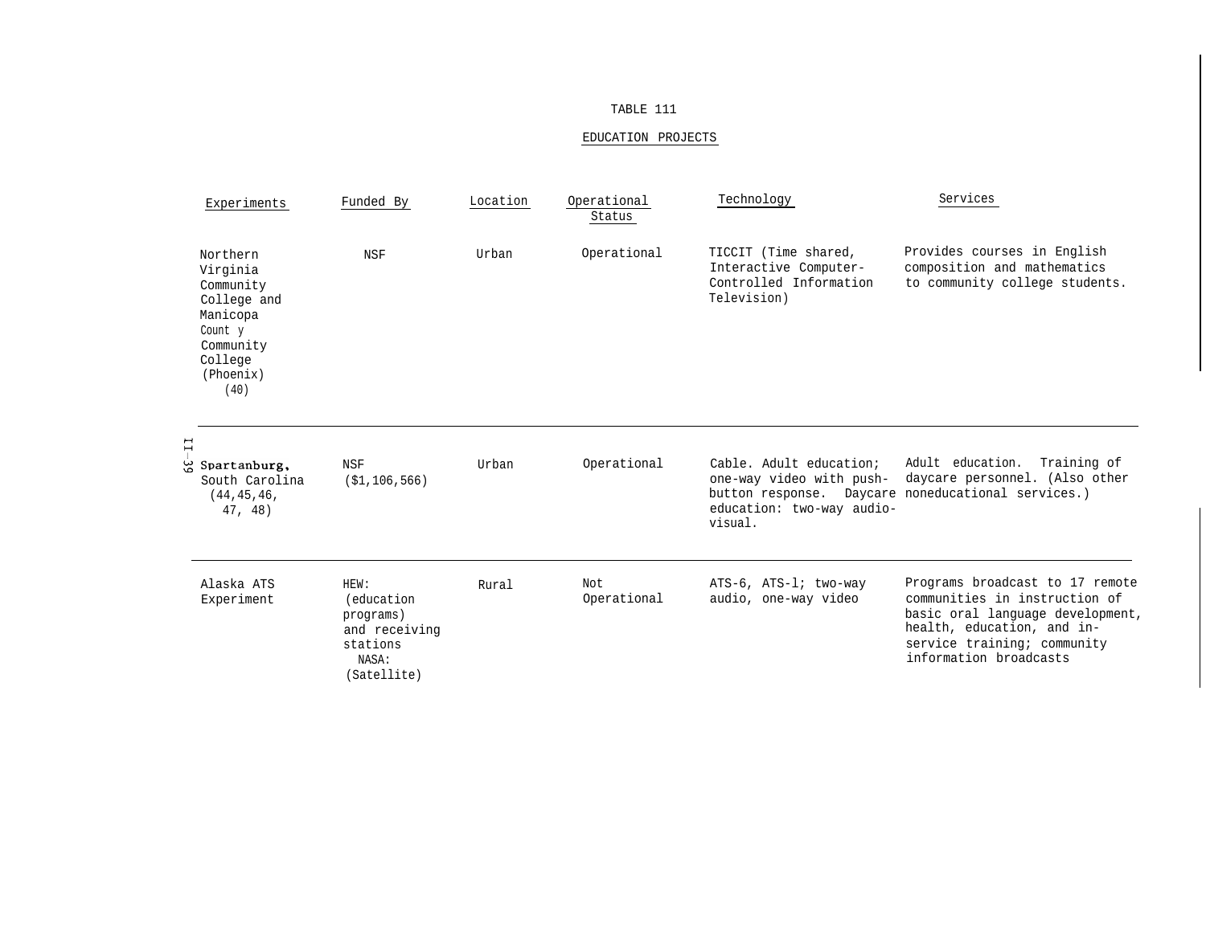TABLE 111

EDUCATION PROJECTS

| Experiments | Funded By | Location | Operational Status | Technology | Services |
|---|---|---|---|---|---|
| Northern Virginia Community College and Manicopa County Community College (Phoenix) (40) | NSF | Urban | Operational | TICCIT (Time shared, Interactive Computer-Controlled Information Television) | Provides courses in English composition and mathematics to community college students. |
| Spartanburg, South Carolina (44,45,46, 47, 48) | NSF ($1,106,566) | Urban | Operational | Cable. Adult education; one-way video with push-button response. Daycare education: two-way audio-visual. | Adult education. Training of daycare personnel. (Also other noneducational services.) |
| Alaska ATS Experiment | HEW: (education programs) and receiving stations NASA: (Satellite) | Rural | Not Operational | ATS-6, ATS-l; two-way audio, one-way video | Programs broadcast to 17 remote communities in instruction of basic oral language development, health, education, and in-service training; community information broadcasts |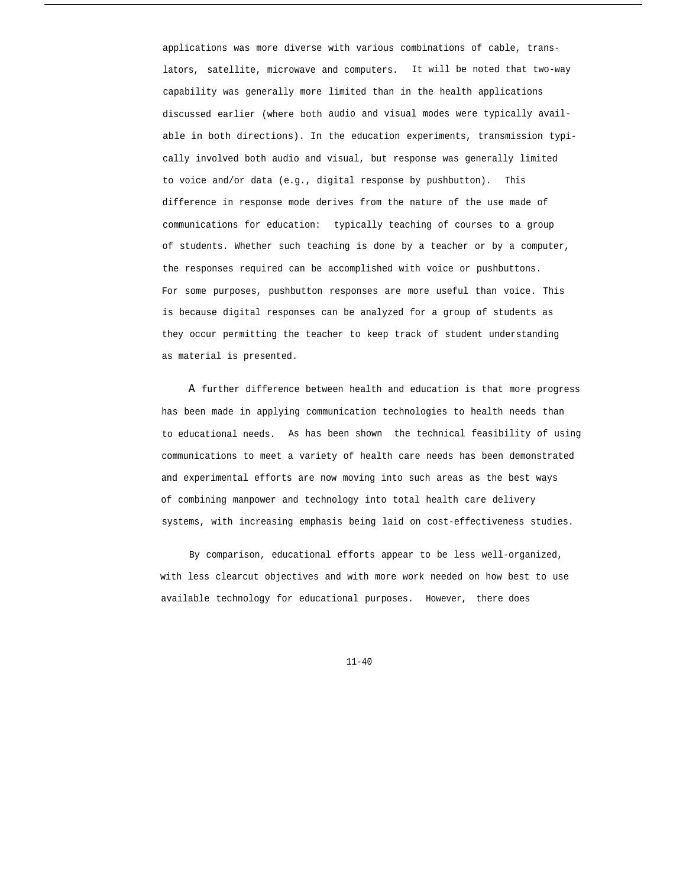applications was more diverse with various combinations of cable, translators, satellite, microwave and computers. It will be noted that two-way capability was generally more limited than in the health applications discussed earlier (where both audio and visual modes were typically available in both directions). In the education experiments, transmission typically involved both audio and visual, but response was generally limited to voice and/or data (e.g., digital response by pushbutton). This difference in response mode derives from the nature of the use made of communications for education: typically teaching of courses to a group of students. Whether such teaching is done by a teacher or by a computer, the responses required can be accomplished with voice or pushbuttons. For some purposes, pushbutton responses are more useful than voice. This is because digital responses can be analyzed for a group of students as they occur permitting the teacher to keep track of student understanding as material is presented.

A further difference between health and education is that more progress has been made in applying communication technologies to health needs than to educational needs. As has been shown the technical feasibility of using communications to meet a variety of health care needs has been demonstrated and experimental efforts are now moving into such areas as the best ways of combining manpower and technology into total health care delivery systems, with increasing emphasis being laid on cost-effectiveness studies.

By comparison, educational efforts appear to be less well-organized, with less clearcut objectives and with more work needed on how best to use available technology for educational purposes. However, there does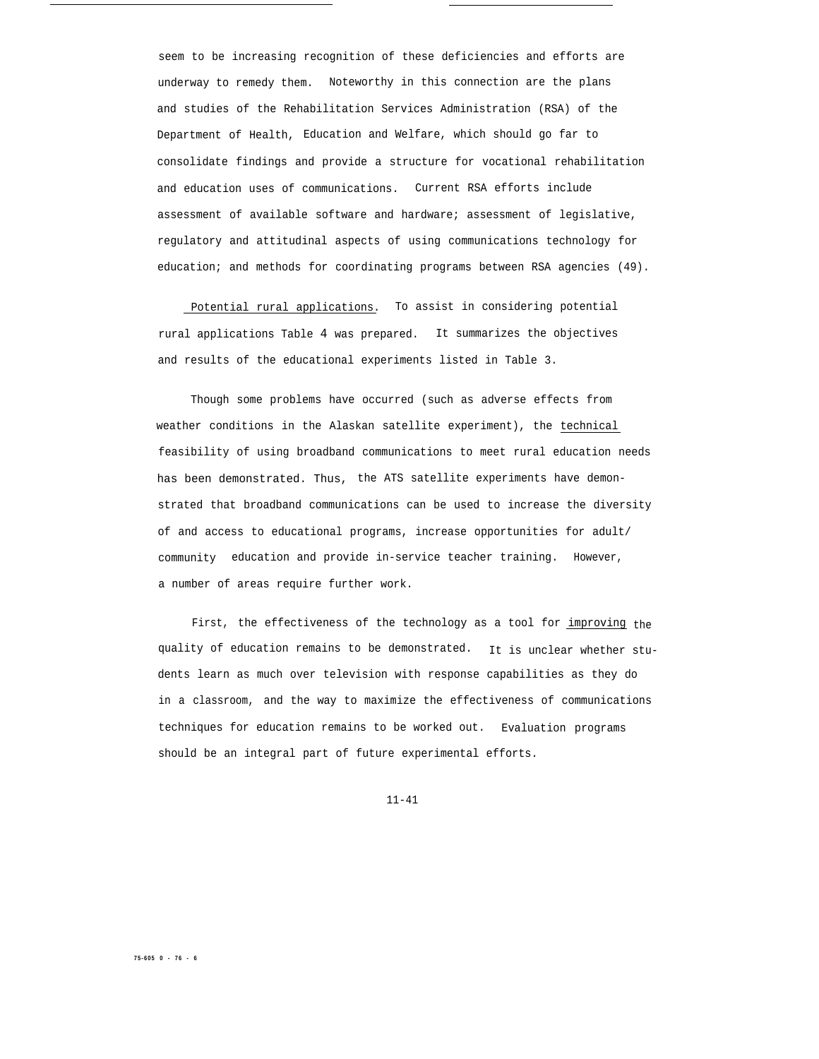seem to be increasing recognition of these deficiencies and efforts are underway to remedy them. Noteworthy in this connection are the plans and studies of the Rehabilitation Services Administration (RSA) of the Department of Health, Education and Welfare, which should go far to consolidate findings and provide a structure for vocational rehabilitation and education uses of communications. Current RSA efforts include assessment of available software and hardware; assessment of legislative, regulatory and attitudinal aspects of using communications technology for education; and methods for coordinating programs between RSA agencies (49).

Potential rural applications. To assist in considering potential rural applications Table 4 was prepared. It summarizes the objectives and results of the educational experiments listed in Table 3.

Though some problems have occurred (such as adverse effects from weather conditions in the Alaskan satellite experiment), the technical feasibility of using broadband communications to meet rural education needs has been demonstrated. Thus, the ATS satellite experiments have demonstrated that broadband communications can be used to increase the diversity of and access to educational programs, increase opportunities for adult/community education and provide in-service teacher training. However, a number of areas require further work.

First, the effectiveness of the technology as a tool for improving the quality of education remains to be demonstrated. It is unclear whether students learn as much over television with response capabilities as they do in a classroom, and the way to maximize the effectiveness of communications techniques for education remains to be worked out. Evaluation programs should be an integral part of future experimental efforts.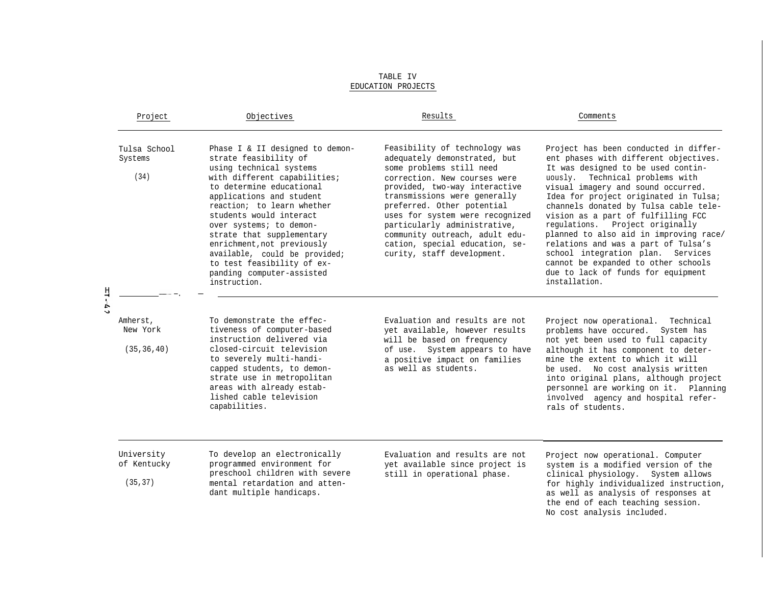# TABLE IV
## EDUCATION PROJECTS

| Project | Objectives | Results | Comments |
|---|---|---|---|
| Tulsa School Systems (34) | Phase I & II designed to demonstrate feasibility of using technical systems with different capabilities; to determine educational applications and student reaction; to learn whether students would interact over systems; to demonstrate that supplementary enrichment, not previously available, could be provided; to test feasibility of expanding computer-assisted instruction. | Feasibility of technology was adequately demonstrated, but some problems still need correction. New courses were provided, two-way interactive transmissions were generally preferred. Other potential uses for system were recognized particularly administrative, community outreach, adult education, special education, security, staff development. | Project has been conducted in different phases with different objectives. It was designed to be used continuously. Technical problems with visual imagery and sound occurred. Idea for project originated in Tulsa; channels donated by Tulsa cable television as a part of fulfilling FCC regulations. Project originally planned to also aid in improving race/relations and was a part of Tulsa's school integration plan. Services cannot be expanded to other schools due to lack of funds for equipment installation. |
| Amherst, New York (35,36,40) | To demonstrate the effectiveness of computer-based instruction delivered via closed-circuit television to severely multi-handicapped students, to demonstrate use in metropolitan areas with already established cable television capabilities. | Evaluation and results are not yet available, however results will be based on frequency of use. System appears to have a positive impact on families as well as students. | Project now operational. Technical problems have occured. System has not yet been used to full capacity although it has component to determine the extent to which it will be used. No cost analysis written into original plans, although project personnel are working on it. Planning involved agency and hospital referrals of students. |
| University of Kentucky (35,37) | To develop an electronically programmed environment for preschool children with severe mental retardation and attendant multiple handicaps. | Evaluation and results are not yet available since project is still in operational phase. | Project now operational. Computer system is a modified version of the clinical physiology. System allows for highly individualized instruction, as well as analysis of responses at the end of each teaching session. No cost analysis included. |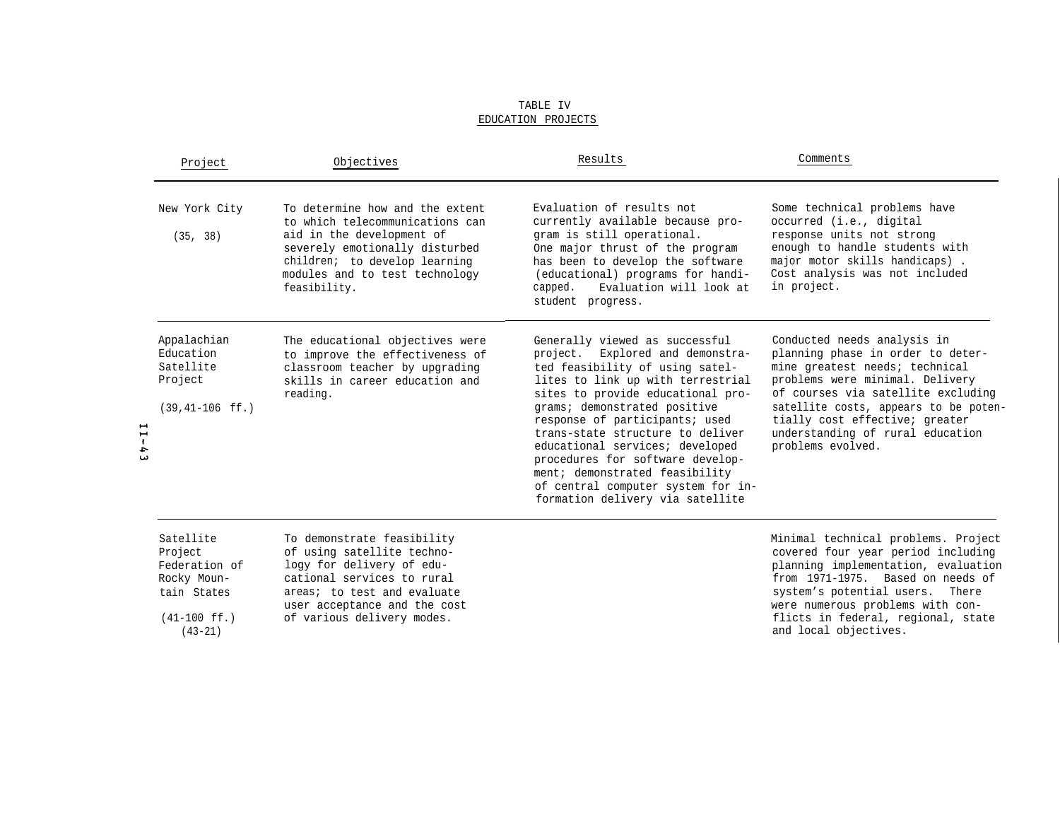TABLE IV

EDUCATION PROJECTS

| Project | Objectives | Results | Comments |
|---|---|---|---|
| New York City (35, 38) | To determine how and the extent to which telecommunications can aid in the development of severely emotionally disturbed children; to develop learning modules and to test technology feasibility. | Evaluation of results not currently available because program is still operational. One major thrust of the program has been to develop the software (educational) programs for handicapped. Evaluation will look at student progress. | Some technical problems have occurred (i.e., digital response units not strong enough to handle students with major motor skills handicaps). Cost analysis was not included in project. |
| Appalachian Education Satellite Project (39,41-106 ff.) | The educational objectives were to improve the effectiveness of classroom teacher by upgrading skills in career education and reading. | Generally viewed as successful project. Explored and demonstrated feasibility of using satellites to link up with terrestrial sites to provide educational programs; demonstrated positive response of participants; used trans-state structure to deliver educational services; developed procedures for software development; demonstrated feasibility of central computer system for information delivery via satellite | Conducted needs analysis in planning phase in order to determine greatest needs; technical problems were minimal. Delivery of courses via satellite excluding satellite costs, appears to be potentially cost effective; greater understanding of rural education problems evolved. |
| Satellite Project Federation of Rocky Mountain States (41-100 ff.) (43-21) | To demonstrate feasibility of using satellite technology for delivery of educational services to rural areas; to test and evaluate user acceptance and the cost of various delivery modes. | | Minimal technical problems. Project covered four year period including planning implementation, evaluation from 1971-1975. Based on needs of system's potential users. There were numerous problems with conflicts in federal, regional, state and local objectives. |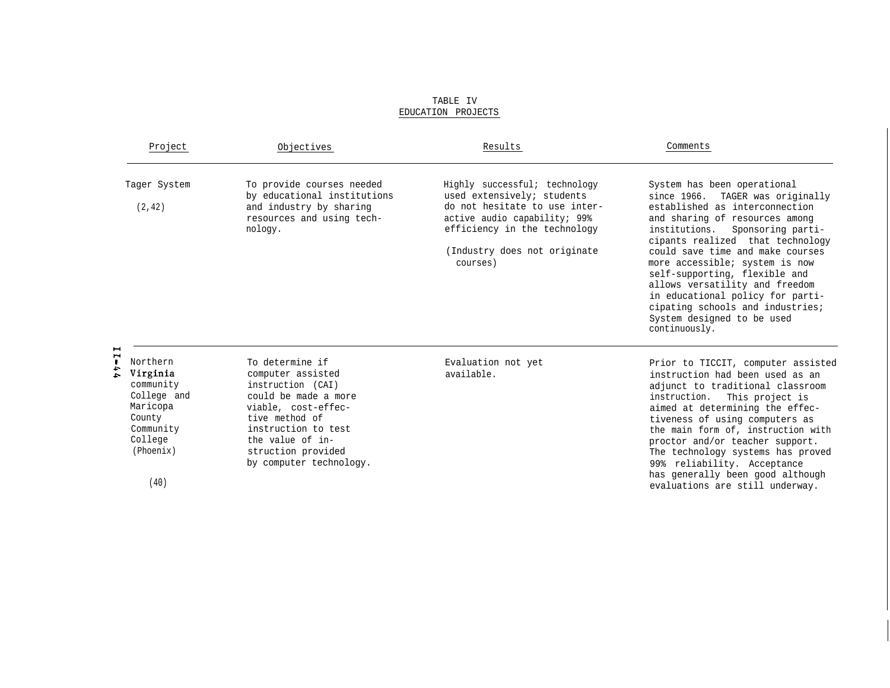TABLE IV
EDUCATION PROJECTS

| Project | Objectives | Results | Comments |
|---|---|---|---|
| Tager System (2,42) | To provide courses needed by educational institutions and industry by sharing resources and using technology. | Highly successful; technology used extensively; students do not hesitate to use interactive audio capability; 99% efficiency in the technology (Industry does not originate courses) | System has been operational since 1966. TAGER was originally established as interconnection and sharing of resources among institutions. Sponsoring participants realized that technology could save time and make courses more accessible; system is now self-supporting, flexible and allows versatility and freedom in educational policy for participating schools and industries; System designed to be used continuously. |
| Northern Virginia community College and Maricopa County Community College (Phoenix) (40) | To determine if computer assisted instruction (CAI) could be made a more viable, cost-effective method of instruction to test the value of instruction provided by computer technology. | Evaluation not yet available. | Prior to TICCIT, computer assisted instruction had been used as an adjunct to traditional classroom instruction. This project is aimed at determining the effectiveness of using computers as the main form of, instruction with proctor and/or teacher support. The technology systems has proved 99% reliability. Acceptance has generally been good although evaluations are still underway. |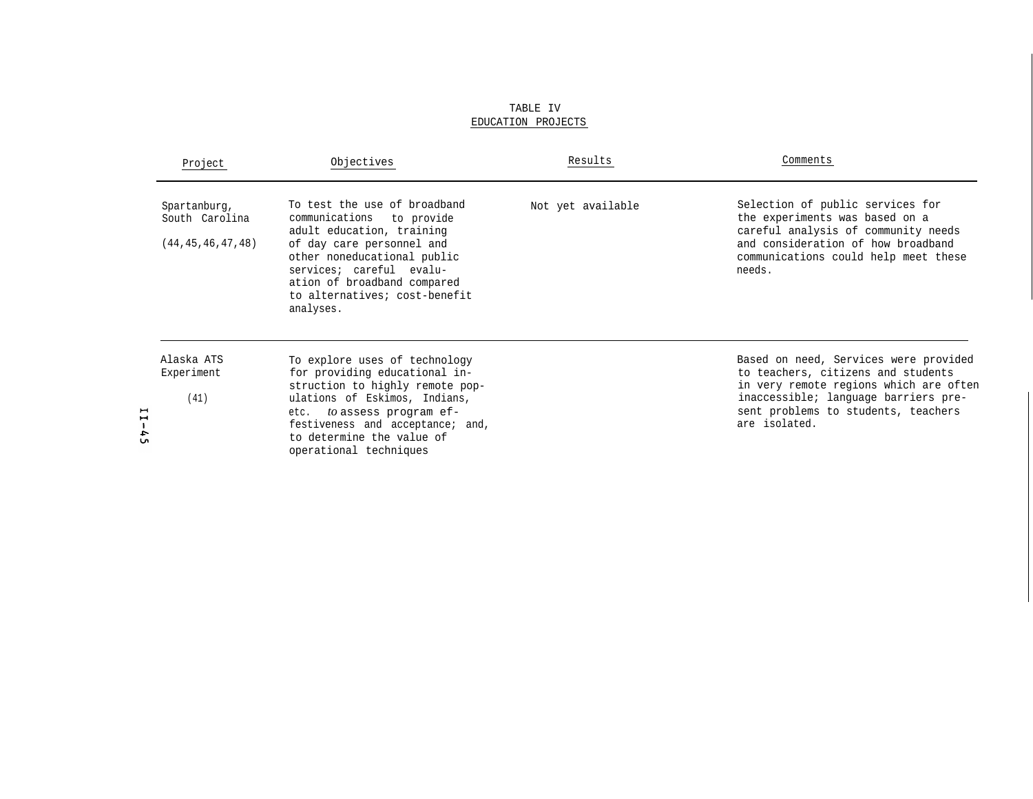TABLE IV

EDUCATION PROJECTS

| Project | Objectives | Results | Comments |
|---|---|---|---|
| Spartanburg, South Carolina (44,45,46,47,48) | To test the use of broadband communications to provide adult education, training of day care personnel and other noneducational public services; careful evaluation of broadband compared to alternatives; cost-benefit analyses. | Not yet available | Selection of public services for the experiments was based on a careful analysis of community needs and consideration of how broadband communications could help meet these needs. |
| Alaska ATS Experiment (41) | To explore uses of technology for providing educational instruction to highly remote populations of Eskimos, Indians, etc. to assess program effestiveness and acceptance; and, to determine the value of operational techniques | | Based on need, Services were provided to teachers, citizens and students in very remote regions which are often inaccessible; language barriers present problems to students, teachers are isolated. |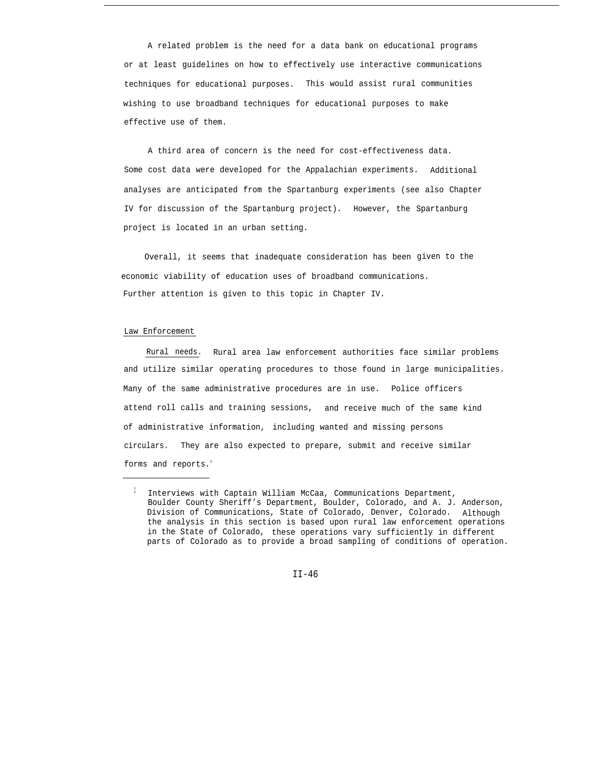A related problem is the need for a data bank on educational programs or at least guidelines on how to effectively use interactive communications techniques for educational purposes. This would assist rural communities wishing to use broadband techniques for educational purposes to make effective use of them.

A third area of concern is the need for cost-effectiveness data. Some cost data were developed for the Appalachian experiments. Additional analyses are anticipated from the Spartanburg experiments (see also Chapter IV for discussion of the Spartanburg project). However, the Spartanburg project is located in an urban setting.

Overall, it seems that inadequate consideration has been given to the economic viability of education uses of broadband communications. Further attention is given to this topic in Chapter IV.

## Law Enforcement

Rural needs. Rural area law enforcement authorities face similar problems and utilize similar operating procedures to those found in large municipalities. Many of the same administrative procedures are in use. Police officers attend roll calls and training sessions, and receive much of the same kind of administrative information, including wanted and missing persons circulars. They are also expected to prepare, submit and receive similar forms and reports.[1]

---

[1] Interviews with Captain William McCaa, Communications Department, Boulder County Sheriff's Department, Boulder, Colorado, and A. J. Anderson, Division of Communications, State of Colorado, Denver, Colorado. Although the analysis in this section is based upon rural law enforcement operations in the State of Colorado, these operations vary sufficiently in different parts of Colorado as to provide a broad sampling of conditions of operation.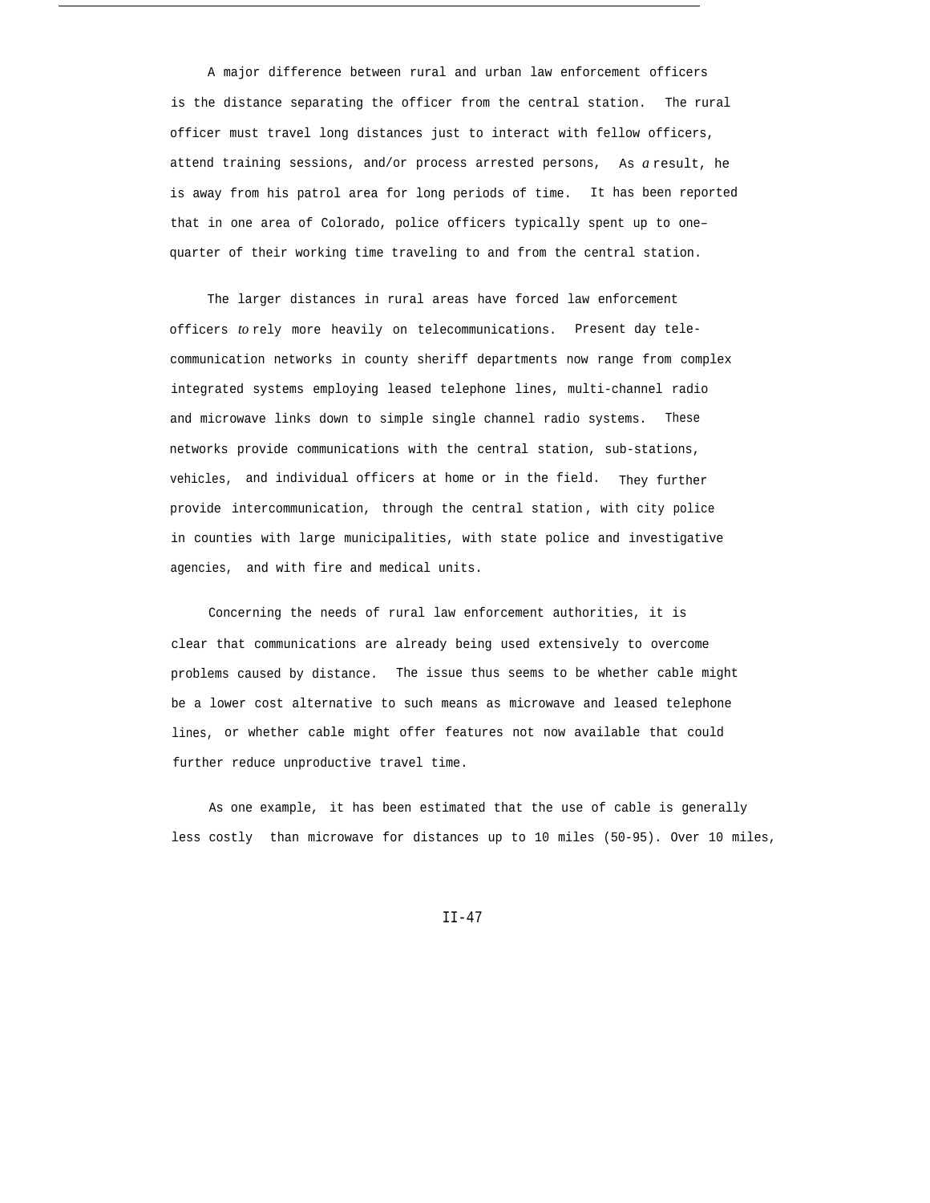A major difference between rural and urban law enforcement officers is the distance separating the officer from the central station. The rural officer must travel long distances just to interact with fellow officers, attend training sessions, and/or process arrested persons, As a result, he is away from his patrol area for long periods of time. It has been reported that in one area of Colorado, police officers typically spent up to one–quarter of their working time traveling to and from the central station.

The larger distances in rural areas have forced law enforcement officers to rely more heavily on telecommunications. Present day telecommunication networks in county sheriff departments now range from complex integrated systems employing leased telephone lines, multi-channel radio and microwave links down to simple single channel radio systems. These networks provide communications with the central station, sub-stations, vehicles, and individual officers at home or in the field. They further provide intercommunication, through the central station, with city police in counties with large municipalities, with state police and investigative agencies, and with fire and medical units.

Concerning the needs of rural law enforcement authorities, it is clear that communications are already being used extensively to overcome problems caused by distance. The issue thus seems to be whether cable might be a lower cost alternative to such means as microwave and leased telephone lines, or whether cable might offer features not now available that could further reduce unproductive travel time.

As one example, it has been estimated that the use of cable is generally less costly than microwave for distances up to 10 miles (50-95). Over 10 miles,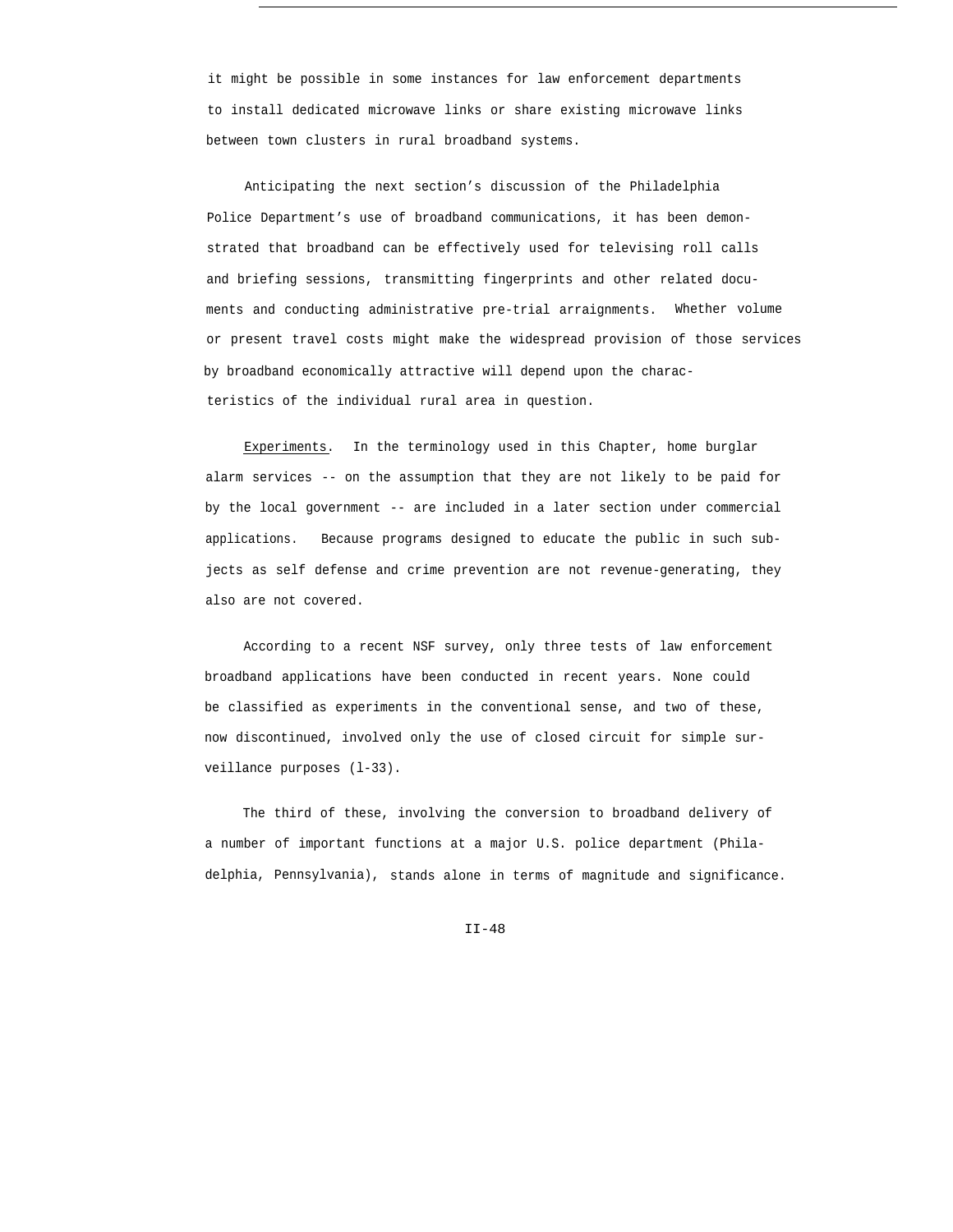it might be possible in some instances for law enforcement departments to install dedicated microwave links or share existing microwave links between town clusters in rural broadband systems.

Anticipating the next section's discussion of the Philadelphia Police Department's use of broadband communications, it has been demonstrated that broadband can be effectively used for televising roll calls and briefing sessions, transmitting fingerprints and other related documents and conducting administrative pre-trial arraignments. Whether volume or present travel costs might make the widespread provision of those services by broadband economically attractive will depend upon the characteristics of the individual rural area in question.

Experiments. In the terminology used in this Chapter, home burglar alarm services -- on the assumption that they are not likely to be paid for by the local government -- are included in a later section under commercial applications. Because programs designed to educate the public in such subjects as self defense and crime prevention are not revenue-generating, they also are not covered.

According to a recent NSF survey, only three tests of law enforcement broadband applications have been conducted in recent years. None could be classified as experiments in the conventional sense, and two of these, now discontinued, involved only the use of closed circuit for simple surveillance purposes (l-33).

The third of these, involving the conversion to broadband delivery of a number of important functions at a major U.S. police department (Philadelphia, Pennsylvania), stands alone in terms of magnitude and significance.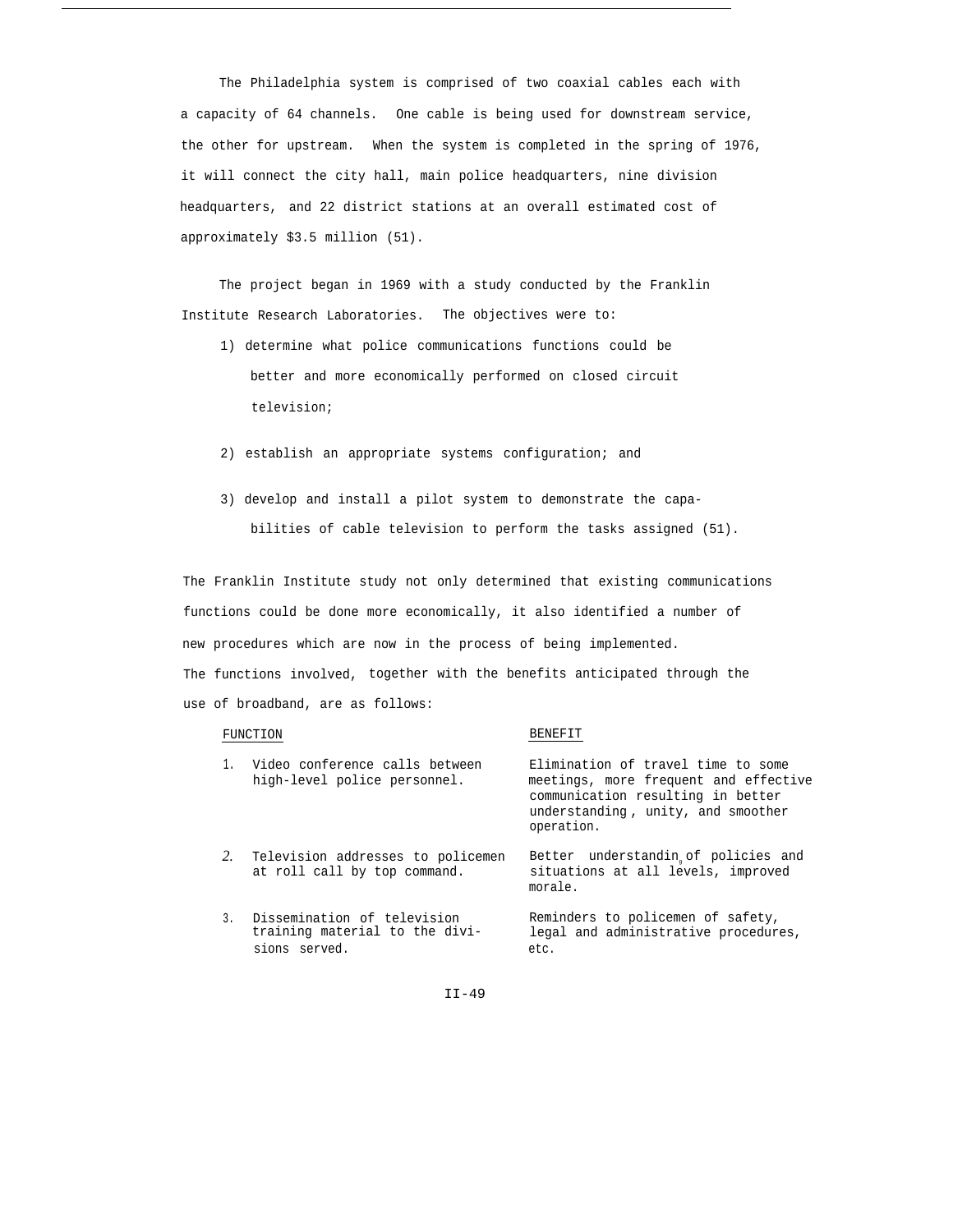The Philadelphia system is comprised of two coaxial cables each with a capacity of 64 channels. One cable is being used for downstream service, the other for upstream. When the system is completed in the spring of 1976, it will connect the city hall, main police headquarters, nine division headquarters, and 22 district stations at an overall estimated cost of approximately $3.5 million (51).

The project began in 1969 with a study conducted by the Franklin Institute Research Laboratories. The objectives were to:

1) determine what police communications functions could be better and more economically performed on closed circuit television;

2) establish an appropriate systems configuration; and

3) develop and install a pilot system to demonstrate the capabilities of cable television to perform the tasks assigned (51).

The Franklin Institute study not only determined that existing communications functions could be done more economically, it also identified a number of new procedures which are now in the process of being implemented. The functions involved, together with the benefits anticipated through the use of broadband, are as follows:

| FUNCTION | BENEFIT |
|---|---|
| 1. Video conference calls between high-level police personnel. | Elimination of travel time to some meetings, more frequent and effective communication resulting in better understanding, unity, and smoother operation. |
| 2. Television addresses to policemen at roll call by top command. | Better understanding of policies and situations at all levels, improved morale. |
| 3. Dissemination of television training material to the divisions served. | Reminders to policemen of safety, legal and administrative procedures, etc. |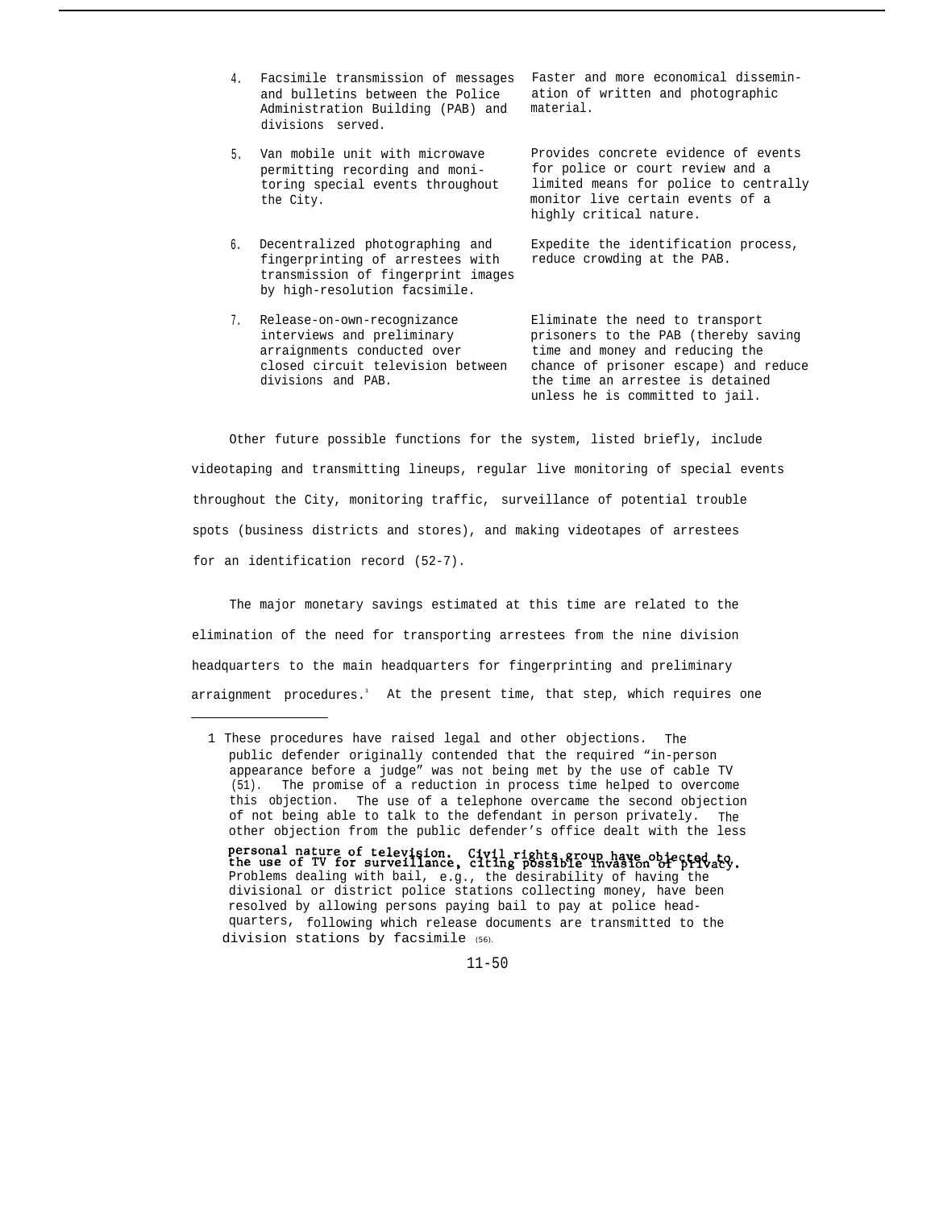| | |
|---|---|
| 4. Facsimile transmission of messages and bulletins between the Police Administration Building (PAB) and divisions served. | Faster and more economical dissemination of written and photographic material. |
| 5. Van mobile unit with microwave permitting recording and monitoring special events throughout the City. | Provides concrete evidence of events for police or court review and a limited means for police to centrally monitor live certain events of a highly critical nature. |
| 6. Decentralized photographing and fingerprinting of arrestees with transmission of fingerprint images by high-resolution facsimile. | Expedite the identification process, reduce crowding at the PAB. |
| 7. Release-on-own-recognizance interviews and preliminary arraignments conducted over closed circuit television between divisions and PAB. | Eliminate the need to transport prisoners to the PAB (thereby saving time and money and reducing the chance of prisoner escape) and reduce the time an arrestee is detained unless he is committed to jail. |

Other future possible functions for the system, listed briefly, include videotaping and transmitting lineups, regular live monitoring of special events throughout the City, monitoring traffic, surveillance of potential trouble spots (business districts and stores), and making videotapes of arrestees for an identification record (52-7).

The major monetary savings estimated at this time are related to the elimination of the need for transporting arrestees from the nine division headquarters to the main headquarters for fingerprinting and preliminary arraignment procedures.[1] At the present time, that step, which requires one

---

1 These procedures have raised legal and other objections. The public defender originally contended that the required "in-person appearance before a judge" was not being met by the use of cable TV (51). The promise of a reduction in process time helped to overcome this objection. The use of a telephone overcame the second objection of not being able to talk to the defendant in person privately. The other objection from the public defender's office dealt with the less personal nature of television. Civil rights group have objected to the use of TV for surveillance, citing possible invasion of privacy. Problems dealing with bail, e.g., the desirability of having the divisional or district police stations collecting money, have been resolved by allowing persons paying bail to pay at police headquarters, following which release documents are transmitted to the division stations by facsimile (56).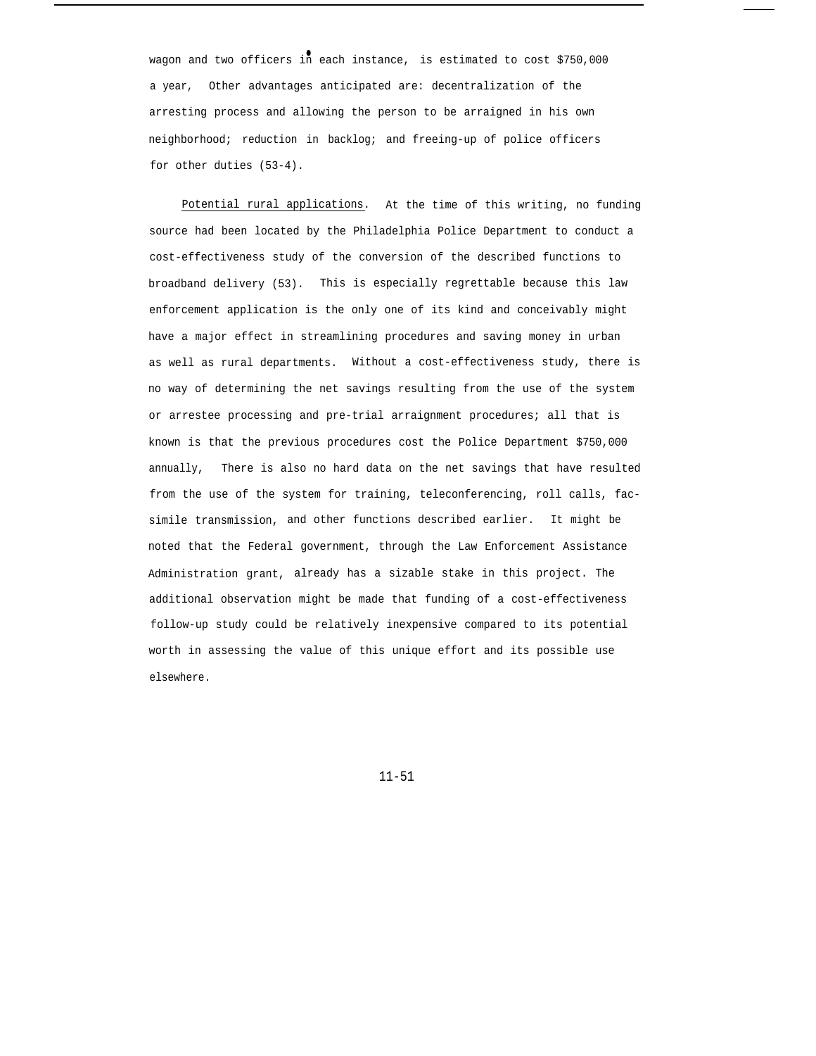wagon and two officers in each instance, is estimated to cost $750,000 a year, Other advantages anticipated are: decentralization of the arresting process and allowing the person to be arraigned in his own neighborhood; reduction in backlog; and freeing-up of police officers for other duties (53-4).

Potential rural applications. At the time of this writing, no funding source had been located by the Philadelphia Police Department to conduct a cost-effectiveness study of the conversion of the described functions to broadband delivery (53). This is especially regrettable because this law enforcement application is the only one of its kind and conceivably might have a major effect in streamlining procedures and saving money in urban as well as rural departments. Without a cost-effectiveness study, there is no way of determining the net savings resulting from the use of the system or arrestee processing and pre-trial arraignment procedures; all that is known is that the previous procedures cost the Police Department $750,000 annually, There is also no hard data on the net savings that have resulted from the use of the system for training, teleconferencing, roll calls, facsimile transmission, and other functions described earlier. It might be noted that the Federal government, through the Law Enforcement Assistance Administration grant, already has a sizable stake in this project. The additional observation might be made that funding of a cost-effectiveness follow-up study could be relatively inexpensive compared to its potential worth in assessing the value of this unique effort and its possible use elsewhere.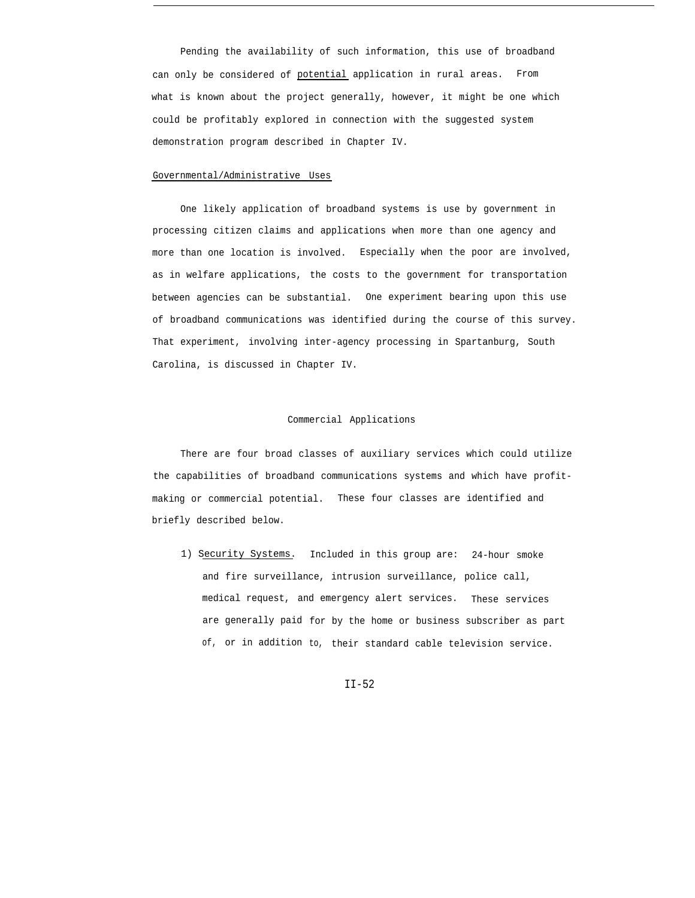Pending the availability of such information, this use of broadband can only be considered of potential application in rural areas. From what is known about the project generally, however, it might be one which could be profitably explored in connection with the suggested system demonstration program described in Chapter IV.

Governmental/Administrative Uses

One likely application of broadband systems is use by government in processing citizen claims and applications when more than one agency and more than one location is involved. Especially when the poor are involved, as in welfare applications, the costs to the government for transportation between agencies can be substantial. One experiment bearing upon this use of broadband communications was identified during the course of this survey. That experiment, involving inter-agency processing in Spartanburg, South Carolina, is discussed in Chapter IV.

## Commercial Applications

There are four broad classes of auxiliary services which could utilize the capabilities of broadband communications systems and which have profit-making or commercial potential. These four classes are identified and briefly described below.

1) Security Systems. Included in this group are: 24-hour smoke and fire surveillance, intrusion surveillance, police call, medical request, and emergency alert services. These services are generally paid for by the home or business subscriber as part of, or in addition to, their standard cable television service.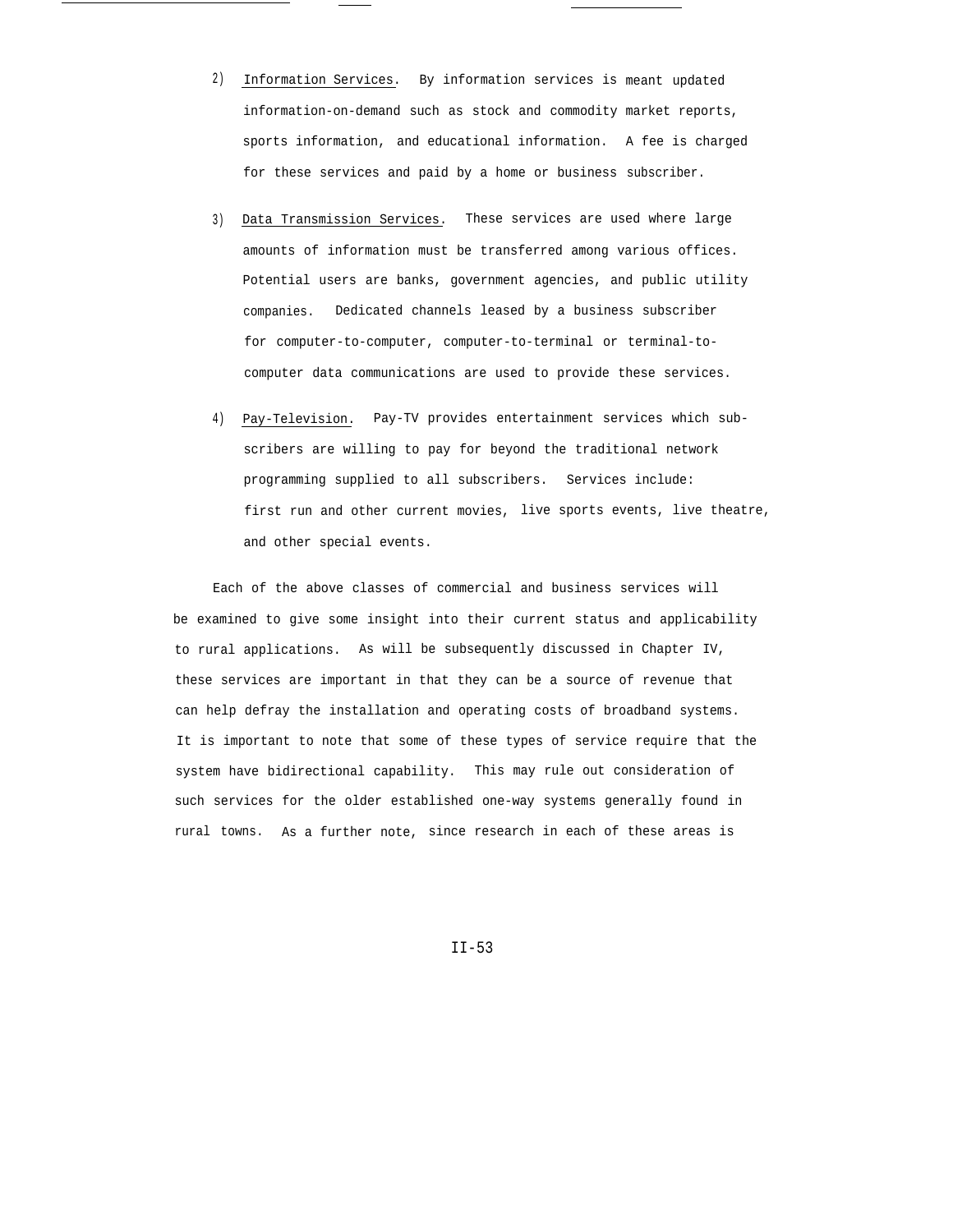2) <u>Information Services</u>. By information services is meant updated information-on-demand such as stock and commodity market reports, sports information, and educational information. A fee is charged for these services and paid by a home or business subscriber.

3) <u>Data Transmission Services</u>. These services are used where large amounts of information must be transferred among various offices. Potential users are banks, government agencies, and public utility companies. Dedicated channels leased by a business subscriber for computer-to-computer, computer-to-terminal or terminal-to-computer data communications are used to provide these services.

4) <u>Pay-Television</u>. Pay-TV provides entertainment services which subscribers are willing to pay for beyond the traditional network programming supplied to all subscribers. Services include: first run and other current movies, live sports events, live theatre, and other special events.

Each of the above classes of commercial and business services will be examined to give some insight into their current status and applicability to rural applications. As will be subsequently discussed in Chapter IV, these services are important in that they can be a source of revenue that can help defray the installation and operating costs of broadband systems. It is important to note that some of these types of service require that the system have bidirectional capability. This may rule out consideration of such services for the older established one-way systems generally found in rural towns. As a further note, since research in each of these areas is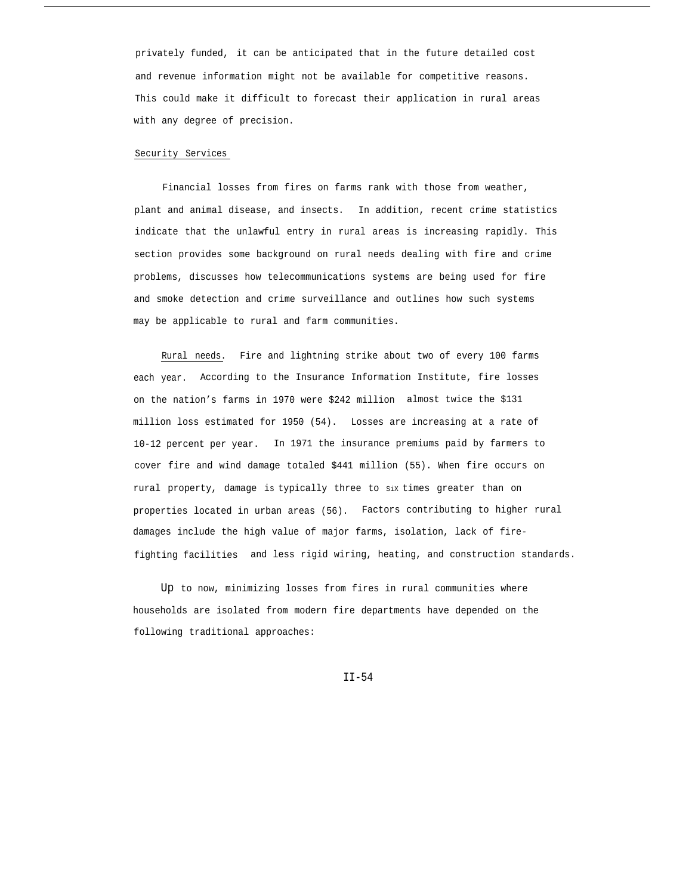privately funded, it can be anticipated that in the future detailed cost and revenue information might not be available for competitive reasons. This could make it difficult to forecast their application in rural areas with any degree of precision.

Security Services

Financial losses from fires on farms rank with those from weather, plant and animal disease, and insects. In addition, recent crime statistics indicate that the unlawful entry in rural areas is increasing rapidly. This section provides some background on rural needs dealing with fire and crime problems, discusses how telecommunications systems are being used for fire and smoke detection and crime surveillance and outlines how such systems may be applicable to rural and farm communities.

Rural needs. Fire and lightning strike about two of every 100 farms each year. According to the Insurance Information Institute, fire losses on the nation's farms in 1970 were $242 million almost twice the $131 million loss estimated for 1950 (54). Losses are increasing at a rate of 10-12 percent per year. In 1971 the insurance premiums paid by farmers to cover fire and wind damage totaled $441 million (55). When fire occurs on rural property, damage is typically three to six times greater than on properties located in urban areas (56). Factors contributing to higher rural damages include the high value of major farms, isolation, lack of fire-fighting facilities and less rigid wiring, heating, and construction standards.

Up to now, minimizing losses from fires in rural communities where households are isolated from modern fire departments have depended on the following traditional approaches: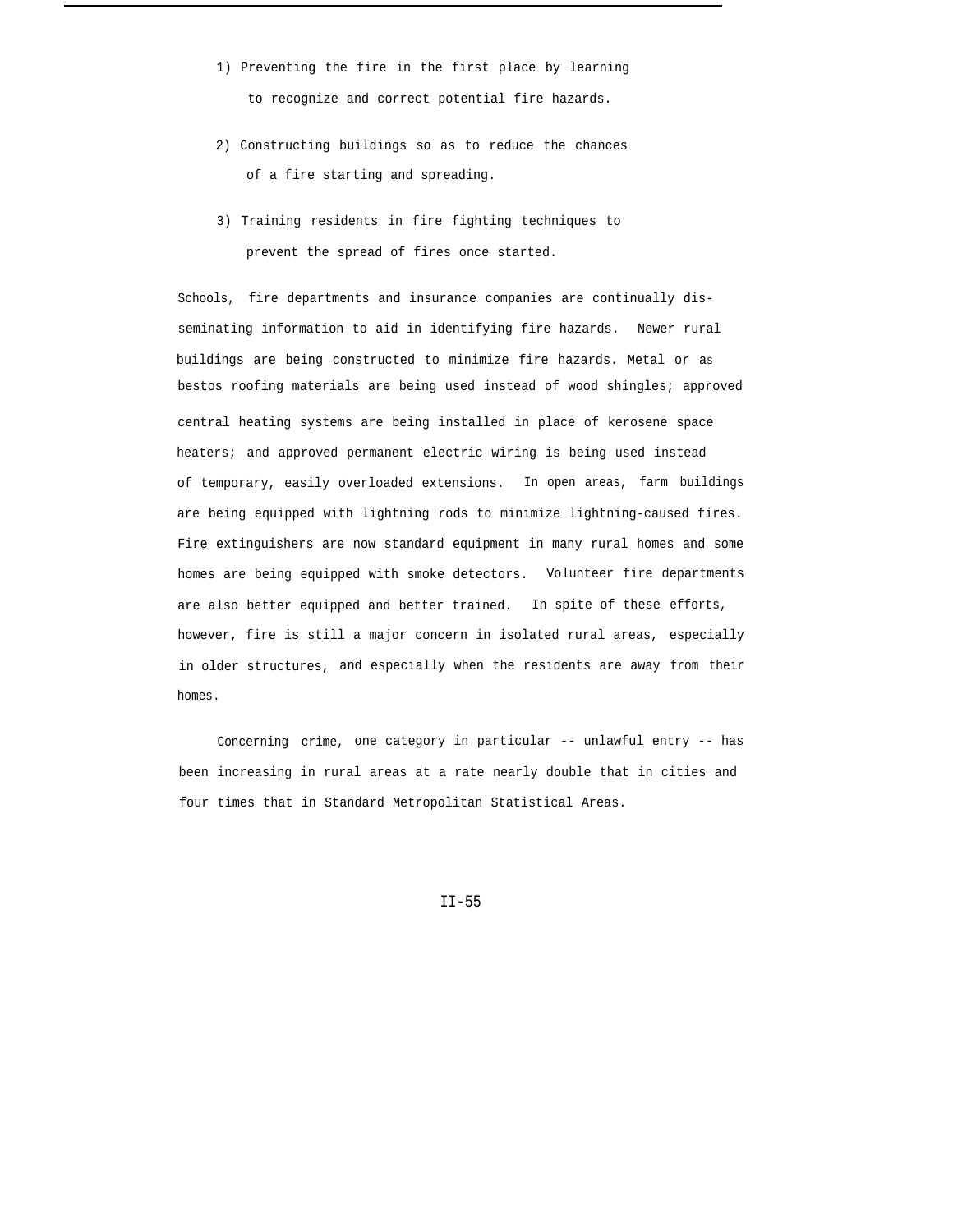1) Preventing the fire in the first place by learning to recognize and correct potential fire hazards.

2) Constructing buildings so as to reduce the chances of a fire starting and spreading.

3) Training residents in fire fighting techniques to prevent the spread of fires once started.

Schools, fire departments and insurance companies are continually disseminating information to aid in identifying fire hazards. Newer rural buildings are being constructed to minimize fire hazards. Metal or asbestos roofing materials are being used instead of wood shingles; approved central heating systems are being installed in place of kerosene space heaters; and approved permanent electric wiring is being used instead of temporary, easily overloaded extensions. In open areas, farm buildings are being equipped with lightning rods to minimize lightning-caused fires. Fire extinguishers are now standard equipment in many rural homes and some homes are being equipped with smoke detectors. Volunteer fire departments are also better equipped and better trained. In spite of these efforts, however, fire is still a major concern in isolated rural areas, especially in older structures, and especially when the residents are away from their homes.

Concerning crime, one category in particular -- unlawful entry -- has been increasing in rural areas at a rate nearly double that in cities and four times that in Standard Metropolitan Statistical Areas.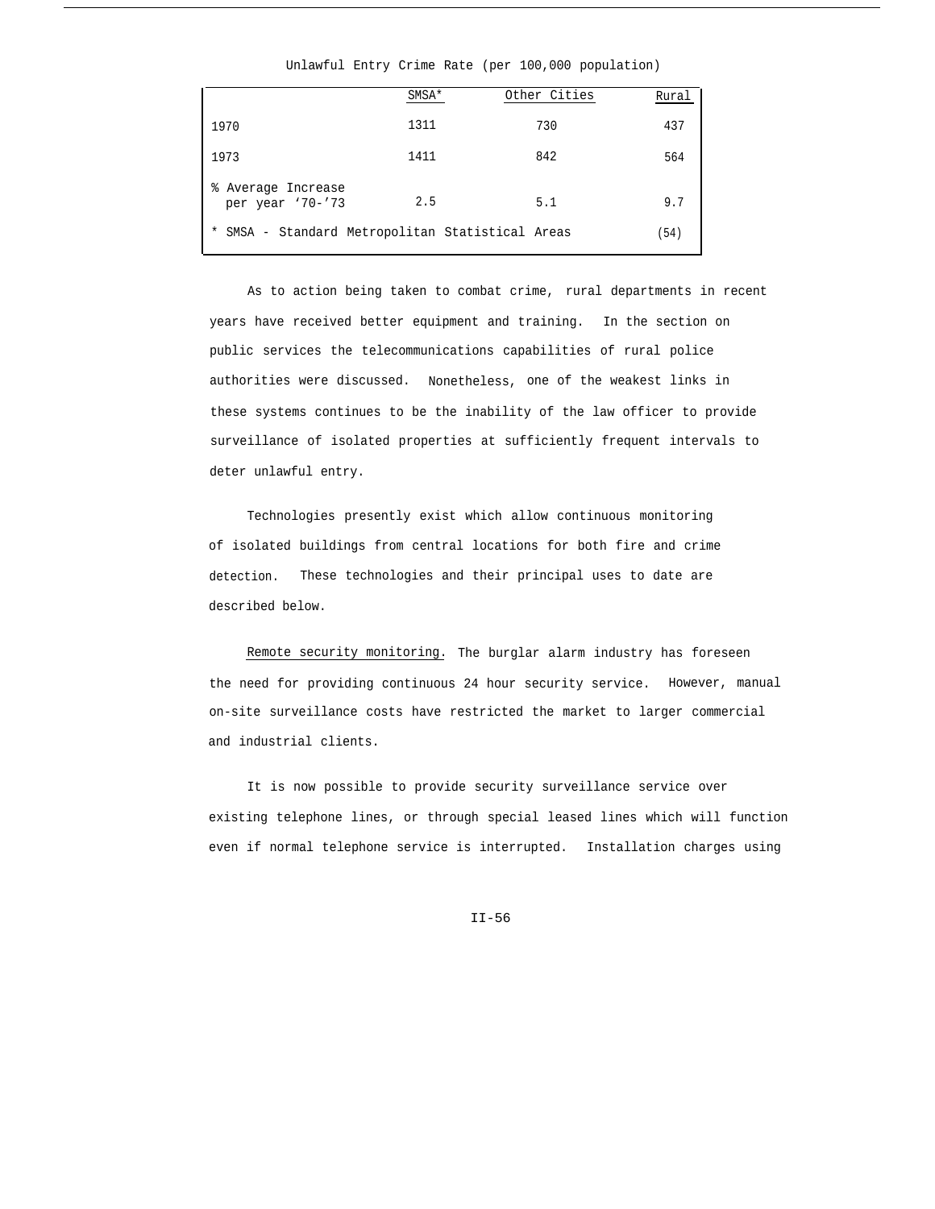Unlawful Entry Crime Rate (per 100,000 population)

| | SMSA* | Other Cities | Rural |
|---|---|---|---|
| 1970 | 1311 | 730 | 437 |
| 1973 | 1411 | 842 | 564 |
| % Average Increase per year '70-'73 | 2.5 | 5.1 | 9.7 |

\* SMSA - Standard Metropolitan Statistical Areas (54)

As to action being taken to combat crime, rural departments in recent years have received better equipment and training. In the section on public services the telecommunications capabilities of rural police authorities were discussed. Nonetheless, one of the weakest links in these systems continues to be the inability of the law officer to provide surveillance of isolated properties at sufficiently frequent intervals to deter unlawful entry.

Technologies presently exist which allow continuous monitoring of isolated buildings from central locations for both fire and crime detection. These technologies and their principal uses to date are described below.

Remote security monitoring. The burglar alarm industry has foreseen the need for providing continuous 24 hour security service. However, manual on-site surveillance costs have restricted the market to larger commercial and industrial clients.

It is now possible to provide security surveillance service over existing telephone lines, or through special leased lines which will function even if normal telephone service is interrupted. Installation charges using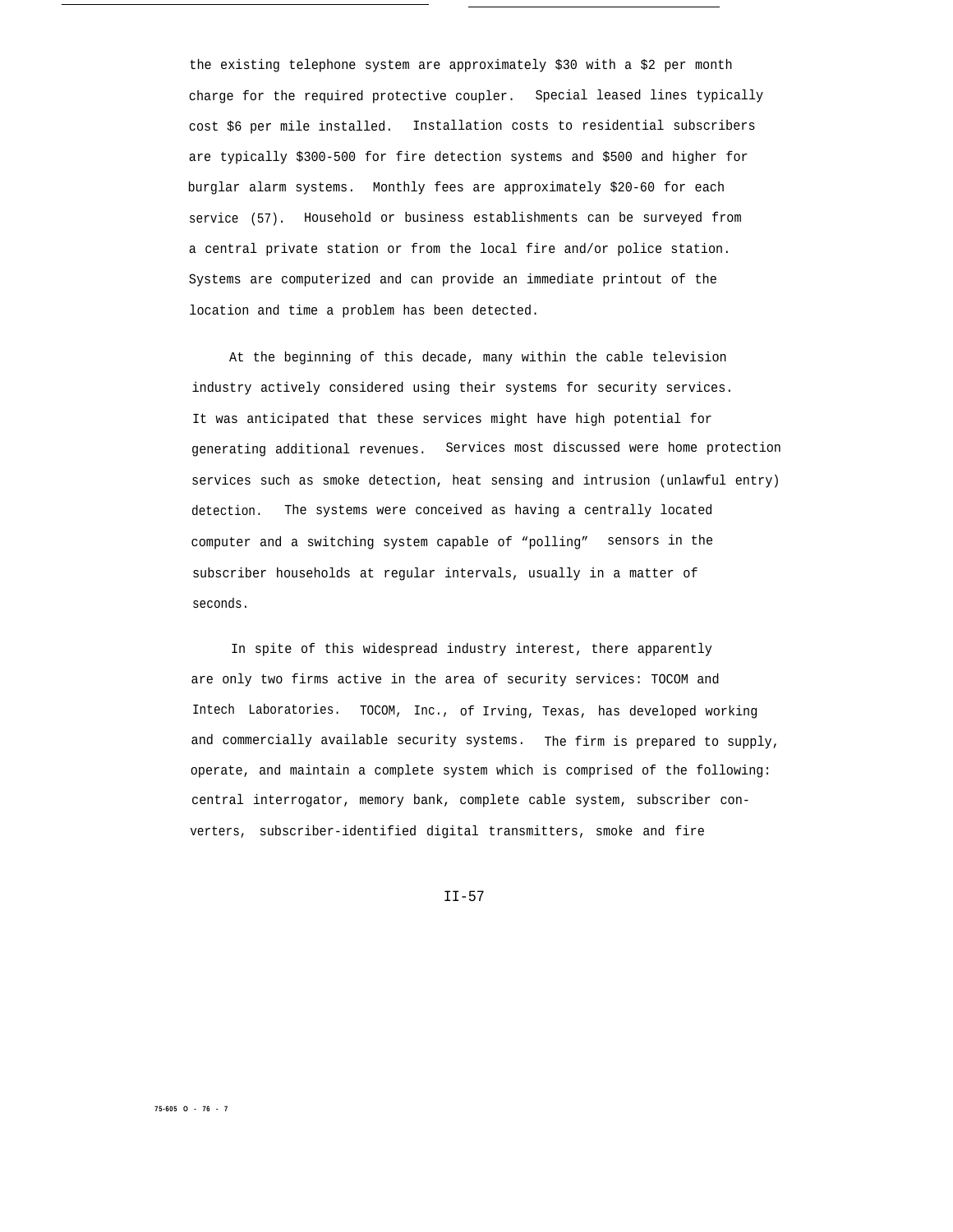the existing telephone system are approximately $30 with a $2 per month charge for the required protective coupler. Special leased lines typically cost $6 per mile installed. Installation costs to residential subscribers are typically $300-500 for fire detection systems and $500 and higher for burglar alarm systems. Monthly fees are approximately $20-60 for each service (57). Household or business establishments can be surveyed from a central private station or from the local fire and/or police station. Systems are computerized and can provide an immediate printout of the location and time a problem has been detected.

At the beginning of this decade, many within the cable television industry actively considered using their systems for security services. It was anticipated that these services might have high potential for generating additional revenues. Services most discussed were home protection services such as smoke detection, heat sensing and intrusion (unlawful entry) detection. The systems were conceived as having a centrally located computer and a switching system capable of “polling” sensors in the subscriber households at regular intervals, usually in a matter of seconds.

In spite of this widespread industry interest, there apparently are only two firms active in the area of security services: TOCOM and Intech Laboratories. TOCOM, Inc., of Irving, Texas, has developed working and commercially available security systems. The firm is prepared to supply, operate, and maintain a complete system which is comprised of the following: central interrogator, memory bank, complete cable system, subscriber converters, subscriber-identified digital transmitters, smoke and fire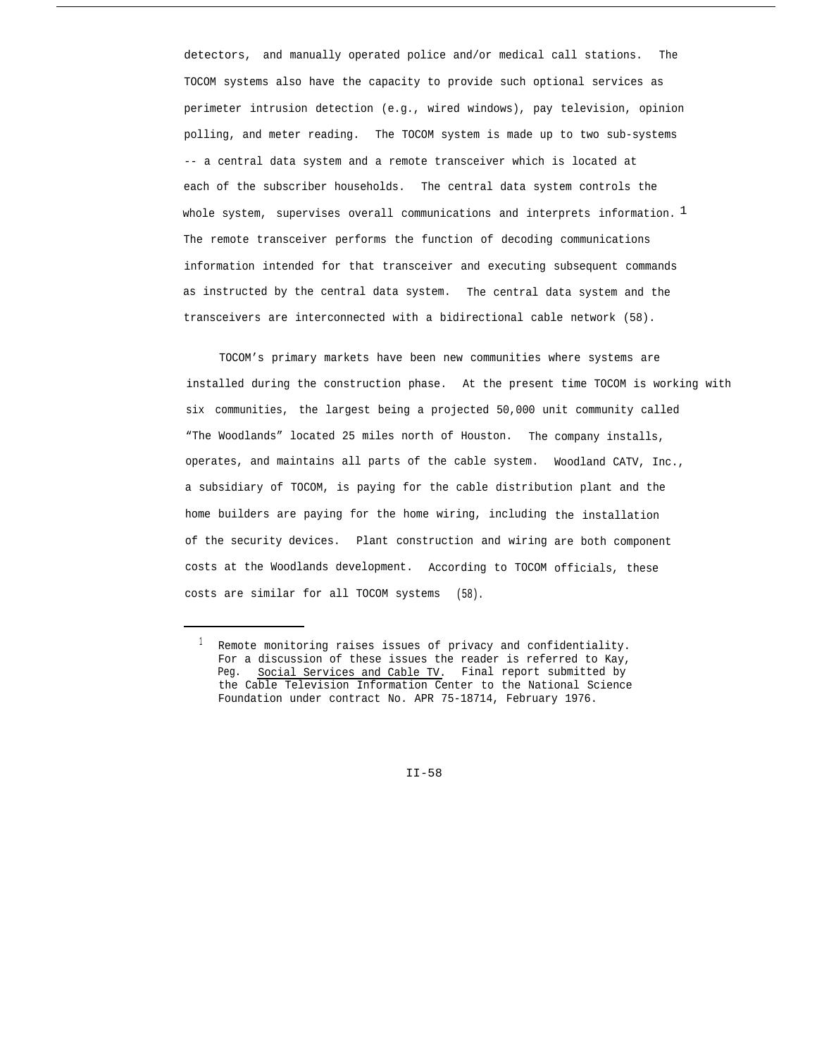detectors, and manually operated police and/or medical call stations. The TOCOM systems also have the capacity to provide such optional services as perimeter intrusion detection (e.g., wired windows), pay television, opinion polling, and meter reading. The TOCOM system is made up to two sub-systems -- a central data system and a remote transceiver which is located at each of the subscriber households. The central data system controls the whole system, supervises overall communications and interprets information.[1] The remote transceiver performs the function of decoding communications information intended for that transceiver and executing subsequent commands as instructed by the central data system. The central data system and the transceivers are interconnected with a bidirectional cable network (58).

TOCOM's primary markets have been new communities where systems are installed during the construction phase. At the present time TOCOM is working with six communities, the largest being a projected 50,000 unit community called "The Woodlands" located 25 miles north of Houston. The company installs, operates, and maintains all parts of the cable system. Woodland CATV, Inc., a subsidiary of TOCOM, is paying for the cable distribution plant and the home builders are paying for the home wiring, including the installation of the security devices. Plant construction and wiring are both component costs at the Woodlands development. According to TOCOM officials, these costs are similar for all TOCOM systems (58).

---

[1] Remote monitoring raises issues of privacy and confidentiality. For a discussion of these issues the reader is referred to Kay, Peg. Social Services and Cable TV. Final report submitted by the Cable Television Information Center to the National Science Foundation under contract No. APR 75-18714, February 1976.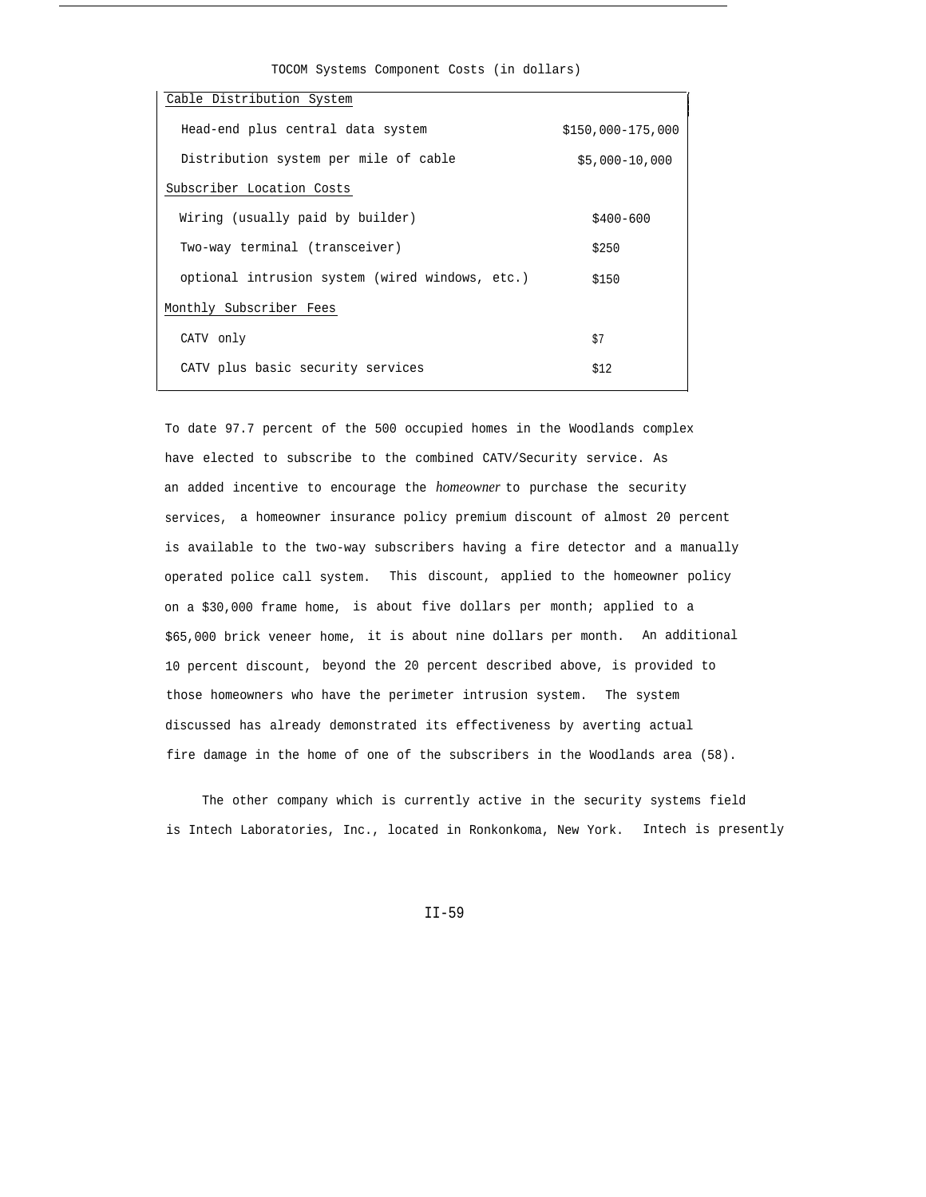TOCOM Systems Component Costs (in dollars)

| | |
|---|---|
| Cable Distribution System | |
| Head-end plus central data system | $150,000-175,000 |
| Distribution system per mile of cable | $5,000-10,000 |
| Subscriber Location Costs | |
| Wiring (usually paid by builder) | $400-600 |
| Two-way terminal (transceiver) | $250 |
| optional intrusion system (wired windows, etc.) | $150 |
| Monthly Subscriber Fees | |
| CATV only | $7 |
| CATV plus basic security services | $12 |

To date 97.7 percent of the 500 occupied homes in the Woodlands complex have elected to subscribe to the combined CATV/Security service. As an added incentive to encourage the *homeowner* to purchase the security services, a homeowner insurance policy premium discount of almost 20 percent is available to the two-way subscribers having a fire detector and a manually operated police call system. This discount, applied to the homeowner policy on a $30,000 frame home, is about five dollars per month; applied to a $65,000 brick veneer home, it is about nine dollars per month. An additional 10 percent discount, beyond the 20 percent described above, is provided to those homeowners who have the perimeter intrusion system. The system discussed has already demonstrated its effectiveness by averting actual fire damage in the home of one of the subscribers in the Woodlands area (58).

The other company which is currently active in the security systems field is Intech Laboratories, Inc., located in Ronkonkoma, New York. Intech is presently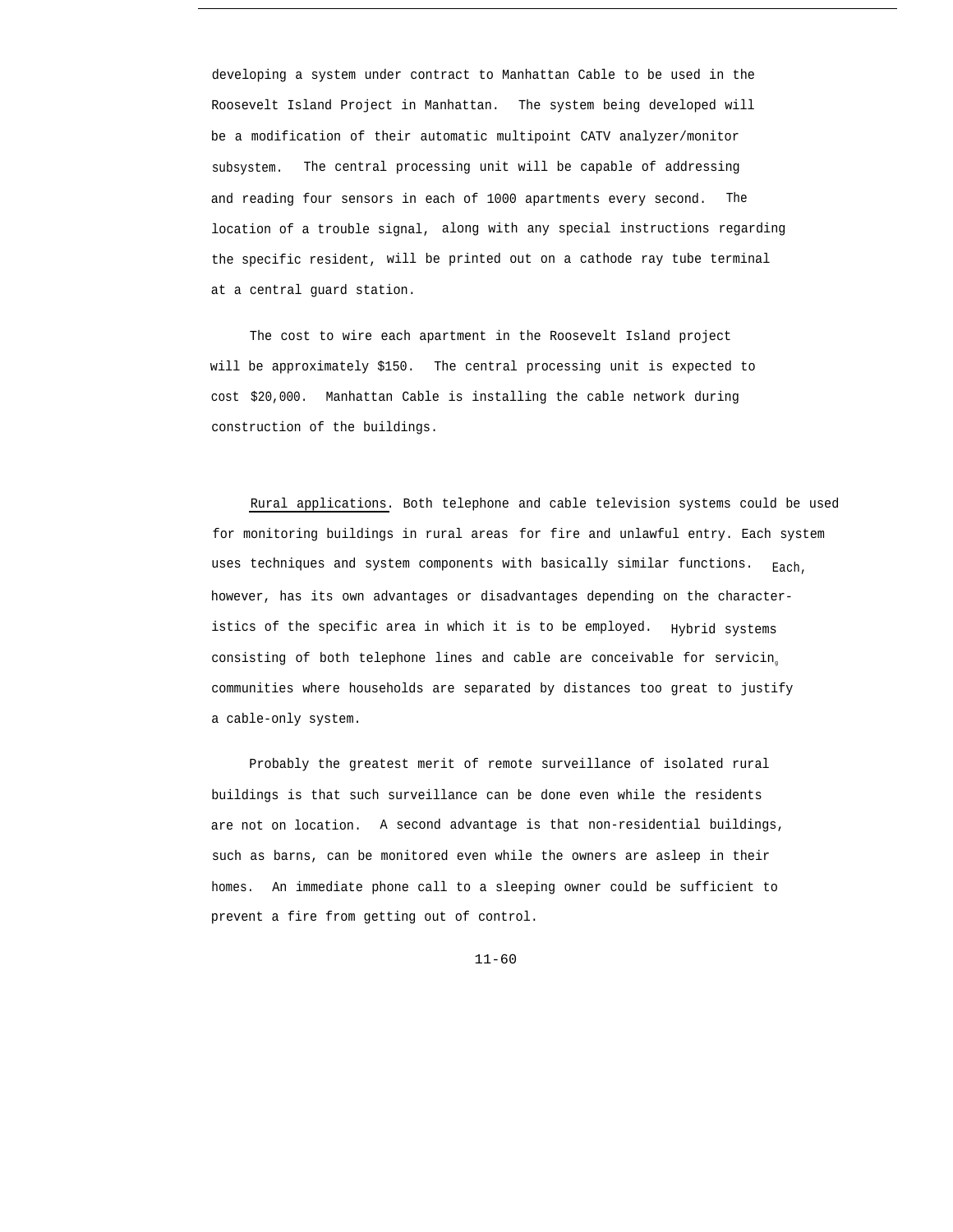developing a system under contract to Manhattan Cable to be used in the Roosevelt Island Project in Manhattan. The system being developed will be a modification of their automatic multipoint CATV analyzer/monitor subsystem. The central processing unit will be capable of addressing and reading four sensors in each of 1000 apartments every second. The location of a trouble signal, along with any special instructions regarding the specific resident, will be printed out on a cathode ray tube terminal at a central guard station.

The cost to wire each apartment in the Roosevelt Island project will be approximately $150. The central processing unit is expected to cost $20,000. Manhattan Cable is installing the cable network during construction of the buildings.

Rural applications. Both telephone and cable television systems could be used for monitoring buildings in rural areas for fire and unlawful entry. Each system uses techniques and system components with basically similar functions. Each, however, has its own advantages or disadvantages depending on the characteristics of the specific area in which it is to be employed. Hybrid systems consisting of both telephone lines and cable are conceivable for servicing communities where households are separated by distances too great to justify a cable-only system.

Probably the greatest merit of remote surveillance of isolated rural buildings is that such surveillance can be done even while the residents are not on location. A second advantage is that non-residential buildings, such as barns, can be monitored even while the owners are asleep in their homes. An immediate phone call to a sleeping owner could be sufficient to prevent a fire from getting out of control.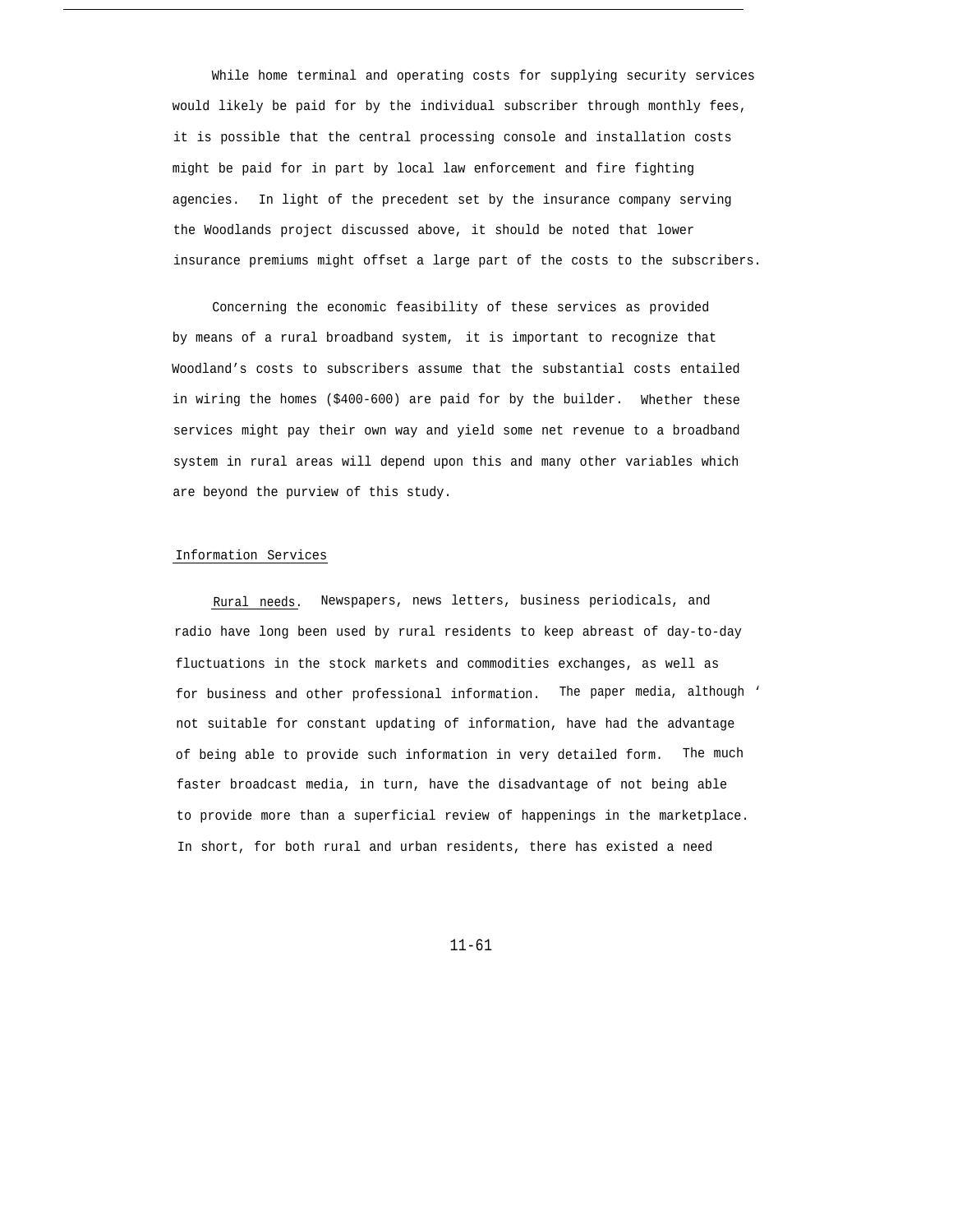While home terminal and operating costs for supplying security services would likely be paid for by the individual subscriber through monthly fees, it is possible that the central processing console and installation costs might be paid for in part by local law enforcement and fire fighting agencies. In light of the precedent set by the insurance company serving the Woodlands project discussed above, it should be noted that lower insurance premiums might offset a large part of the costs to the subscribers.

Concerning the economic feasibility of these services as provided by means of a rural broadband system, it is important to recognize that Woodland's costs to subscribers assume that the substantial costs entailed in wiring the homes ($400-600) are paid for by the builder. Whether these services might pay their own way and yield some net revenue to a broadband system in rural areas will depend upon this and many other variables which are beyond the purview of this study.

### Information Services

Rural needs. Newspapers, news letters, business periodicals, and radio have long been used by rural residents to keep abreast of day-to-day fluctuations in the stock markets and commodities exchanges, as well as for business and other professional information. The paper media, although not suitable for constant updating of information, have had the advantage of being able to provide such information in very detailed form. The much faster broadcast media, in turn, have the disadvantage of not being able to provide more than a superficial review of happenings in the marketplace. In short, for both rural and urban residents, there has existed a need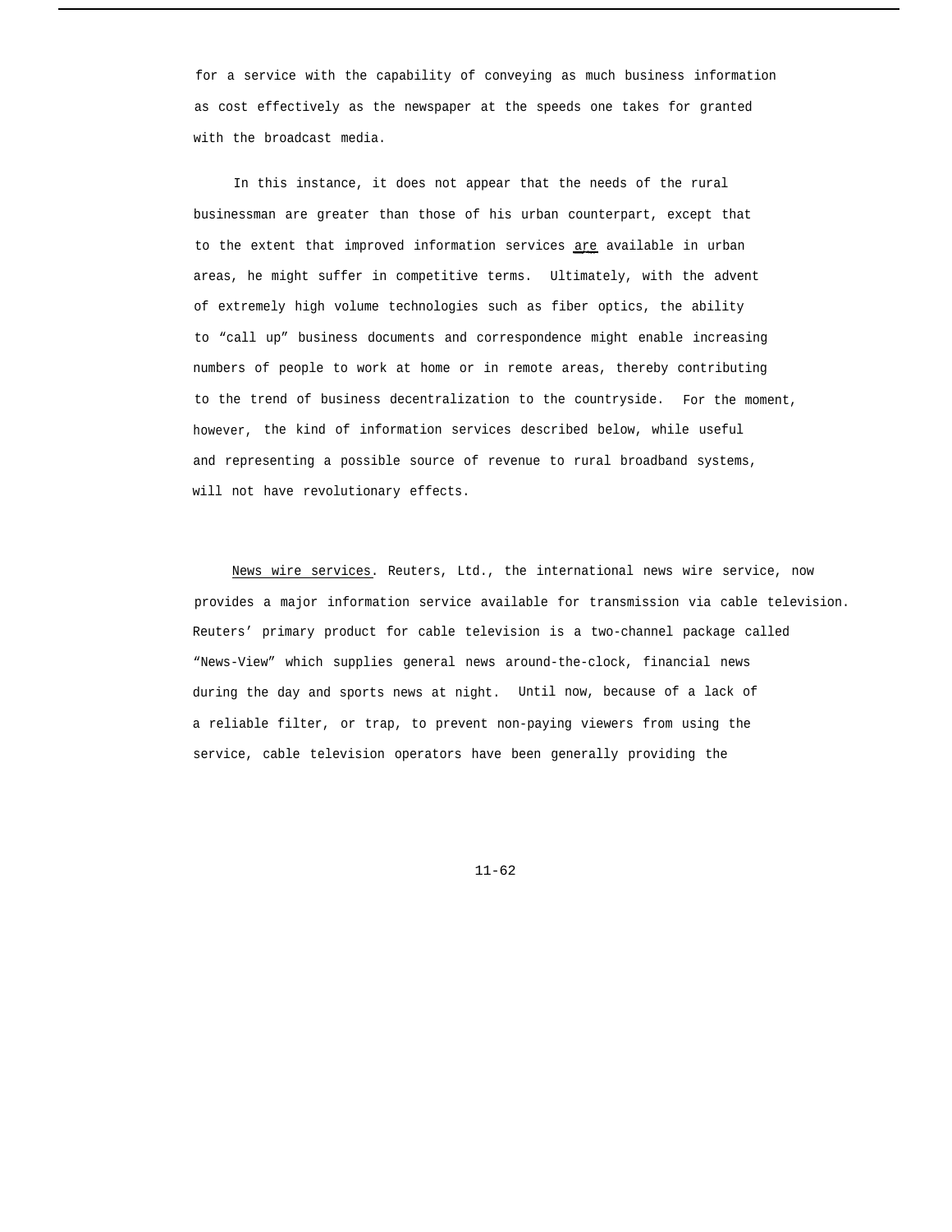for a service with the capability of conveying as much business information as cost effectively as the newspaper at the speeds one takes for granted with the broadcast media.

In this instance, it does not appear that the needs of the rural businessman are greater than those of his urban counterpart, except that to the extent that improved information services <u>are</u> available in urban areas, he might suffer in competitive terms. Ultimately, with the advent of extremely high volume technologies such as fiber optics, the ability to "call up" business documents and correspondence might enable increasing numbers of people to work at home or in remote areas, thereby contributing to the trend of business decentralization to the countryside. For the moment, however, the kind of information services described below, while useful and representing a possible source of revenue to rural broadband systems, will not have revolutionary effects.

<u>News wire services</u>. Reuters, Ltd., the international news wire service, now provides a major information service available for transmission via cable television. Reuters' primary product for cable television is a two-channel package called "News-View" which supplies general news around-the-clock, financial news during the day and sports news at night. Until now, because of a lack of a reliable filter, or trap, to prevent non-paying viewers from using the service, cable television operators have been generally providing the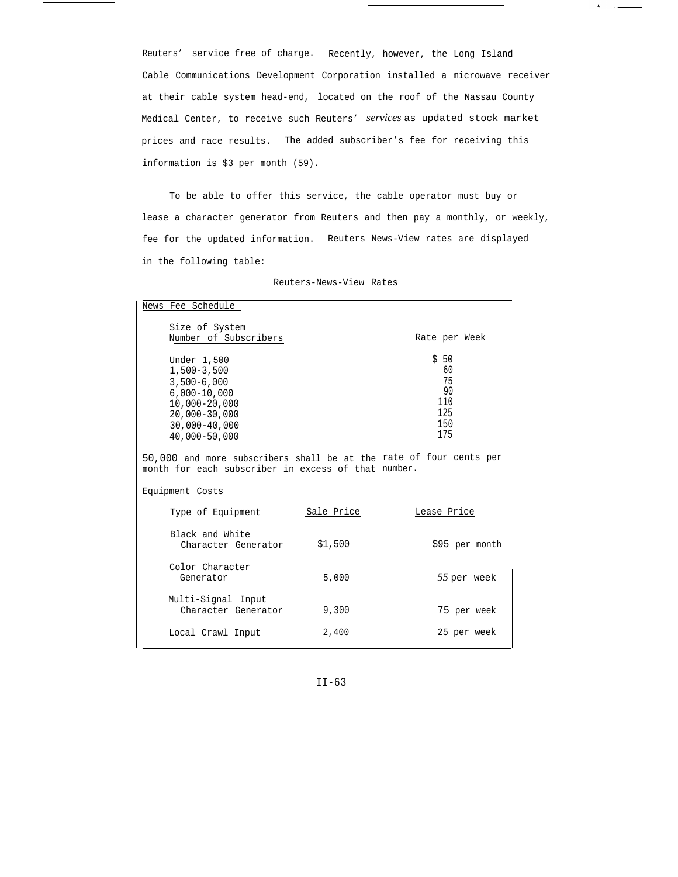Reuters' service free of charge. Recently, however, the Long Island Cable Communications Development Corporation installed a microwave receiver at their cable system head-end, located on the roof of the Nassau County Medical Center, to receive such Reuters' *services* as updated stock market prices and race results. The added subscriber's fee for receiving this information is $3 per month (59).

To be able to offer this service, the cable operator must buy or lease a character generator from Reuters and then pay a monthly, or weekly, fee for the updated information. Reuters News-View rates are displayed in the following table:

Reuters-News-View Rates

News Fee Schedule

| Size of System Number of Subscribers | Rate per Week |
|---|---|
| Under 1,500 | $ 50 |
| 1,500-3,500 | 60 |
| 3,500-6,000 | 75 |
| 6,000-10,000 | 90 |
| 10,000-20,000 | 110 |
| 20,000-30,000 | 125 |
| 30,000-40,000 | 150 |
| 40,000-50,000 | 175 |

50,000 and more subscribers shall be at the rate of four cents per month for each subscriber in excess of that number.

Equipment Costs

| Type of Equipment | Sale Price | Lease Price |
|---|---|---|
| Black and White Character Generator | $1,500 | $95 per month |
| Color Character Generator | 5,000 | *55* per week |
| Multi-Signal Input Character Generator | 9,300 | 75 per week |
| Local Crawl Input | 2,400 | 25 per week |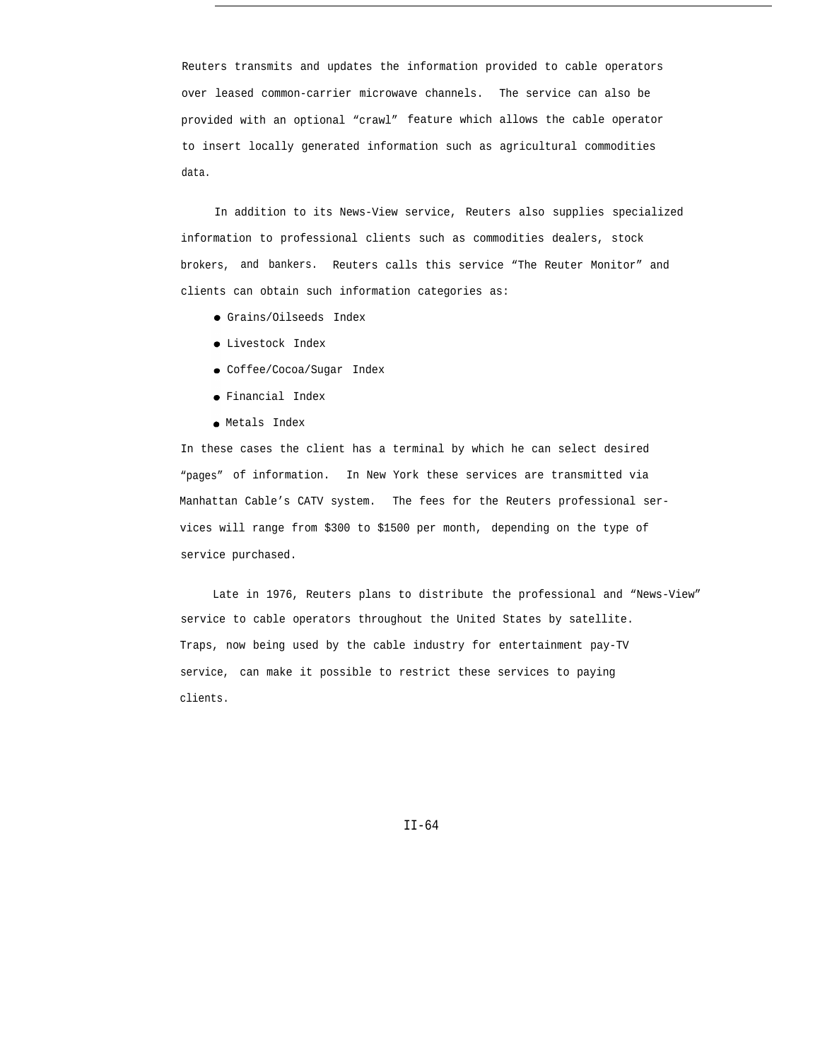Reuters transmits and updates the information provided to cable operators over leased common-carrier microwave channels. The service can also be provided with an optional "crawl" feature which allows the cable operator to insert locally generated information such as agricultural commodities data.

In addition to its News-View service, Reuters also supplies specialized information to professional clients such as commodities dealers, stock brokers, and bankers. Reuters calls this service "The Reuter Monitor" and clients can obtain such information categories as:

- Grains/Oilseeds Index
- Livestock Index
- Coffee/Cocoa/Sugar Index
- Financial Index
- Metals Index

In these cases the client has a terminal by which he can select desired "pages" of information. In New York these services are transmitted via Manhattan Cable's CATV system. The fees for the Reuters professional services will range from $300 to $1500 per month, depending on the type of service purchased.

Late in 1976, Reuters plans to distribute the professional and "News-View" service to cable operators throughout the United States by satellite. Traps, now being used by the cable industry for entertainment pay-TV service, can make it possible to restrict these services to paying clients.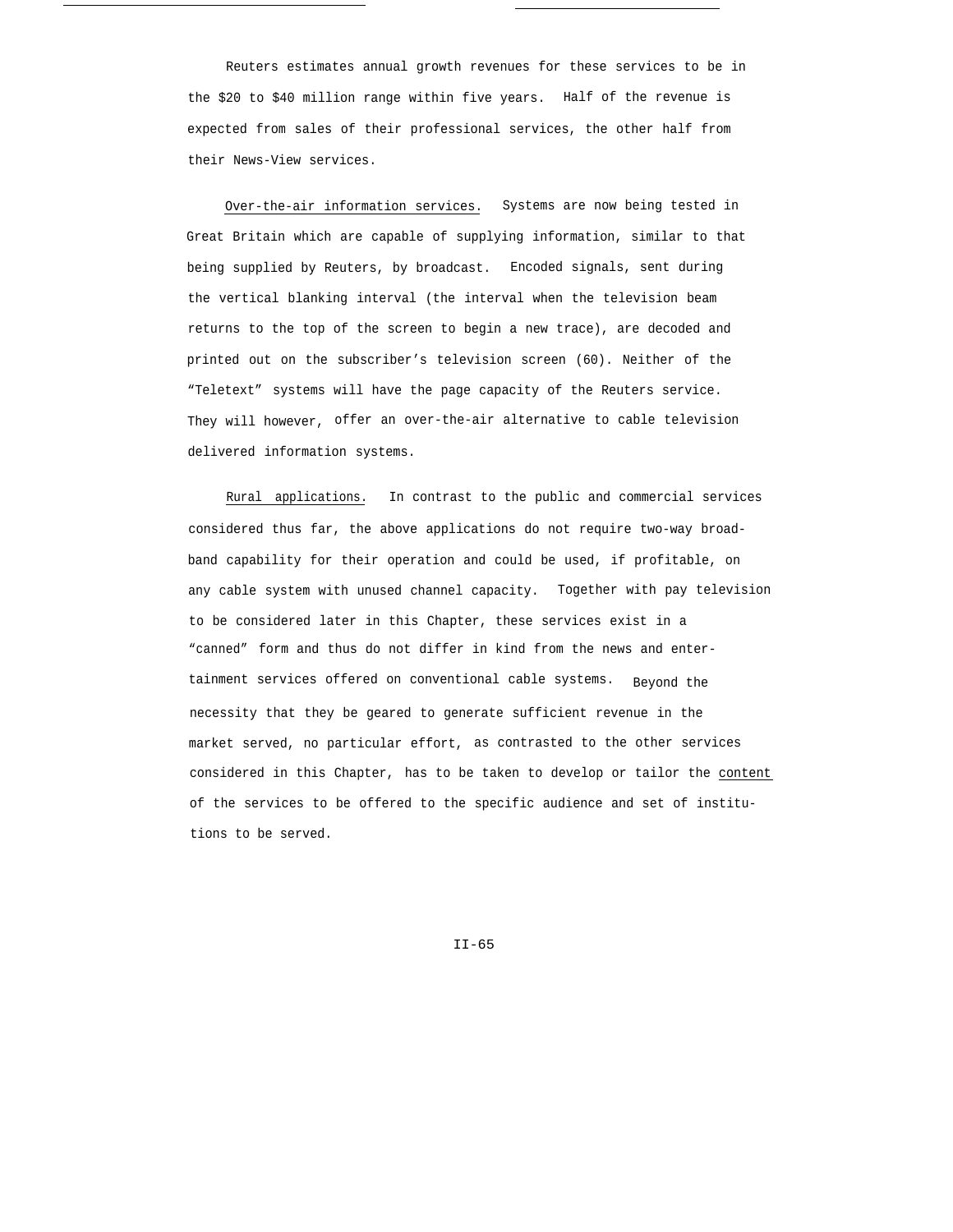Reuters estimates annual growth revenues for these services to be in the $20 to $40 million range within five years. Half of the revenue is expected from sales of their professional services, the other half from their News-View services.

Over-the-air information services. Systems are now being tested in Great Britain which are capable of supplying information, similar to that being supplied by Reuters, by broadcast. Encoded signals, sent during the vertical blanking interval (the interval when the television beam returns to the top of the screen to begin a new trace), are decoded and printed out on the subscriber's television screen (60). Neither of the "Teletext" systems will have the page capacity of the Reuters service. They will however, offer an over-the-air alternative to cable television delivered information systems.

Rural applications. In contrast to the public and commercial services considered thus far, the above applications do not require two-way broadband capability for their operation and could be used, if profitable, on any cable system with unused channel capacity. Together with pay television to be considered later in this Chapter, these services exist in a "canned" form and thus do not differ in kind from the news and entertainment services offered on conventional cable systems. Beyond the necessity that they be geared to generate sufficient revenue in the market served, no particular effort, as contrasted to the other services considered in this Chapter, has to be taken to develop or tailor the content of the services to be offered to the specific audience and set of institutions to be served.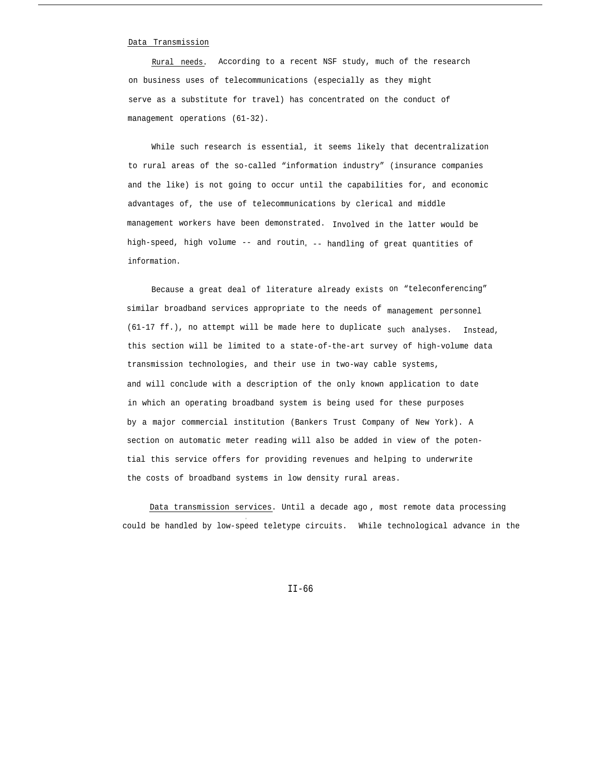Data Transmission

Rural needs. According to a recent NSF study, much of the research on business uses of telecommunications (especially as they might serve as a substitute for travel) has concentrated on the conduct of management operations (61-32).

While such research is essential, it seems likely that decentralization to rural areas of the so-called "information industry" (insurance companies and the like) is not going to occur until the capabilities for, and economic advantages of, the use of telecommunications by clerical and middle management workers have been demonstrated. Involved in the latter would be high-speed, high volume -- and routine -- handling of great quantities of information.

Because a great deal of literature already exists on "teleconferencing" similar broadband services appropriate to the needs of management personnel (61-17 ff.), no attempt will be made here to duplicate such analyses. Instead, this section will be limited to a state-of-the-art survey of high-volume data transmission technologies, and their use in two-way cable systems, and will conclude with a description of the only known application to date in which an operating broadband system is being used for these purposes by a major commercial institution (Bankers Trust Company of New York). A section on automatic meter reading will also be added in view of the potential this service offers for providing revenues and helping to underwrite the costs of broadband systems in low density rural areas.

Data transmission services. Until a decade ago, most remote data processing could be handled by low-speed teletype circuits. While technological advance in the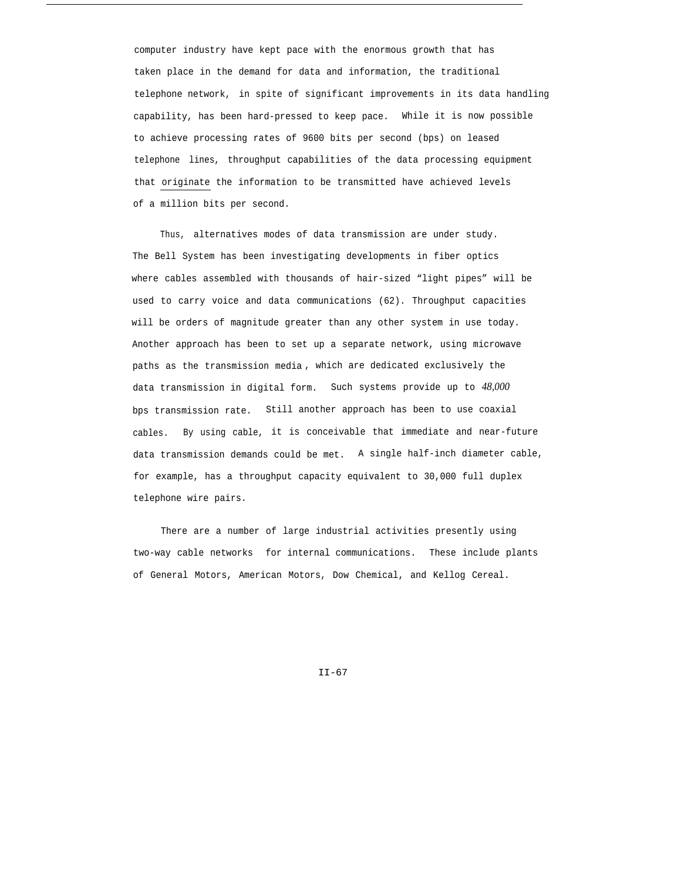computer industry have kept pace with the enormous growth that has taken place in the demand for data and information, the traditional telephone network, in spite of significant improvements in its data handling capability, has been hard-pressed to keep pace. While it is now possible to achieve processing rates of 9600 bits per second (bps) on leased telephone lines, throughput capabilities of the data processing equipment that originate the information to be transmitted have achieved levels of a million bits per second.

Thus, alternatives modes of data transmission are under study. The Bell System has been investigating developments in fiber optics where cables assembled with thousands of hair-sized "light pipes" will be used to carry voice and data communications (62). Throughput capacities will be orders of magnitude greater than any other system in use today. Another approach has been to set up a separate network, using microwave paths as the transmission media, which are dedicated exclusively the data transmission in digital form. Such systems provide up to 48,000 bps transmission rate. Still another approach has been to use coaxial cables. By using cable, it is conceivable that immediate and near-future data transmission demands could be met. A single half-inch diameter cable, for example, has a throughput capacity equivalent to 30,000 full duplex telephone wire pairs.

There are a number of large industrial activities presently using two-way cable networks for internal communications. These include plants of General Motors, American Motors, Dow Chemical, and Kellog Cereal.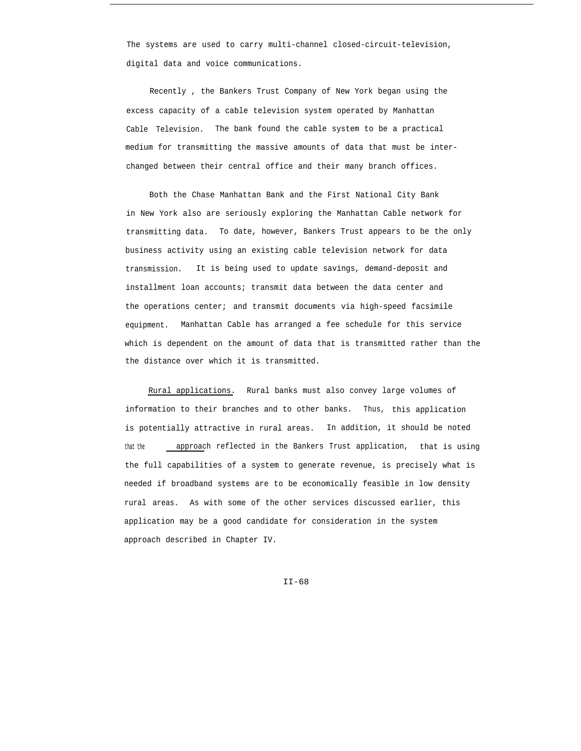The systems are used to carry multi-channel closed-circuit-television, digital data and voice communications.

Recently , the Bankers Trust Company of New York began using the excess capacity of a cable television system operated by Manhattan Cable Television. The bank found the cable system to be a practical medium for transmitting the massive amounts of data that must be interchanged between their central office and their many branch offices.

Both the Chase Manhattan Bank and the First National City Bank in New York also are seriously exploring the Manhattan Cable network for transmitting data. To date, however, Bankers Trust appears to be the only business activity using an existing cable television network for data transmission. It is being used to update savings, demand-deposit and installment loan accounts; transmit data between the data center and the operations center; and transmit documents via high-speed facsimile equipment. Manhattan Cable has arranged a fee schedule for this service which is dependent on the amount of data that is transmitted rather than the the distance over which it is transmitted.

Rural applications. Rural banks must also convey large volumes of information to their branches and to other banks. Thus, this application is potentially attractive in rural areas. In addition, it should be noted that the approach reflected in the Bankers Trust application, that is using the full capabilities of a system to generate revenue, is precisely what is needed if broadband systems are to be economically feasible in low density rural areas. As with some of the other services discussed earlier, this application may be a good candidate for consideration in the system approach described in Chapter IV.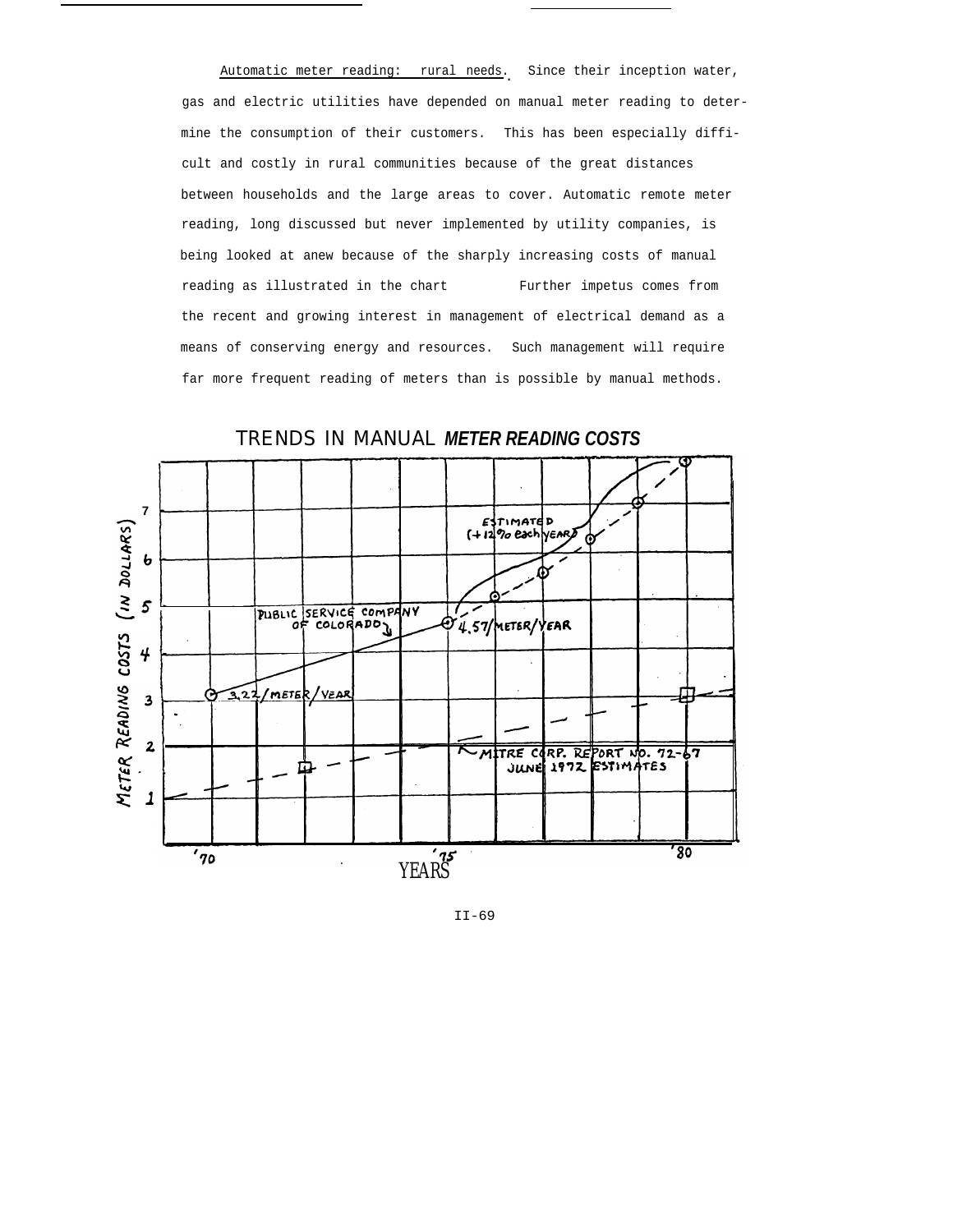Automatic meter reading: rural needs. Since their inception water, gas and electric utilities have depended on manual meter reading to determine the consumption of their customers. This has been especially difficult and costly in rural communities because of the great distances between households and the large areas to cover. Automatic remote meter reading, long discussed but never implemented by utility companies, is being looked at anew because of the sharply increasing costs of manual reading as illustrated in the chart Further impetus comes from the recent and growing interest in management of electrical demand as a means of conserving energy and resources. Such management will require far more frequent reading of meters than is possible by manual methods.

TRENDS IN MANUAL ***METER READING COSTS***

METER READING COSTS (IN DOLLARS)

PUBLIC SERVICE COMPANY OF COLORADO

3.22/METER/YEAR

4.57/METER/YEAR

ESTIMATED (+12% each YEAR)

MITRE CORP. REPORT NO. 72-67 JUNE 1972 ESTIMATES

'70 '75 '80

YEARS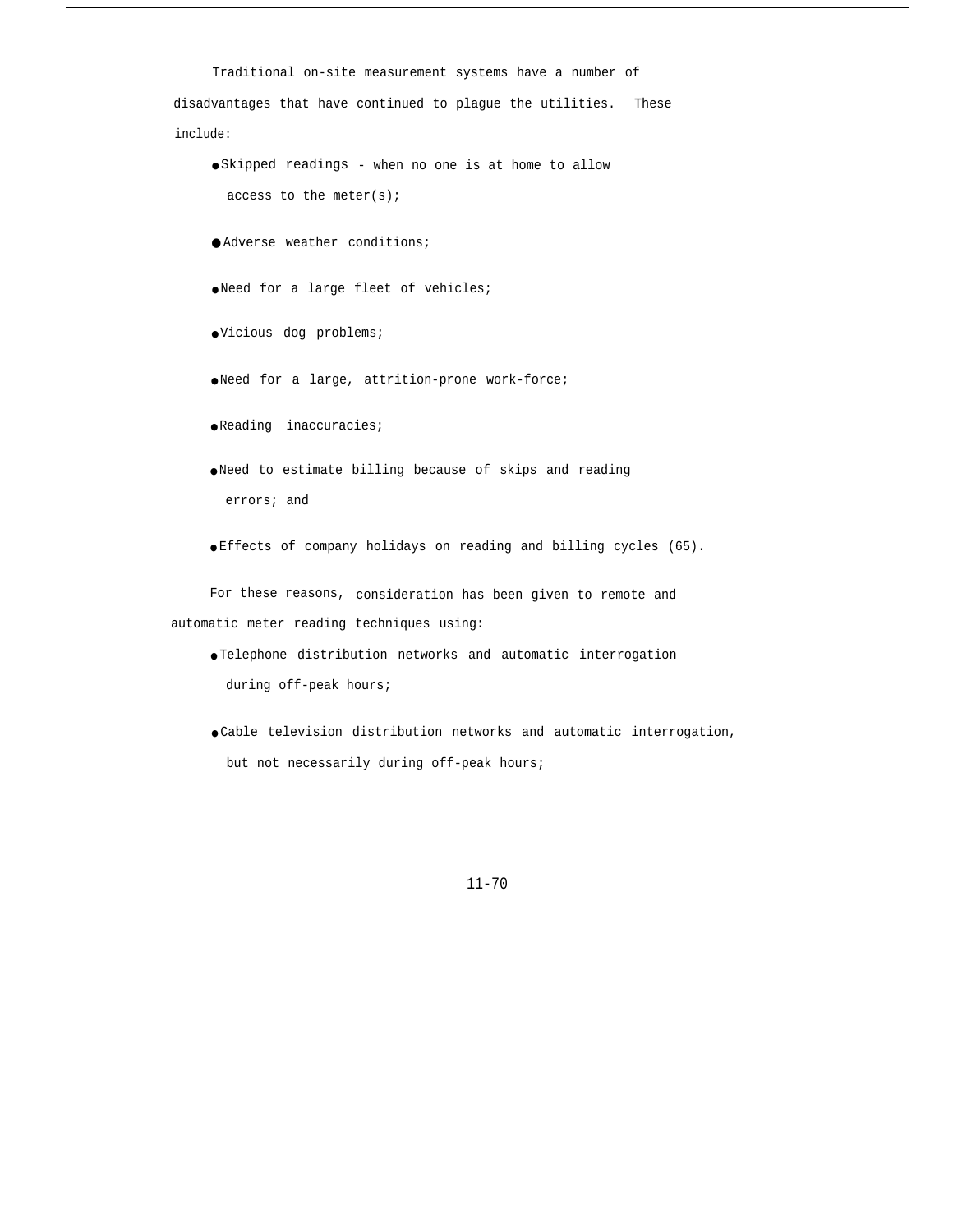Traditional on-site measurement systems have a number of disadvantages that have continued to plague the utilities. These include:

- Skipped readings - when no one is at home to allow access to the meter(s);
- Adverse weather conditions;
- Need for a large fleet of vehicles;
- Vicious dog problems;
- Need for a large, attrition-prone work-force;
- Reading inaccuracies;
- Need to estimate billing because of skips and reading errors; and
- Effects of company holidays on reading and billing cycles (65).

For these reasons, consideration has been given to remote and automatic meter reading techniques using:

- Telephone distribution networks and automatic interrogation during off-peak hours;
- Cable television distribution networks and automatic interrogation, but not necessarily during off-peak hours;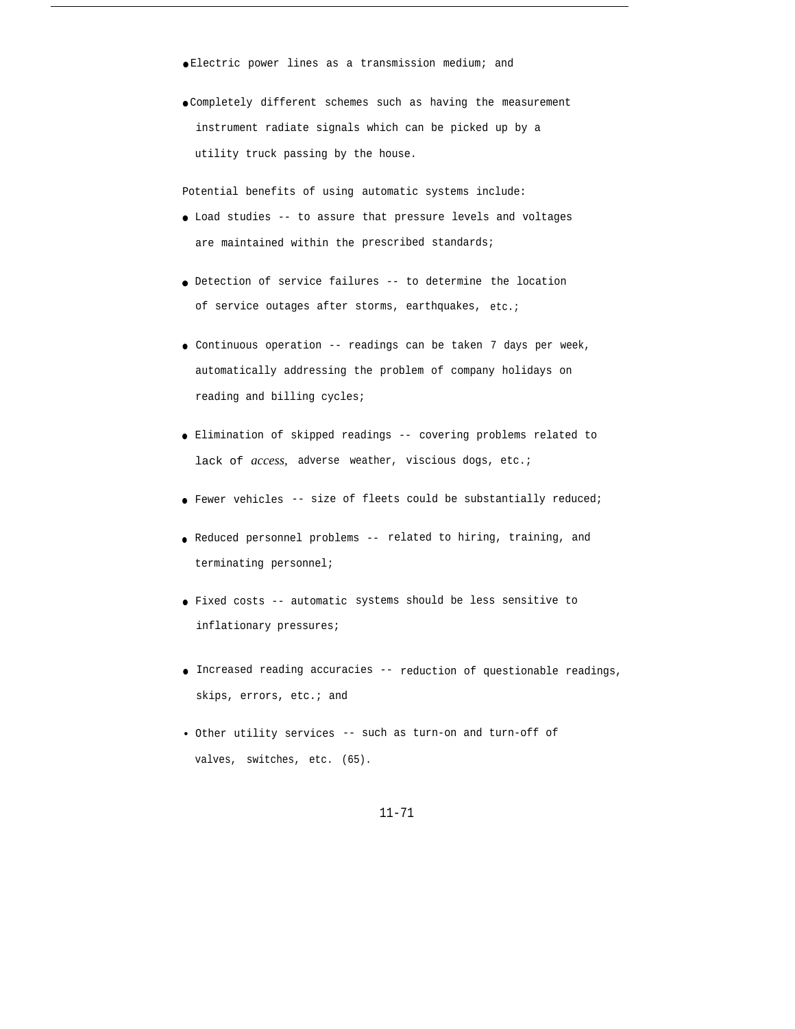- Electric power lines as a transmission medium; and
- Completely different schemes such as having the measurement instrument radiate signals which can be picked up by a utility truck passing by the house.

Potential benefits of using automatic systems include:

- Load studies -- to assure that pressure levels and voltages are maintained within the prescribed standards;
- Detection of service failures -- to determine the location of service outages after storms, earthquakes, etc.;
- Continuous operation -- readings can be taken 7 days per week, automatically addressing the problem of company holidays on reading and billing cycles;
- Elimination of skipped readings -- covering problems related to lack of access, adverse weather, viscious dogs, etc.;
- Fewer vehicles -- size of fleets could be substantially reduced;
- Reduced personnel problems -- related to hiring, training, and terminating personnel;
- Fixed costs -- automatic systems should be less sensitive to inflationary pressures;
- Increased reading accuracies -- reduction of questionable readings, skips, errors, etc.; and
- Other utility services -- such as turn-on and turn-off of valves, switches, etc. (65).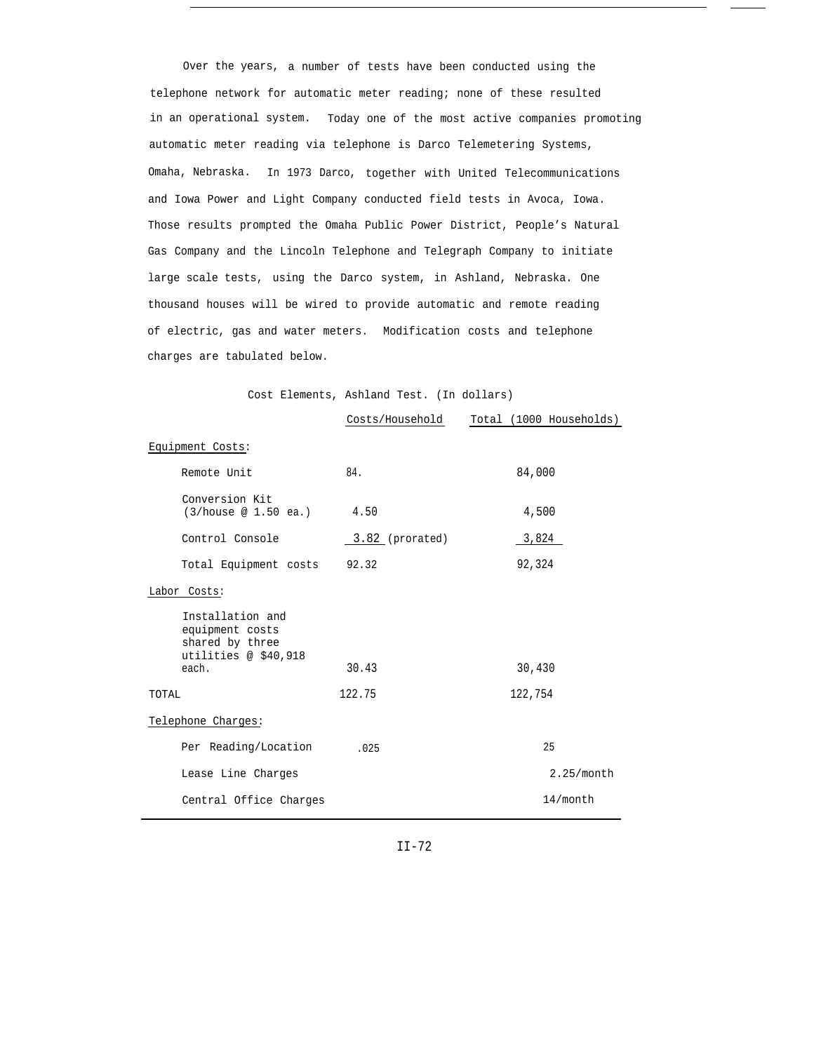Over the years, a number of tests have been conducted using the telephone network for automatic meter reading; none of these resulted in an operational system. Today one of the most active companies promoting automatic meter reading via telephone is Darco Telemetering Systems, Omaha, Nebraska. In 1973 Darco, together with United Telecommunications and Iowa Power and Light Company conducted field tests in Avoca, Iowa. Those results prompted the Omaha Public Power District, People's Natural Gas Company and the Lincoln Telephone and Telegraph Company to initiate large scale tests, using the Darco system, in Ashland, Nebraska. One thousand houses will be wired to provide automatic and remote reading of electric, gas and water meters. Modification costs and telephone charges are tabulated below.

Cost Elements, Ashland Test. (In dollars)

| | Costs/Household | Total (1000 Households) |
|---|---|---|
| Equipment Costs: | | |
| Remote Unit | 84. | 84,000 |
| Conversion Kit (3/house @ 1.50 ea.) | 4.50 | 4,500 |
| Control Console | 3.82 (prorated) | 3,824 |
| Total Equipment costs | 92.32 | 92,324 |
| Labor Costs: | | |
| Installation and equipment costs shared by three utilities @ $40,918 each. | 30.43 | 30,430 |
| TOTAL | 122.75 | 122,754 |
| Telephone Charges: | | |
| Per Reading/Location | .025 | 25 |
| Lease Line Charges | | 2.25/month |
| Central Office Charges | | 14/month |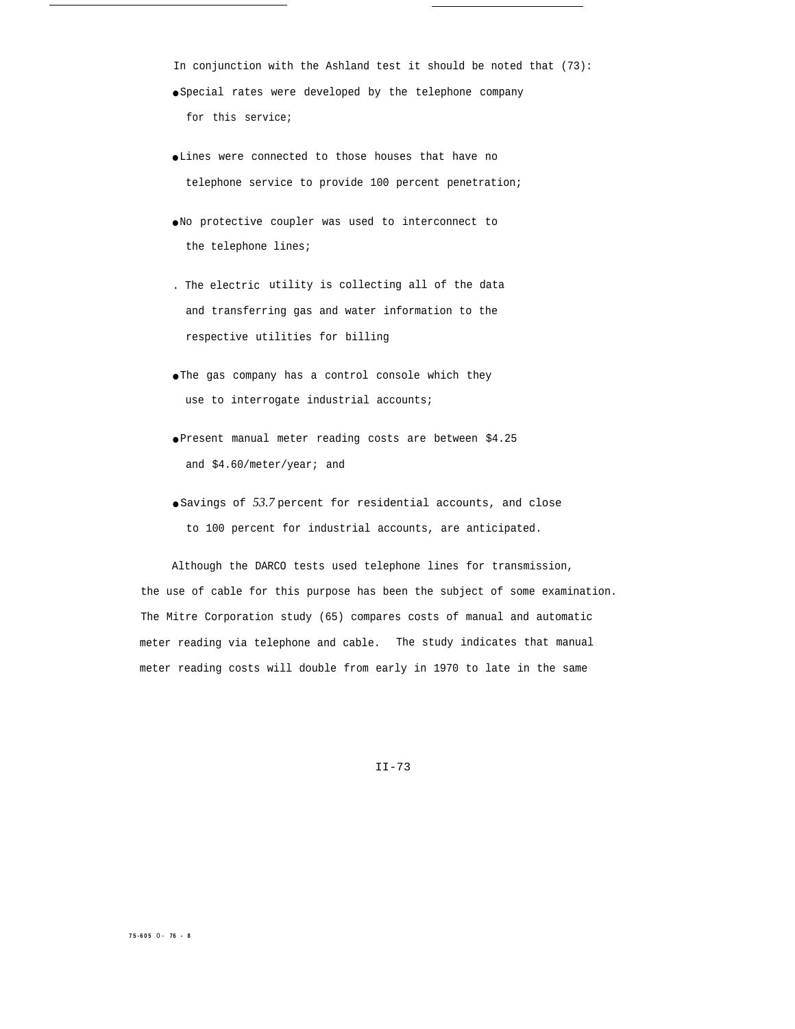In conjunction with the Ashland test it should be noted that (73):

- Special rates were developed by the telephone company for this service;
- Lines were connected to those houses that have no telephone service to provide 100 percent penetration;
- No protective coupler was used to interconnect to the telephone lines;
- The electric utility is collecting all of the data and transferring gas and water information to the respective utilities for billing
- The gas company has a control console which they use to interrogate industrial accounts;
- Present manual meter reading costs are between $4.25 and $4.60/meter/year; and
- Savings of 53.7 percent for residential accounts, and close to 100 percent for industrial accounts, are anticipated.

Although the DARCO tests used telephone lines for transmission, the use of cable for this purpose has been the subject of some examination. The Mitre Corporation study (65) compares costs of manual and automatic meter reading via telephone and cable. The study indicates that manual meter reading costs will double from early in 1970 to late in the same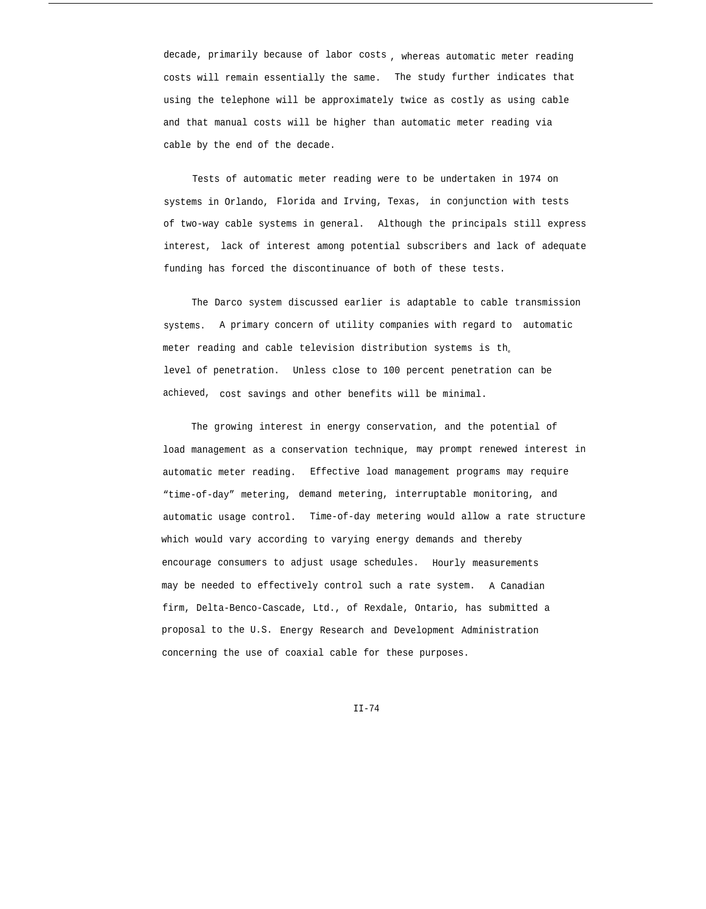decade, primarily because of labor costs, whereas automatic meter reading costs will remain essentially the same. The study further indicates that using the telephone will be approximately twice as costly as using cable and that manual costs will be higher than automatic meter reading via cable by the end of the decade.

Tests of automatic meter reading were to be undertaken in 1974 on systems in Orlando, Florida and Irving, Texas, in conjunction with tests of two-way cable systems in general. Although the principals still express interest, lack of interest among potential subscribers and lack of adequate funding has forced the discontinuance of both of these tests.

The Darco system discussed earlier is adaptable to cable transmission systems. A primary concern of utility companies with regard to automatic meter reading and cable television distribution systems is the level of penetration. Unless close to 100 percent penetration can be achieved, cost savings and other benefits will be minimal.

The growing interest in energy conservation, and the potential of load management as a conservation technique, may prompt renewed interest in automatic meter reading. Effective load management programs may require "time-of-day" metering, demand metering, interruptable monitoring, and automatic usage control. Time-of-day metering would allow a rate structure which would vary according to varying energy demands and thereby encourage consumers to adjust usage schedules. Hourly measurements may be needed to effectively control such a rate system. A Canadian firm, Delta-Benco-Cascade, Ltd., of Rexdale, Ontario, has submitted a proposal to the U.S. Energy Research and Development Administration concerning the use of coaxial cable for these purposes.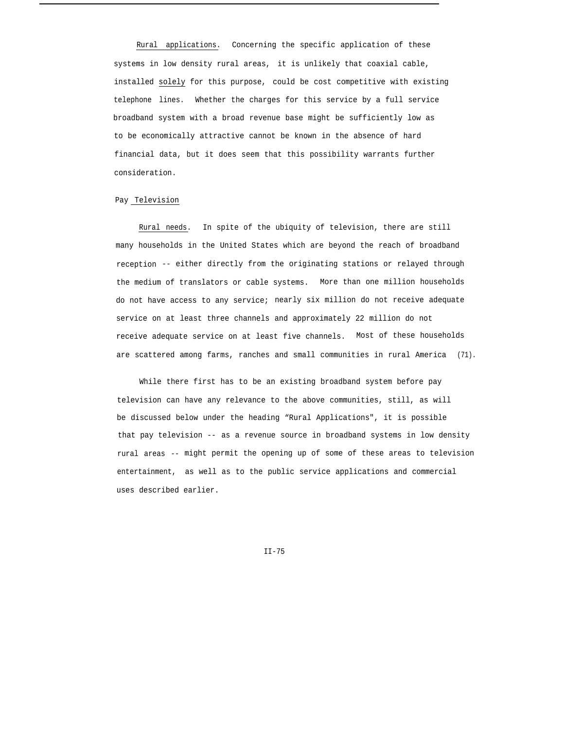_Rural applications_. Concerning the specific application of these systems in low density rural areas, it is unlikely that coaxial cable, installed _solely_ for this purpose, could be cost competitive with existing telephone lines. Whether the charges for this service by a full service broadband system with a broad revenue base might be sufficiently low as to be economically attractive cannot be known in the absence of hard financial data, but it does seem that this possibility warrants further consideration.

### Pay Television

_Rural needs_. In spite of the ubiquity of television, there are still many households in the United States which are beyond the reach of broadband reception -- either directly from the originating stations or relayed through the medium of translators or cable systems. More than one million households do not have access to any service; nearly six million do not receive adequate service on at least three channels and approximately 22 million do not receive adequate service on at least five channels. Most of these households are scattered among farms, ranches and small communities in rural America (71).

While there first has to be an existing broadband system before pay television can have any relevance to the above communities, still, as will be discussed below under the heading "Rural Applications", it is possible that pay television -- as a revenue source in broadband systems in low density rural areas -- might permit the opening up of some of these areas to television entertainment, as well as to the public service applications and commercial uses described earlier.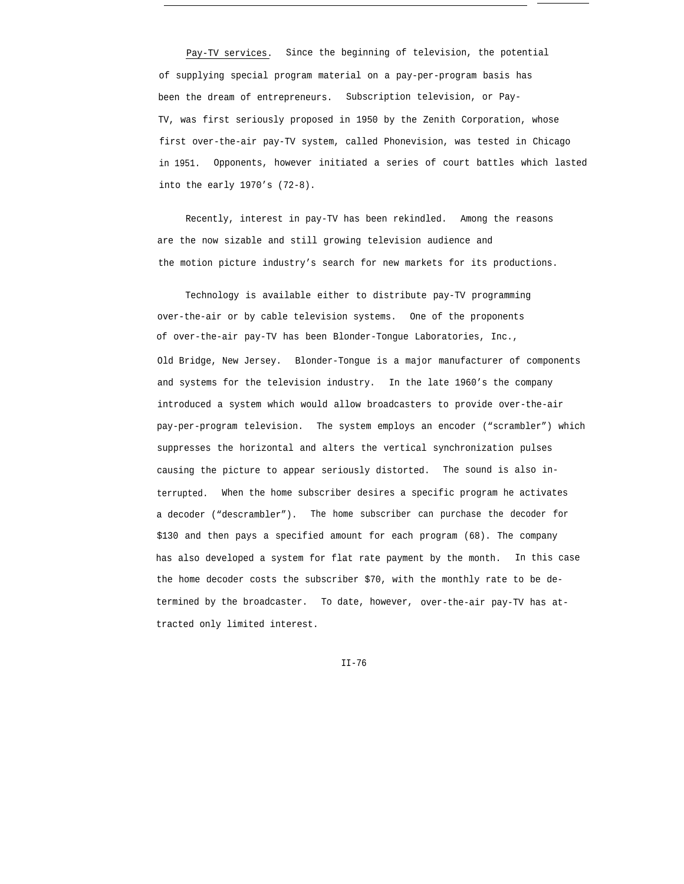Pay-TV services. Since the beginning of television, the potential of supplying special program material on a pay-per-program basis has been the dream of entrepreneurs. Subscription television, or Pay-TV, was first seriously proposed in 1950 by the Zenith Corporation, whose first over-the-air pay-TV system, called Phonevision, was tested in Chicago in 1951. Opponents, however initiated a series of court battles which lasted into the early 1970's (72-8).

Recently, interest in pay-TV has been rekindled. Among the reasons are the now sizable and still growing television audience and the motion picture industry's search for new markets for its productions.

Technology is available either to distribute pay-TV programming over-the-air or by cable television systems. One of the proponents of over-the-air pay-TV has been Blonder-Tongue Laboratories, Inc., Old Bridge, New Jersey. Blonder-Tongue is a major manufacturer of components and systems for the television industry. In the late 1960's the company introduced a system which would allow broadcasters to provide over-the-air pay-per-program television. The system employs an encoder ("scrambler") which suppresses the horizontal and alters the vertical synchronization pulses causing the picture to appear seriously distorted. The sound is also interrupted. When the home subscriber desires a specific program he activates a decoder ("descrambler"). The home subscriber can purchase the decoder for $130 and then pays a specified amount for each program (68). The company has also developed a system for flat rate payment by the month. In this case the home decoder costs the subscriber $70, with the monthly rate to be determined by the broadcaster. To date, however, over-the-air pay-TV has attracted only limited interest.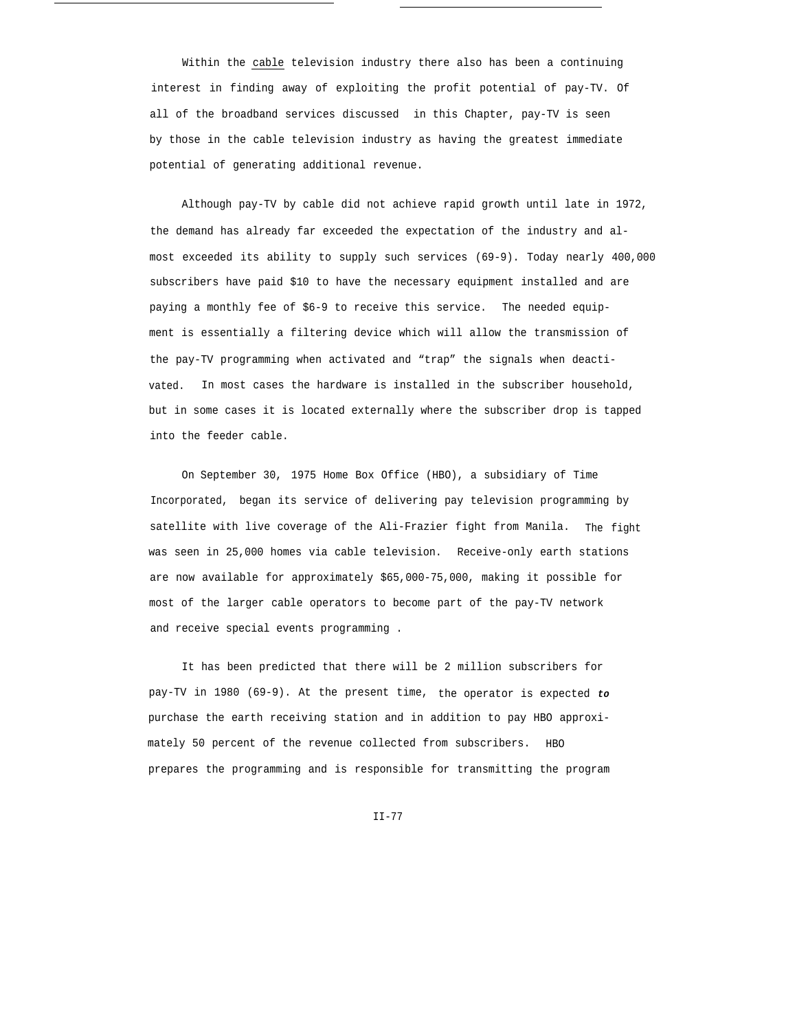Within the <u>cable</u> television industry there also has been a continuing interest in finding away of exploiting the profit potential of pay-TV. Of all of the broadband services discussed in this Chapter, pay-TV is seen by those in the cable television industry as having the greatest immediate potential of generating additional revenue.

Although pay-TV by cable did not achieve rapid growth until late in 1972, the demand has already far exceeded the expectation of the industry and almost exceeded its ability to supply such services (69-9). Today nearly 400,000 subscribers have paid $10 to have the necessary equipment installed and are paying a monthly fee of $6-9 to receive this service. The needed equipment is essentially a filtering device which will allow the transmission of the pay-TV programming when activated and "trap" the signals when deactivated. In most cases the hardware is installed in the subscriber household, but in some cases it is located externally where the subscriber drop is tapped into the feeder cable.

On September 30, 1975 Home Box Office (HBO), a subsidiary of Time Incorporated, began its service of delivering pay television programming by satellite with live coverage of the Ali-Frazier fight from Manila. The fight was seen in 25,000 homes via cable television. Receive-only earth stations are now available for approximately $65,000-75,000, making it possible for most of the larger cable operators to become part of the pay-TV network and receive special events programming .

It has been predicted that there will be 2 million subscribers for pay-TV in 1980 (69-9). At the present time, the operator is expected ***to*** purchase the earth receiving station and in addition to pay HBO approximately 50 percent of the revenue collected from subscribers. HBO prepares the programming and is responsible for transmitting the program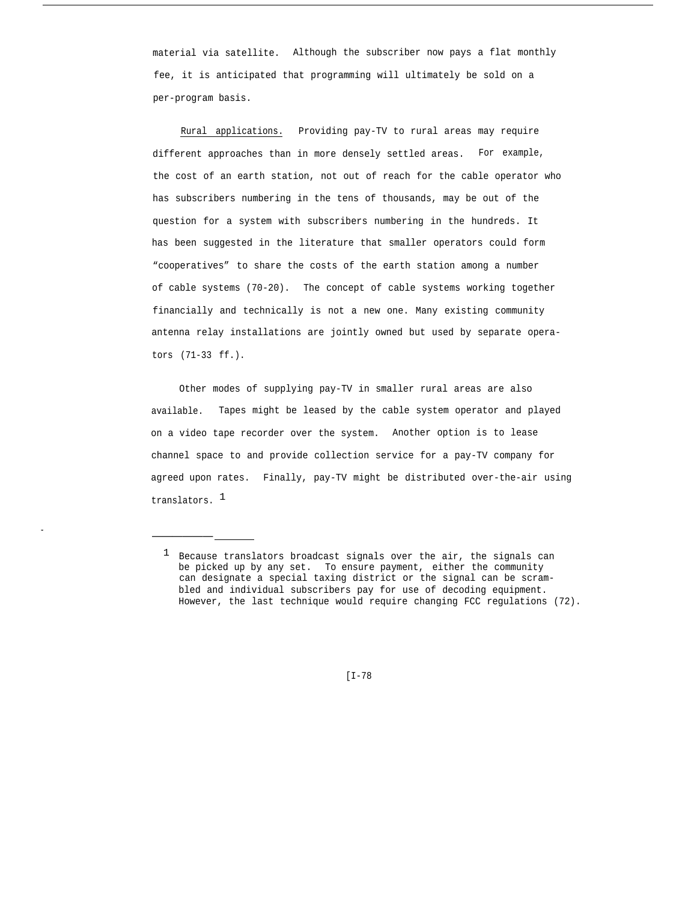material via satellite. Although the subscriber now pays a flat monthly fee, it is anticipated that programming will ultimately be sold on a per-program basis.

Rural applications. Providing pay-TV to rural areas may require different approaches than in more densely settled areas. For example, the cost of an earth station, not out of reach for the cable operator who has subscribers numbering in the tens of thousands, may be out of the question for a system with subscribers numbering in the hundreds. It has been suggested in the literature that smaller operators could form "cooperatives" to share the costs of the earth station among a number of cable systems (70-20). The concept of cable systems working together financially and technically is not a new one. Many existing community antenna relay installations are jointly owned but used by separate operators (71-33 ff.).

Other modes of supplying pay-TV in smaller rural areas are also available. Tapes might be leased by the cable system operator and played on a video tape recorder over the system. Another option is to lease channel space to and provide collection service for a pay-TV company for agreed upon rates. Finally, pay-TV might be distributed over-the-air using translators. [1]

---

[1] Because translators broadcast signals over the air, the signals can be picked up by any set. To ensure payment, either the community can designate a special taxing district or the signal can be scrambled and individual subscribers pay for use of decoding equipment. However, the last technique would require changing FCC regulations (72).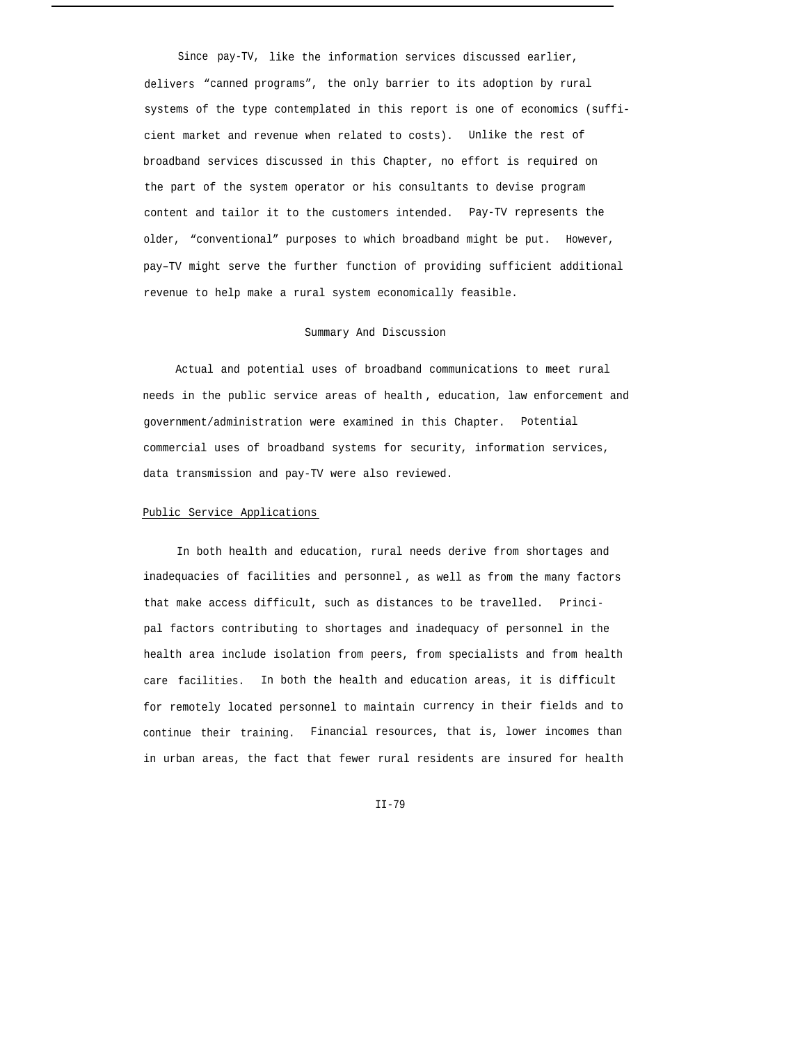Since pay-TV, like the information services discussed earlier, delivers "canned programs", the only barrier to its adoption by rural systems of the type contemplated in this report is one of economics (sufficient market and revenue when related to costs). Unlike the rest of broadband services discussed in this Chapter, no effort is required on the part of the system operator or his consultants to devise program content and tailor it to the customers intended. Pay-TV represents the older, "conventional" purposes to which broadband might be put. However, pay–TV might serve the further function of providing sufficient additional revenue to help make a rural system economically feasible.

## Summary And Discussion

Actual and potential uses of broadband communications to meet rural needs in the public service areas of health, education, law enforcement and government/administration were examined in this Chapter. Potential commercial uses of broadband systems for security, information services, data transmission and pay-TV were also reviewed.

### Public Service Applications

In both health and education, rural needs derive from shortages and inadequacies of facilities and personnel, as well as from the many factors that make access difficult, such as distances to be travelled. Principal factors contributing to shortages and inadequacy of personnel in the health area include isolation from peers, from specialists and from health care facilities. In both the health and education areas, it is difficult for remotely located personnel to maintain currency in their fields and to continue their training. Financial resources, that is, lower incomes than in urban areas, the fact that fewer rural residents are insured for health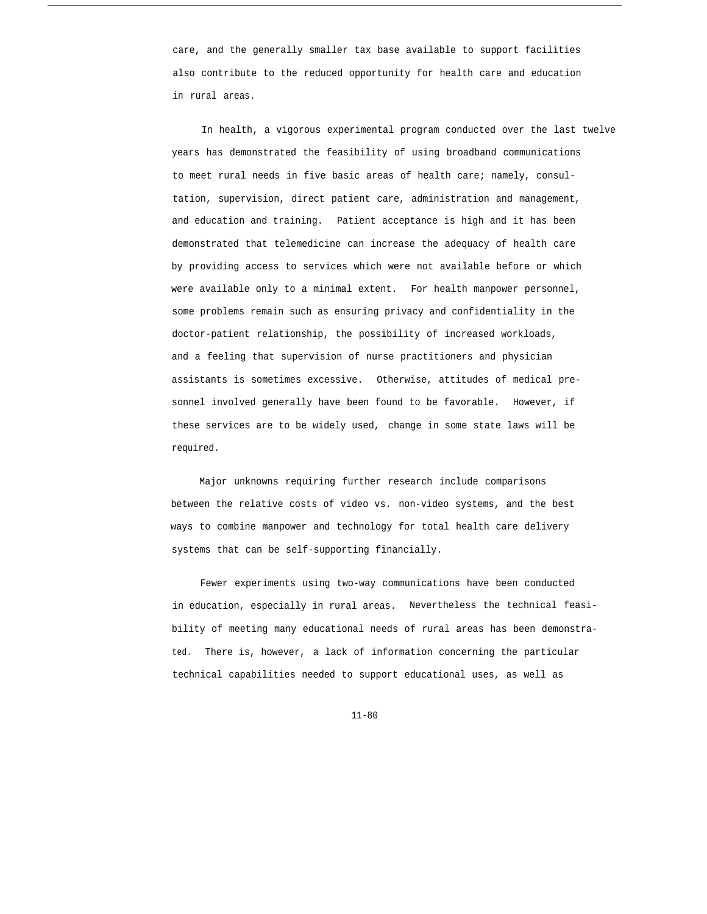care, and the generally smaller tax base available to support facilities also contribute to the reduced opportunity for health care and education in rural areas.

In health, a vigorous experimental program conducted over the last twelve years has demonstrated the feasibility of using broadband communications to meet rural needs in five basic areas of health care; namely, consultation, supervision, direct patient care, administration and management, and education and training. Patient acceptance is high and it has been demonstrated that telemedicine can increase the adequacy of health care by providing access to services which were not available before or which were available only to a minimal extent. For health manpower personnel, some problems remain such as ensuring privacy and confidentiality in the doctor-patient relationship, the possibility of increased workloads, and a feeling that supervision of nurse practitioners and physician assistants is sometimes excessive. Otherwise, attitudes of medical presonnel involved generally have been found to be favorable. However, if these services are to be widely used, change in some state laws will be required.

Major unknowns requiring further research include comparisons between the relative costs of video vs. non-video systems, and the best ways to combine manpower and technology for total health care delivery systems that can be self-supporting financially.

Fewer experiments using two-way communications have been conducted in education, especially in rural areas. Nevertheless the technical feasibility of meeting many educational needs of rural areas has been demonstrated. There is, however, a lack of information concerning the particular technical capabilities needed to support educational uses, as well as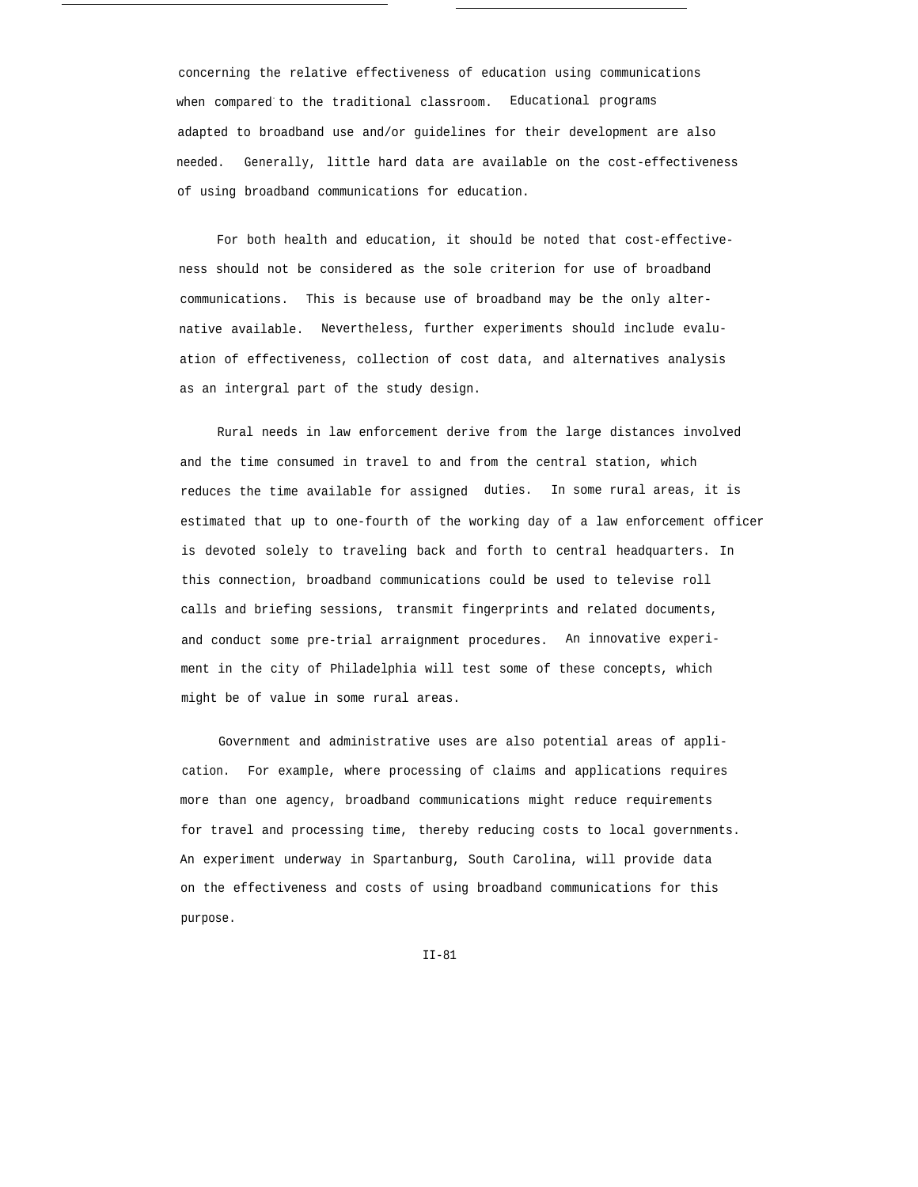concerning the relative effectiveness of education using communications when compared to the traditional classroom. Educational programs adapted to broadband use and/or guidelines for their development are also needed. Generally, little hard data are available on the cost-effectiveness of using broadband communications for education.

For both health and education, it should be noted that cost-effectiveness should not be considered as the sole criterion for use of broadband communications. This is because use of broadband may be the only alternative available. Nevertheless, further experiments should include evaluation of effectiveness, collection of cost data, and alternatives analysis as an intergral part of the study design.

Rural needs in law enforcement derive from the large distances involved and the time consumed in travel to and from the central station, which reduces the time available for assigned duties. In some rural areas, it is estimated that up to one-fourth of the working day of a law enforcement officer is devoted solely to traveling back and forth to central headquarters. In this connection, broadband communications could be used to televise roll calls and briefing sessions, transmit fingerprints and related documents, and conduct some pre-trial arraignment procedures. An innovative experiment in the city of Philadelphia will test some of these concepts, which might be of value in some rural areas.

Government and administrative uses are also potential areas of application. For example, where processing of claims and applications requires more than one agency, broadband communications might reduce requirements for travel and processing time, thereby reducing costs to local governments. An experiment underway in Spartanburg, South Carolina, will provide data on the effectiveness and costs of using broadband communications for this purpose.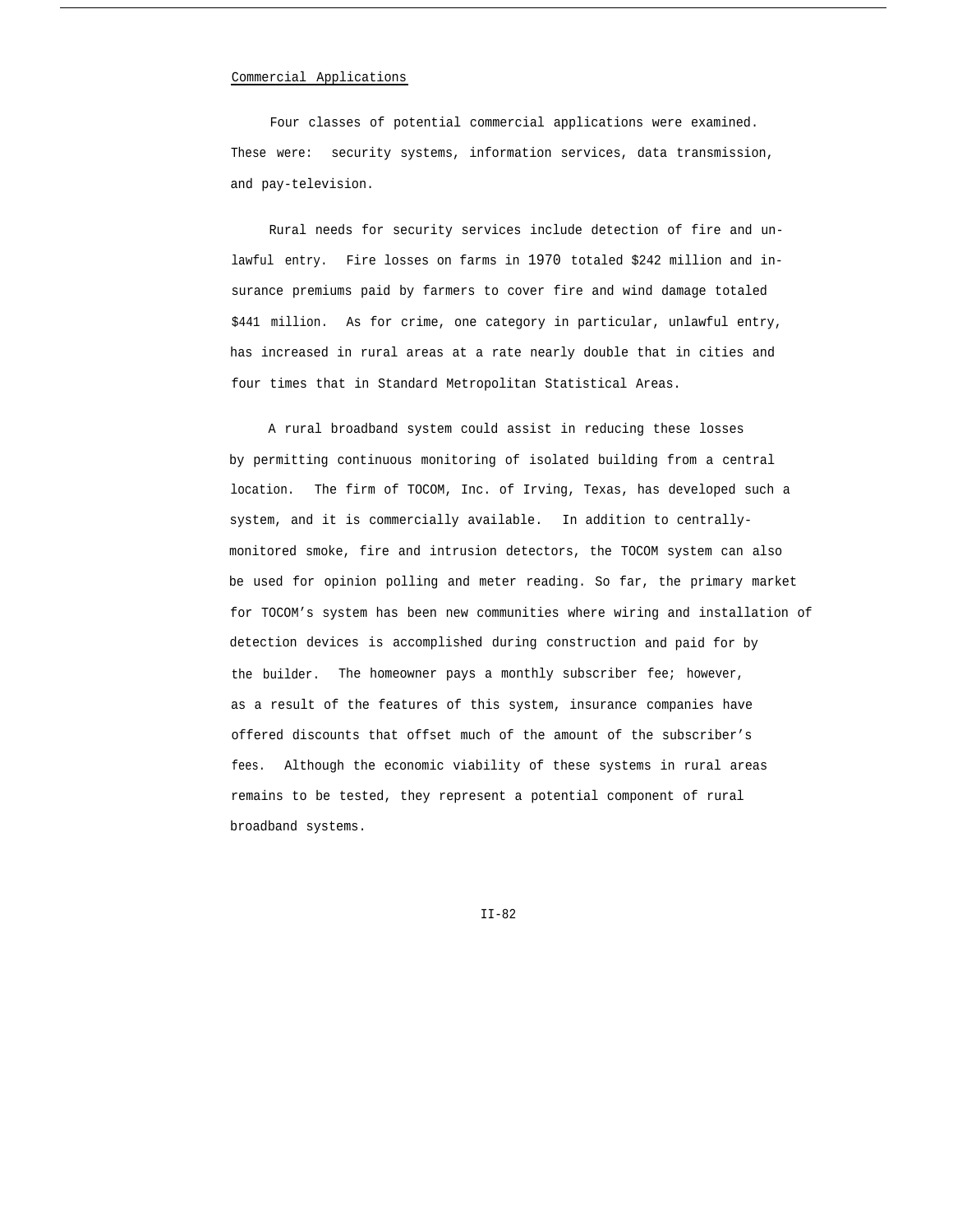## Commercial Applications

Four classes of potential commercial applications were examined. These were: security systems, information services, data transmission, and pay-television.

Rural needs for security services include detection of fire and unlawful entry. Fire losses on farms in 1970 totaled $242 million and insurance premiums paid by farmers to cover fire and wind damage totaled $441 million. As for crime, one category in particular, unlawful entry, has increased in rural areas at a rate nearly double that in cities and four times that in Standard Metropolitan Statistical Areas.

A rural broadband system could assist in reducing these losses by permitting continuous monitoring of isolated building from a central location. The firm of TOCOM, Inc. of Irving, Texas, has developed such a system, and it is commercially available. In addition to centrally-monitored smoke, fire and intrusion detectors, the TOCOM system can also be used for opinion polling and meter reading. So far, the primary market for TOCOM's system has been new communities where wiring and installation of detection devices is accomplished during construction and paid for by the builder. The homeowner pays a monthly subscriber fee; however, as a result of the features of this system, insurance companies have offered discounts that offset much of the amount of the subscriber's fees. Although the economic viability of these systems in rural areas remains to be tested, they represent a potential component of rural broadband systems.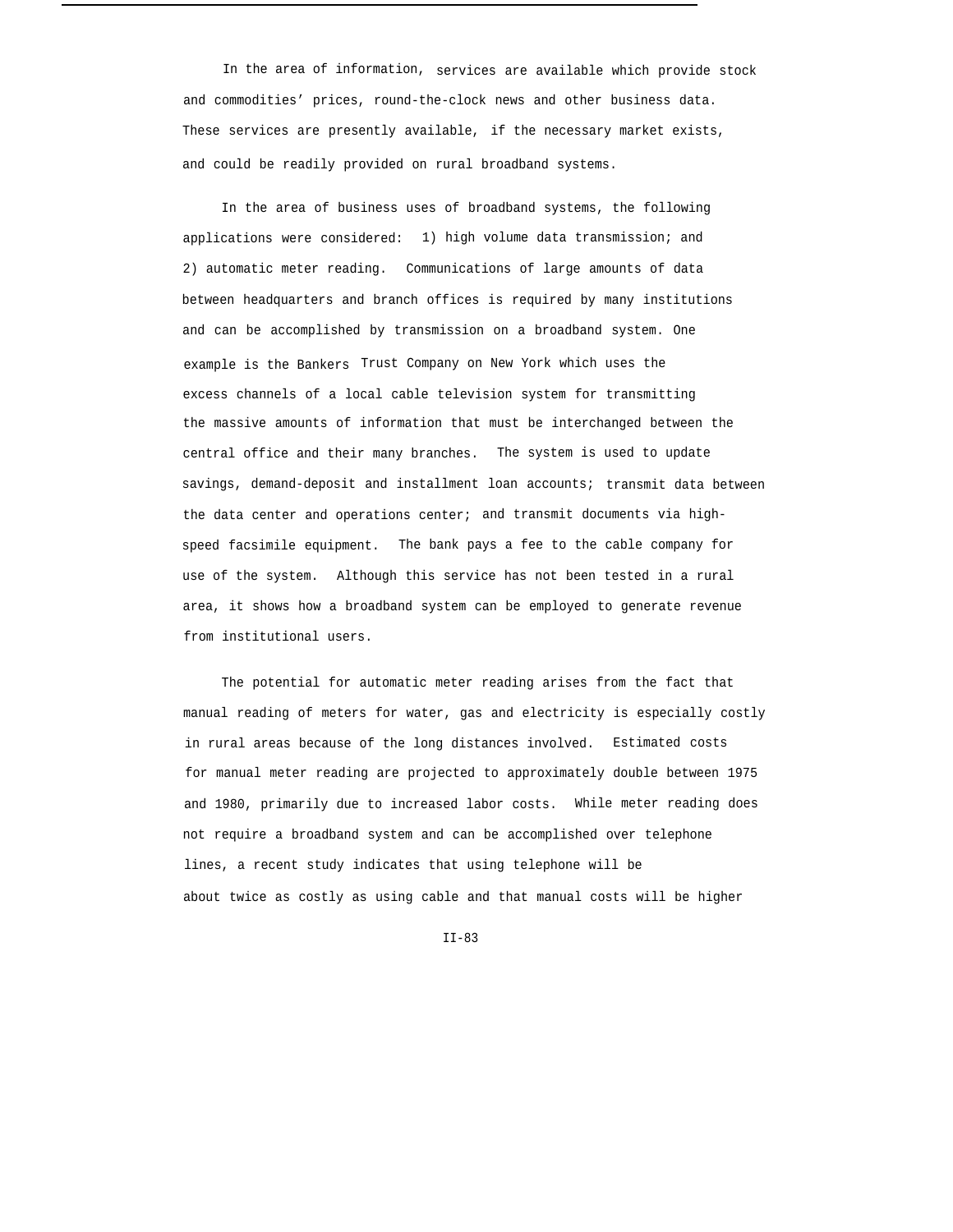In the area of information, services are available which provide stock and commodities' prices, round-the-clock news and other business data. These services are presently available, if the necessary market exists, and could be readily provided on rural broadband systems.

In the area of business uses of broadband systems, the following applications were considered: 1) high volume data transmission; and 2) automatic meter reading. Communications of large amounts of data between headquarters and branch offices is required by many institutions and can be accomplished by transmission on a broadband system. One example is the Bankers Trust Company on New York which uses the excess channels of a local cable television system for transmitting the massive amounts of information that must be interchanged between the central office and their many branches. The system is used to update savings, demand-deposit and installment loan accounts; transmit data between the data center and operations center; and transmit documents via high-speed facsimile equipment. The bank pays a fee to the cable company for use of the system. Although this service has not been tested in a rural area, it shows how a broadband system can be employed to generate revenue from institutional users.

The potential for automatic meter reading arises from the fact that manual reading of meters for water, gas and electricity is especially costly in rural areas because of the long distances involved. Estimated costs for manual meter reading are projected to approximately double between 1975 and 1980, primarily due to increased labor costs. While meter reading does not require a broadband system and can be accomplished over telephone lines, a recent study indicates that using telephone will be about twice as costly as using cable and that manual costs will be higher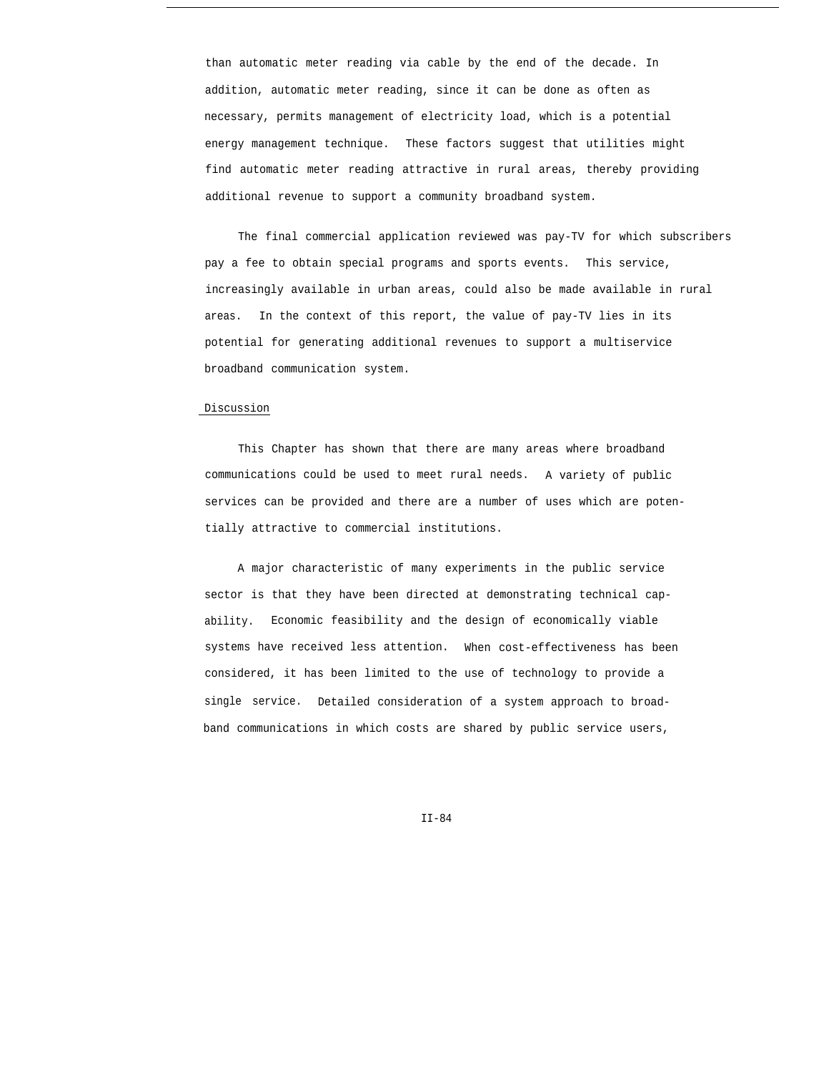than automatic meter reading via cable by the end of the decade. In addition, automatic meter reading, since it can be done as often as necessary, permits management of electricity load, which is a potential energy management technique. These factors suggest that utilities might find automatic meter reading attractive in rural areas, thereby providing additional revenue to support a community broadband system.

The final commercial application reviewed was pay-TV for which subscribers pay a fee to obtain special programs and sports events. This service, increasingly available in urban areas, could also be made available in rural areas. In the context of this report, the value of pay-TV lies in its potential for generating additional revenues to support a multiservice broadband communication system.

Discussion

This Chapter has shown that there are many areas where broadband communications could be used to meet rural needs. A variety of public services can be provided and there are a number of uses which are potentially attractive to commercial institutions.

A major characteristic of many experiments in the public service sector is that they have been directed at demonstrating technical capability. Economic feasibility and the design of economically viable systems have received less attention. When cost-effectiveness has been considered, it has been limited to the use of technology to provide a single service. Detailed consideration of a system approach to broadband communications in which costs are shared by public service users,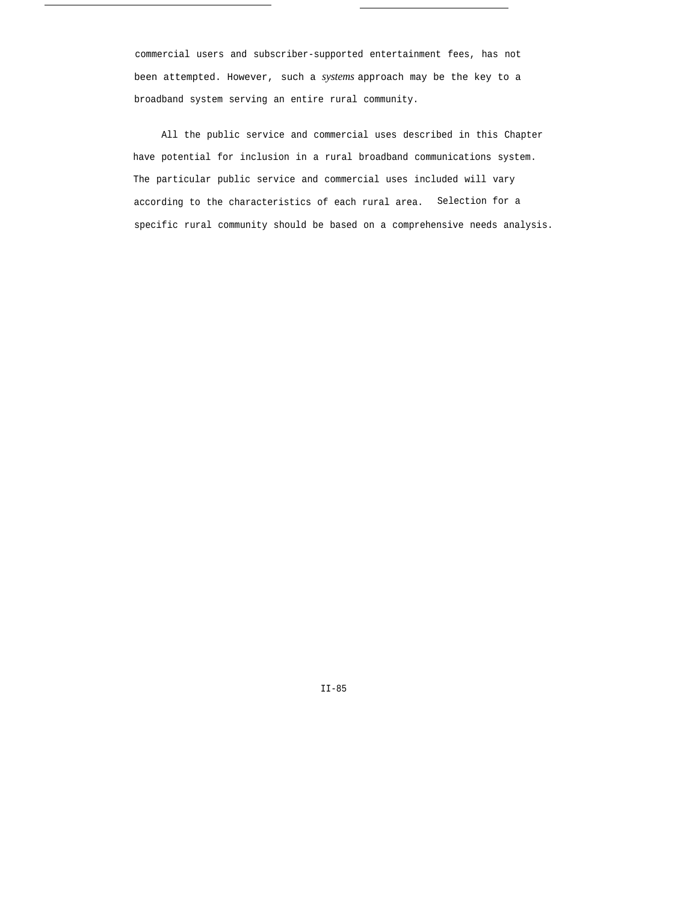commercial users and subscriber-supported entertainment fees, has not been attempted. However, such a *systems* approach may be the key to a broadband system serving an entire rural community.

All the public service and commercial uses described in this Chapter have potential for inclusion in a rural broadband communications system. The particular public service and commercial uses included will vary according to the characteristics of each rural area. Selection for a specific rural community should be based on a comprehensive needs analysis.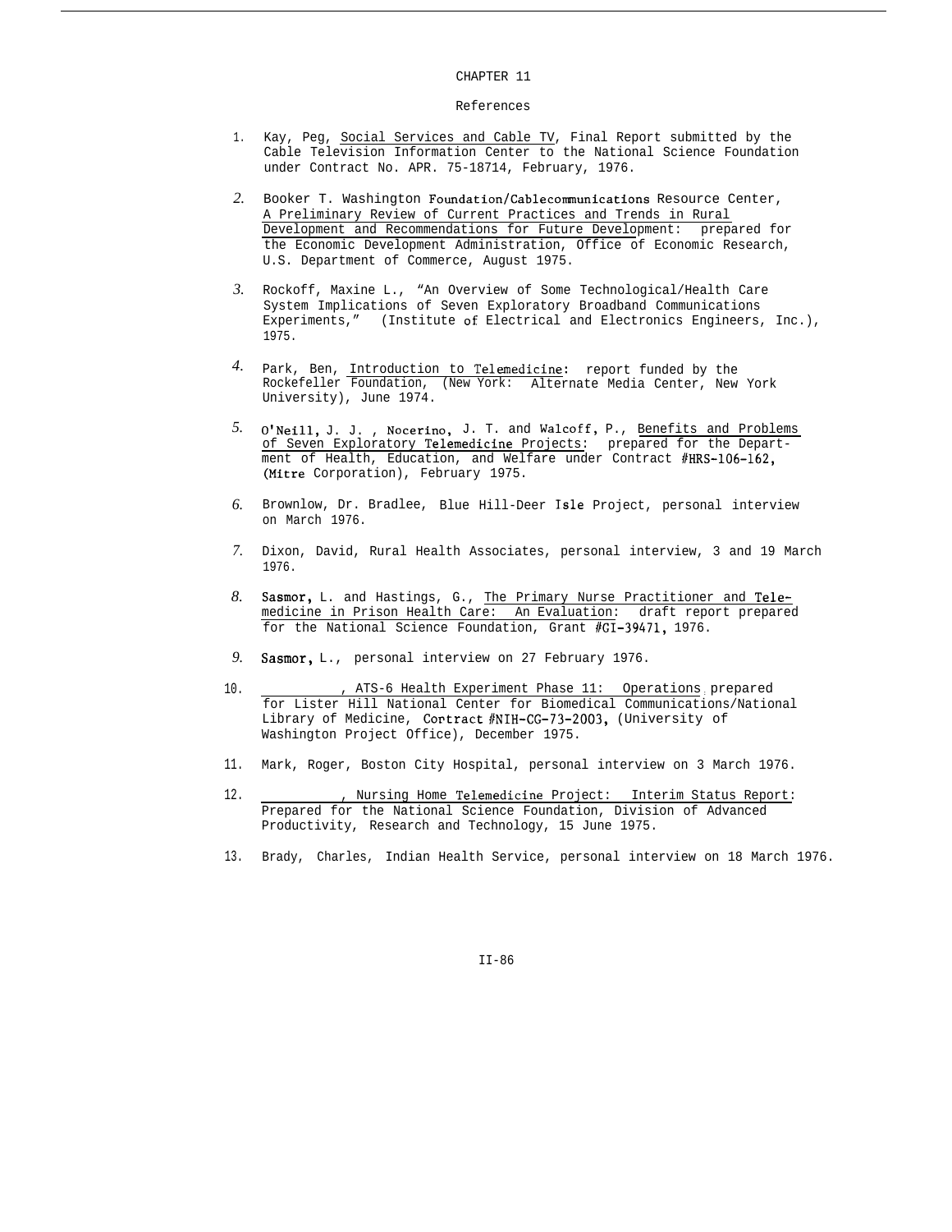# CHAPTER 11

## References

1. Kay, Peg, Social Services and Cable TV, Final Report submitted by the Cable Television Information Center to the National Science Foundation under Contract No. APR. 75-18714, February, 1976.

2. Booker T. Washington Foundation/Cablecommunications Resource Center, A Preliminary Review of Current Practices and Trends in Rural Development and Recommendations for Future Development: prepared for the Economic Development Administration, Office of Economic Research, U.S. Department of Commerce, August 1975.

3. Rockoff, Maxine L., "An Overview of Some Technological/Health Care System Implications of Seven Exploratory Broadband Communications Experiments," (Institute of Electrical and Electronics Engineers, Inc.), 1975.

4. Park, Ben, Introduction to Telemedicine: report funded by the Rockefeller Foundation, (New York: Alternate Media Center, New York University), June 1974.

5. O'Neill, J. J. , Nocerino, J. T. and Walcoff, P., Benefits and Problems of Seven Exploratory Telemedicine Projects: prepared for the Department of Health, Education, and Welfare under Contract #HRS-106-162, (Mitre Corporation), February 1975.

6. Brownlow, Dr. Bradlee, Blue Hill-Deer Isle Project, personal interview on March 1976.

7. Dixon, David, Rural Health Associates, personal interview, 3 and 19 March 1976.

8. Sasmor, L. and Hastings, G., The Primary Nurse Practitioner and Telemedicine in Prison Health Care: An Evaluation: draft report prepared for the National Science Foundation, Grant #GI-39471, 1976.

9. Sasmor, L., personal interview on 27 February 1976.

10. \_\_\_\_\_\_\_\_, ATS-6 Health Experiment Phase 11: Operations prepared for Lister Hill National Center for Biomedical Communications/National Library of Medicine, Contract #NIH-CG-73-2003, (University of Washington Project Office), December 1975.

11. Mark, Roger, Boston City Hospital, personal interview on 3 March 1976.

12. \_\_\_\_\_\_\_\_, Nursing Home Telemedicine Project: Interim Status Report: Prepared for the National Science Foundation, Division of Advanced Productivity, Research and Technology, 15 June 1975.

13. Brady, Charles, Indian Health Service, personal interview on 18 March 1976.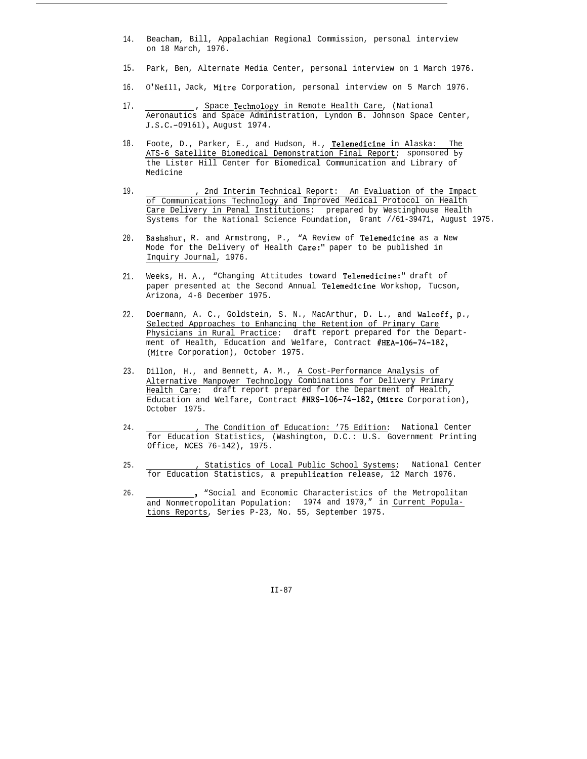14. Beacham, Bill, Appalachian Regional Commission, personal interview on 18 March, 1976.

15. Park, Ben, Alternate Media Center, personal interview on 1 March 1976.

16. O'Neill, Jack, Mitre Corporation, personal interview on 5 March 1976.

17. __________, Space Technology in Remote Health Care, (National Aeronautics and Space Administration, Lyndon B. Johnson Space Center, J.S.C.-09161), August 1974.

18. Foote, D., Parker, E., and Hudson, H., Telemedicine in Alaska: The ATS-6 Satellite Biomedical Demonstration Final Report: sponsored by the Lister Hill Center for Biomedical Communication and Library of Medicine

19. __________, 2nd Interim Technical Report: An Evaluation of the Impact of Communications Technology and Improved Medical Protocol on Health Care Delivery in Penal Institutions: prepared by Westinghouse Health Systems for the National Science Foundation, Grant //61-39471, August 1975.

20. Bashshur, R. and Armstrong, P., "A Review of Telemedicine as a New Mode for the Delivery of Health Care:" paper to be published in Inquiry Journal, 1976.

21. Weeks, H. A., "Changing Attitudes toward Telemedicine:" draft of paper presented at the Second Annual Telemedicine Workshop, Tucson, Arizona, 4-6 December 1975.

22. Doermann, A. C., Goldstein, S. N., MacArthur, D. L., and Walcoff, p., Selected Approaches to Enhancing the Retention of Primary Care Physicians in Rural Practice: draft report prepared for the Department of Health, Education and Welfare, Contract #HEA-106-74-182, (Mitre Corporation), October 1975.

23. Dillon, H., and Bennett, A. M., A Cost-Performance Analysis of Alternative Manpower Technology Combinations for Delivery Primary Health Care: draft report prepared for the Department of Health, Education and Welfare, Contract #HRS-106-74-182, (Mitre Corporation), October 1975.

24. __________, The Condition of Education: '75 Edition: National Center for Education Statistics, (Washington, D.C.: U.S. Government Printing Office, NCES 76-142), 1975.

25. __________, Statistics of Local Public School Systems: National Center for Education Statistics, a prepublication release, 12 March 1976.

26. __________, "Social and Economic Characteristics of the Metropolitan and Nonmetropolitan Population: 1974 and 1970," in Current Populations Reports, Series P-23, No. 55, September 1975.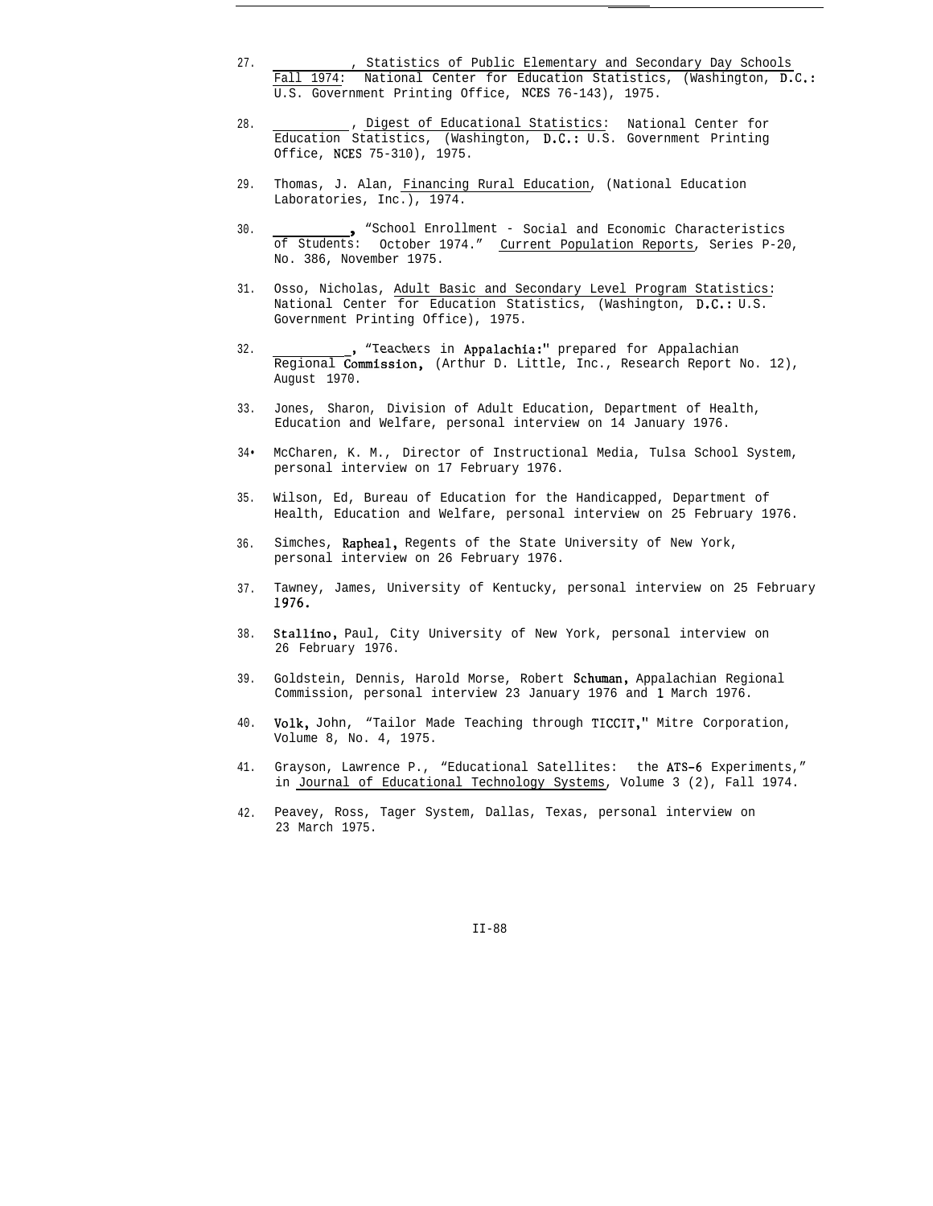27. __________, Statistics of Public Elementary and Secondary Day Schools Fall 1974: National Center for Education Statistics, (Washington, D.C.: U.S. Government Printing Office, NCES 76-143), 1975.

28. __________, Digest of Educational Statistics: National Center for Education Statistics, (Washington, D.C.: U.S. Government Printing Office, NCES 75-310), 1975.

29. Thomas, J. Alan, Financing Rural Education, (National Education Laboratories, Inc.), 1974.

30. __________, "School Enrollment - Social and Economic Characteristics of Students: October 1974." Current Population Reports, Series P-20, No. 386, November 1975.

31. Osso, Nicholas, Adult Basic and Secondary Level Program Statistics: National Center for Education Statistics, (Washington, D.C.: U.S. Government Printing Office), 1975.

32. __________, "Teachers in Appalachia:" prepared for Appalachian Regional Commission, (Arthur D. Little, Inc., Research Report No. 12), August 1970.

33. Jones, Sharon, Division of Adult Education, Department of Health, Education and Welfare, personal interview on 14 January 1976.

34. McCharen, K. M., Director of Instructional Media, Tulsa School System, personal interview on 17 February 1976.

35. Wilson, Ed, Bureau of Education for the Handicapped, Department of Health, Education and Welfare, personal interview on 25 February 1976.

36. Simches, Rapheal, Regents of the State University of New York, personal interview on 26 February 1976.

37. Tawney, James, University of Kentucky, personal interview on 25 February 1976.

38. Stallino, Paul, City University of New York, personal interview on 26 February 1976.

39. Goldstein, Dennis, Harold Morse, Robert Schuman, Appalachian Regional Commission, personal interview 23 January 1976 and 1 March 1976.

40. Volk, John, "Tailor Made Teaching through TICCIT," Mitre Corporation, Volume 8, No. 4, 1975.

41. Grayson, Lawrence P., "Educational Satellites: the ATS-6 Experiments," in Journal of Educational Technology Systems, Volume 3 (2), Fall 1974.

42. Peavey, Ross, Tager System, Dallas, Texas, personal interview on 23 March 1975.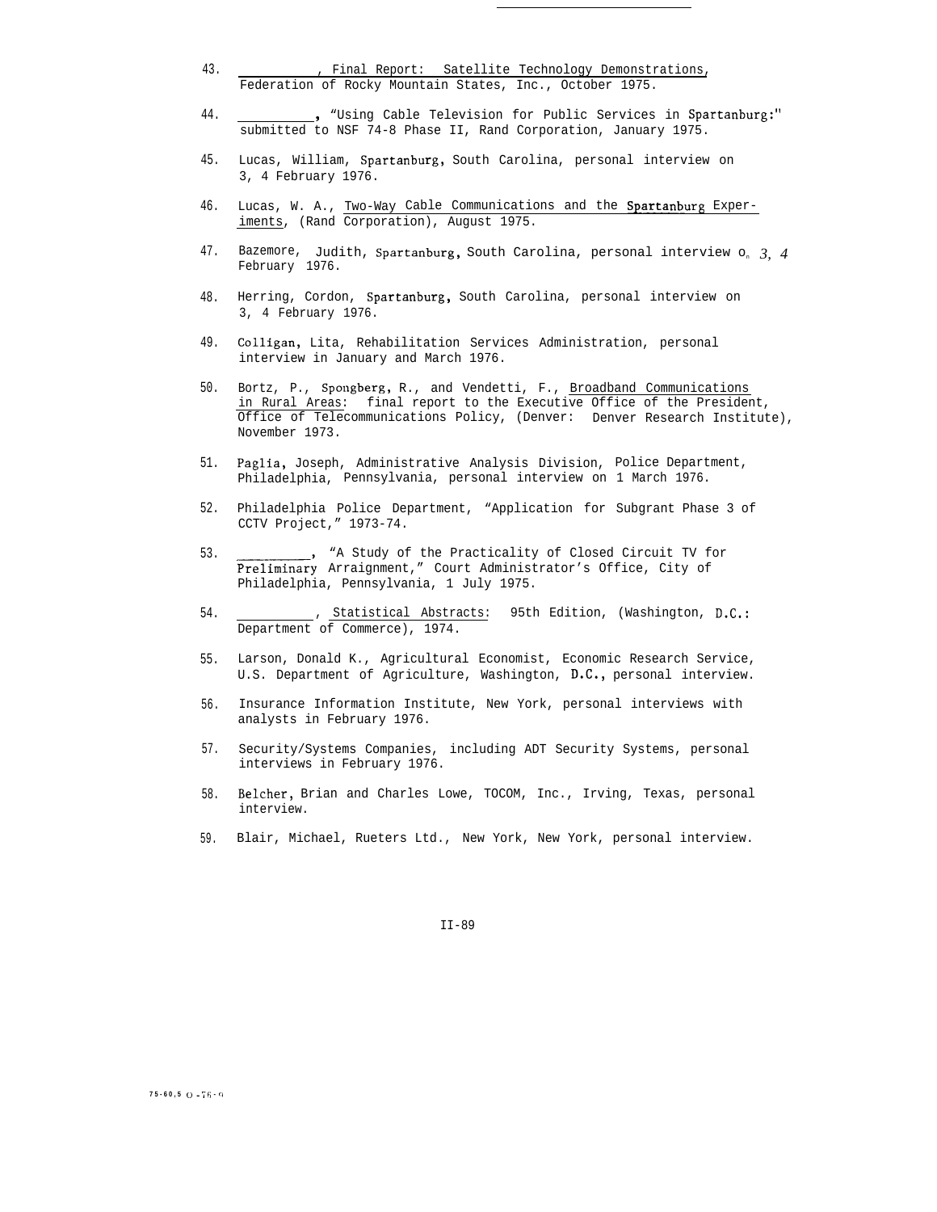43. \_\_\_\_\_\_\_\_\_\_, Final Report: Satellite Technology Demonstrations, Federation of Rocky Mountain States, Inc., October 1975.

44. \_\_\_\_\_\_\_\_\_\_, "Using Cable Television for Public Services in Spartanburg:" submitted to NSF 74-8 Phase II, Rand Corporation, January 1975.

45. Lucas, William, Spartanburg, South Carolina, personal interview on 3, 4 February 1976.

46. Lucas, W. A., Two-Way Cable Communications and the Spartanburg Experiments, (Rand Corporation), August 1975.

47. Bazemore, Judith, Spartanburg, South Carolina, personal interview on 3, 4 February 1976.

48. Herring, Cordon, Spartanburg, South Carolina, personal interview on 3, 4 February 1976.

49. Colligan, Lita, Rehabilitation Services Administration, personal interview in January and March 1976.

50. Bortz, P., Spongberg, R., and Vendetti, F., Broadband Communications in Rural Areas: final report to the Executive Office of the President, Office of Telecommunications Policy, (Denver: Denver Research Institute), November 1973.

51. Paglia, Joseph, Administrative Analysis Division, Police Department, Philadelphia, Pennsylvania, personal interview on 1 March 1976.

52. Philadelphia Police Department, "Application for Subgrant Phase 3 of CCTV Project," 1973-74.

53. \_\_\_\_\_\_\_\_\_\_, "A Study of the Practicality of Closed Circuit TV for Preliminary Arraignment," Court Administrator's Office, City of Philadelphia, Pennsylvania, 1 July 1975.

54. \_\_\_\_\_\_\_\_\_\_, Statistical Abstracts: 95th Edition, (Washington, D.C.: Department of Commerce), 1974.

55. Larson, Donald K., Agricultural Economist, Economic Research Service, U.S. Department of Agriculture, Washington, D.C., personal interview.

56. Insurance Information Institute, New York, personal interviews with analysts in February 1976.

57. Security/Systems Companies, including ADT Security Systems, personal interviews in February 1976.

58. Belcher, Brian and Charles Lowe, TOCOM, Inc., Irving, Texas, personal interview.

59. Blair, Michael, Rueters Ltd., New York, New York, personal interview.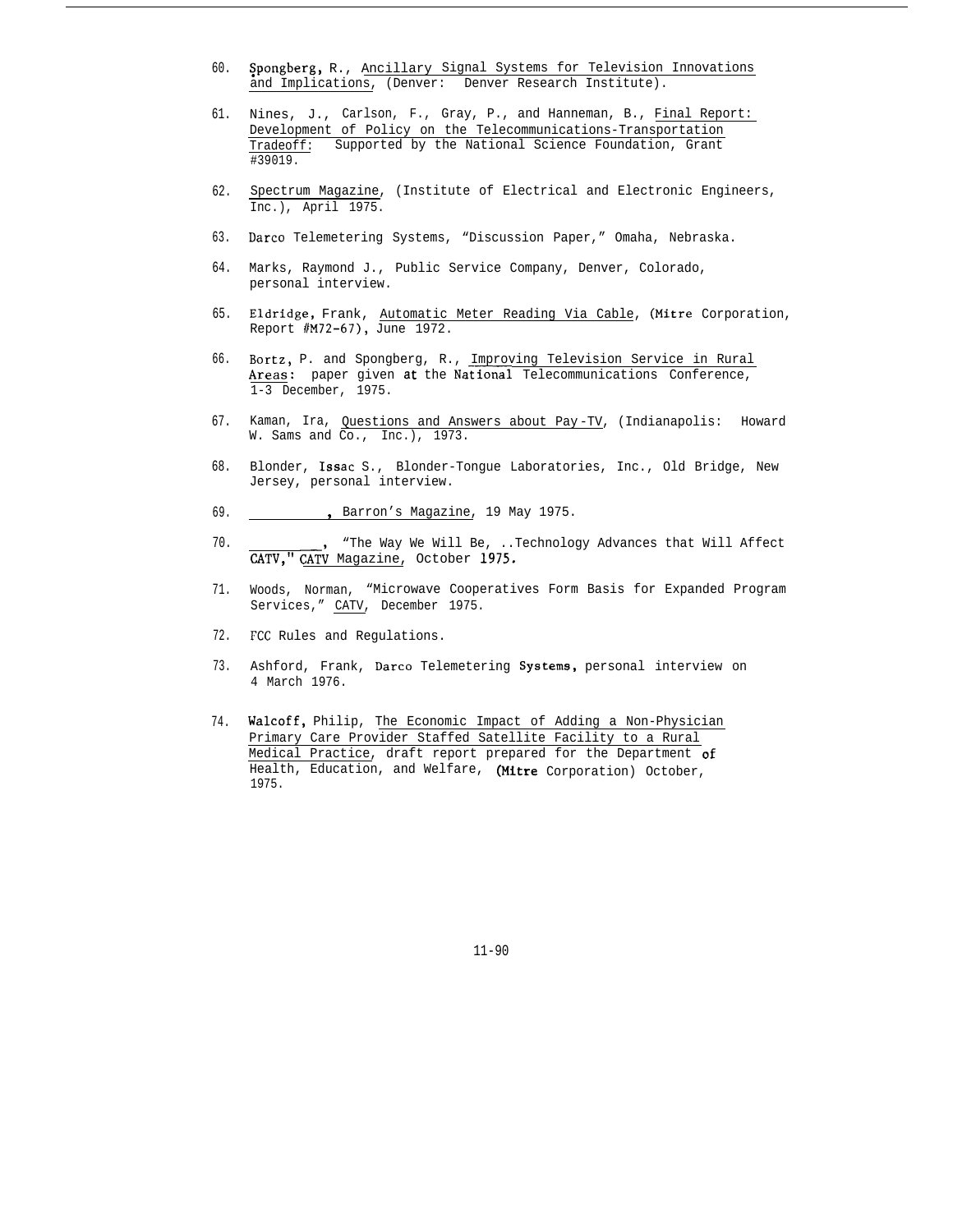60. Spongberg, R., Ancillary Signal Systems for Television Innovations and Implications, (Denver: Denver Research Institute).

61. Nines, J., Carlson, F., Gray, P., and Hanneman, B., Final Report: Development of Policy on the Telecommunications-Transportation Tradeoff: Supported by the National Science Foundation, Grant #39019.

62. Spectrum Magazine, (Institute of Electrical and Electronic Engineers, Inc.), April 1975.

63. Darco Telemetering Systems, "Discussion Paper," Omaha, Nebraska.

64. Marks, Raymond J., Public Service Company, Denver, Colorado, personal interview.

65. Eldridge, Frank, Automatic Meter Reading Via Cable, (Mitre Corporation, Report #M72-67), June 1972.

66. Bortz, P. and Spongberg, R., Improving Television Service in Rural Areas: paper given at the National Telecommunications Conference, 1-3 December, 1975.

67. Kaman, Ira, Questions and Answers about Pay-TV, (Indianapolis: Howard W. Sams and Co., Inc.), 1973.

68. Blonder, Issac S., Blonder-Tongue Laboratories, Inc., Old Bridge, New Jersey, personal interview.

69. __________, Barron's Magazine, 19 May 1975.

70. __________, "The Way We Will Be, ..Technology Advances that Will Affect CATV," CATV Magazine, October 1975.

71. Woods, Norman, "Microwave Cooperatives Form Basis for Expanded Program Services," CATV, December 1975.

72. FCC Rules and Regulations.

73. Ashford, Frank, Darco Telemetering Systems, personal interview on 4 March 1976.

74. Walcoff, Philip, The Economic Impact of Adding a Non-Physician Primary Care Provider Staffed Satellite Facility to a Rural Medical Practice, draft report prepared for the Department of Health, Education, and Welfare, (Mitre Corporation) October, 1975.